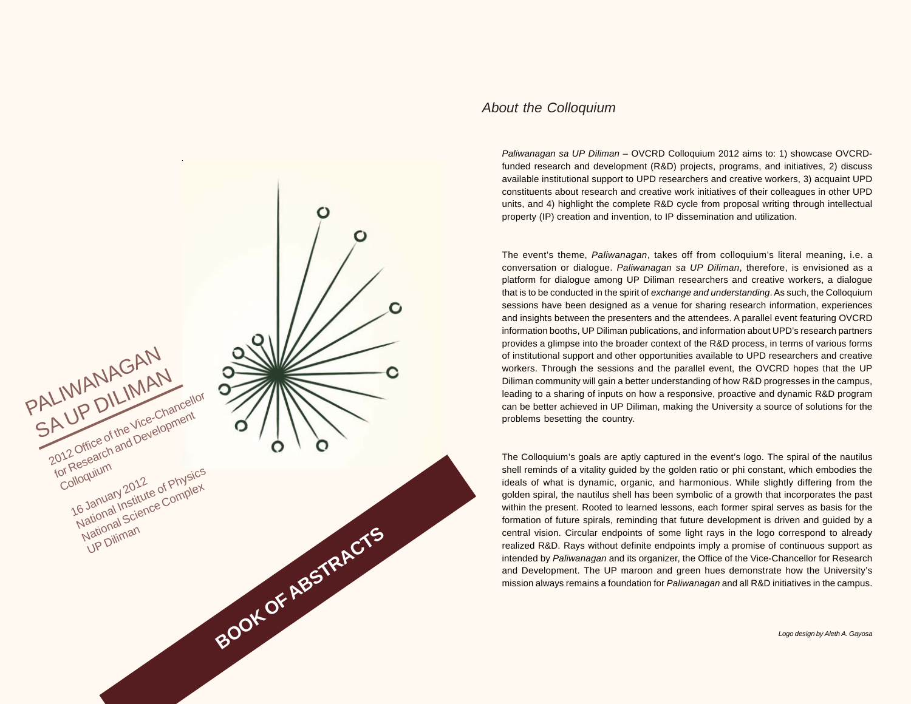# PALIWANAGAN SA UP DILIMAN

2012 Office of the Vice-Chancellor for Research and Development Colloquium

16 January 2012
National Institute of Physics
National Science Complex
UP Diliman

**BOOK OF ABSTRACTS**

## *About the Colloquium*

*Paliwanagan sa UP Diliman* – OVCRD Colloquium 2012 aims to: 1) showcase OVCRD-funded research and development (R&D) projects, programs, and initiatives, 2) discuss available institutional support to UPD researchers and creative workers, 3) acquaint UPD constituents about research and creative work initiatives of their colleagues in other UPD units, and 4) highlight the complete R&D cycle from proposal writing through intellectual property (IP) creation and invention, to IP dissemination and utilization.

The event's theme, *Paliwanagan*, takes off from colloquium's literal meaning, i.e. a conversation or dialogue. *Paliwanagan sa UP Diliman*, therefore, is envisioned as a platform for dialogue among UP Diliman researchers and creative workers, a dialogue that is to be conducted in the spirit of *exchange and understanding*. As such, the Colloquium sessions have been designed as a venue for sharing research information, experiences and insights between the presenters and the attendees. A parallel event featuring OVCRD information booths, UP Diliman publications, and information about UPD's research partners provides a glimpse into the broader context of the R&D process, in terms of various forms of institutional support and other opportunities available to UPD researchers and creative workers. Through the sessions and the parallel event, the OVCRD hopes that the UP Diliman community will gain a better understanding of how R&D progresses in the campus, leading to a sharing of inputs on how a responsive, proactive and dynamic R&D program can be better achieved in UP Diliman, making the University a source of solutions for the problems besetting the country.

The Colloquium's goals are aptly captured in the event's logo. The spiral of the nautilus shell reminds of a vitality guided by the golden ratio or phi constant, which embodies the ideals of what is dynamic, organic, and harmonious. While slightly differing from the golden spiral, the nautilus shell has been symbolic of a growth that incorporates the past within the present. Rooted to learned lessons, each former spiral serves as basis for the formation of future spirals, reminding that future development is driven and guided by a central vision. Circular endpoints of some light rays in the logo correspond to already realized R&D. Rays without definite endpoints imply a promise of continuous support as intended by *Paliwanagan* and its organizer, the Office of the Vice-Chancellor for Research and Development. The UP maroon and green hues demonstrate how the University's mission always remains a foundation for *Paliwanagan* and all R&D initiatives in the campus.

*Logo design by Aleth A. Gayosa*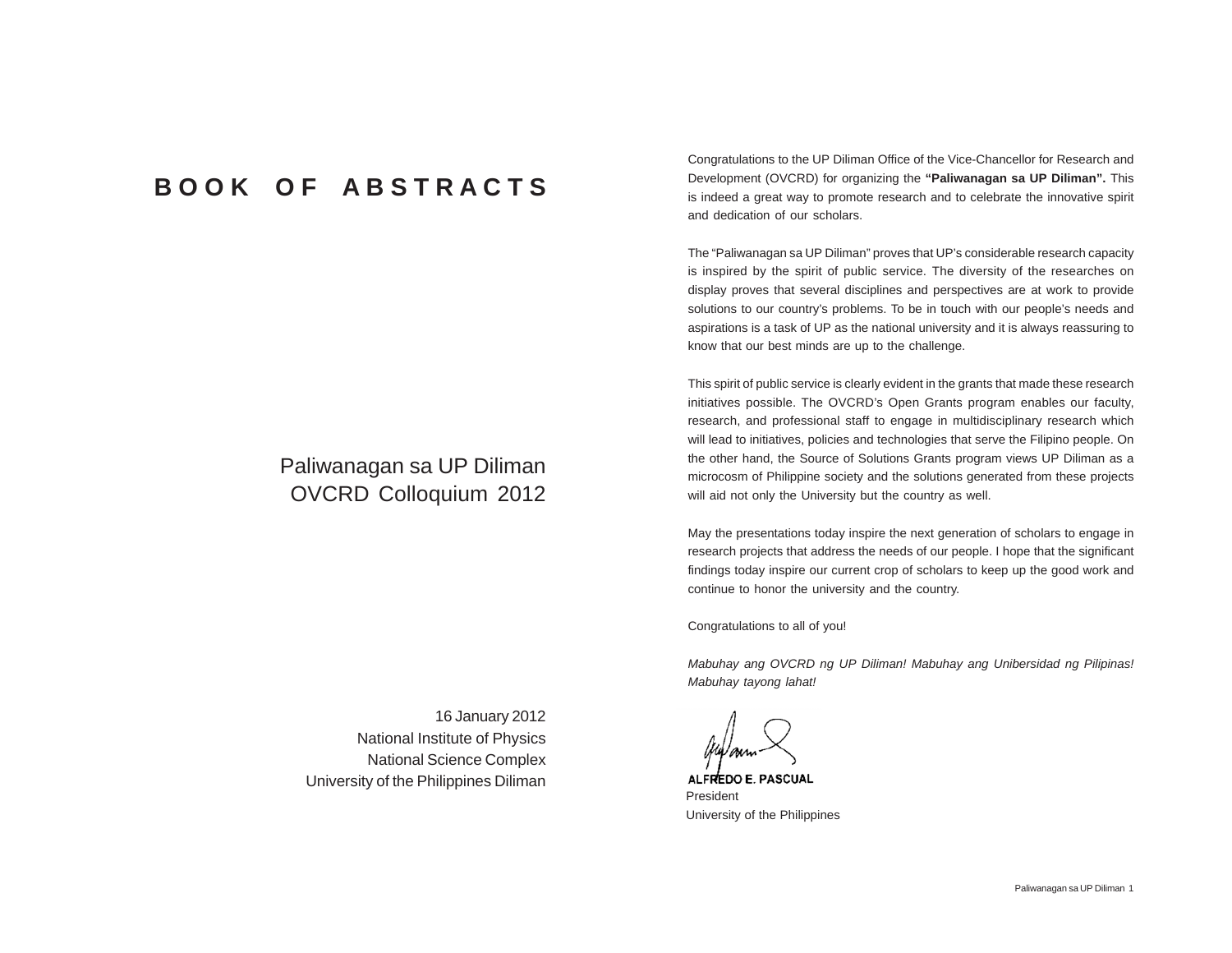# BOOK OF ABSTRACTS

Paliwanagan sa UP Diliman
OVCRD Colloquium 2012

16 January 2012
National Institute of Physics
National Science Complex
University of the Philippines Diliman

Congratulations to the UP Diliman Office of the Vice-Chancellor for Research and Development (OVCRD) for organizing the **"Paliwanagan sa UP Diliman".** This is indeed a great way to promote research and to celebrate the innovative spirit and dedication of our scholars.

The "Paliwanagan sa UP Diliman" proves that UP's considerable research capacity is inspired by the spirit of public service. The diversity of the researches on display proves that several disciplines and perspectives are at work to provide solutions to our country's problems. To be in touch with our people's needs and aspirations is a task of UP as the national university and it is always reassuring to know that our best minds are up to the challenge.

This spirit of public service is clearly evident in the grants that made these research initiatives possible. The OVCRD's Open Grants program enables our faculty, research, and professional staff to engage in multidisciplinary research which will lead to initiatives, policies and technologies that serve the Filipino people. On the other hand, the Source of Solutions Grants program views UP Diliman as a microcosm of Philippine society and the solutions generated from these projects will aid not only the University but the country as well.

May the presentations today inspire the next generation of scholars to engage in research projects that address the needs of our people. I hope that the significant findings today inspire our current crop of scholars to keep up the good work and continue to honor the university and the country.

Congratulations to all of you!

*Mabuhay ang OVCRD ng UP Diliman! Mabuhay ang Unibersidad ng Pilipinas! Mabuhay tayong lahat!*

**ALFREDO E. PASCUAL**
President
University of the Philippines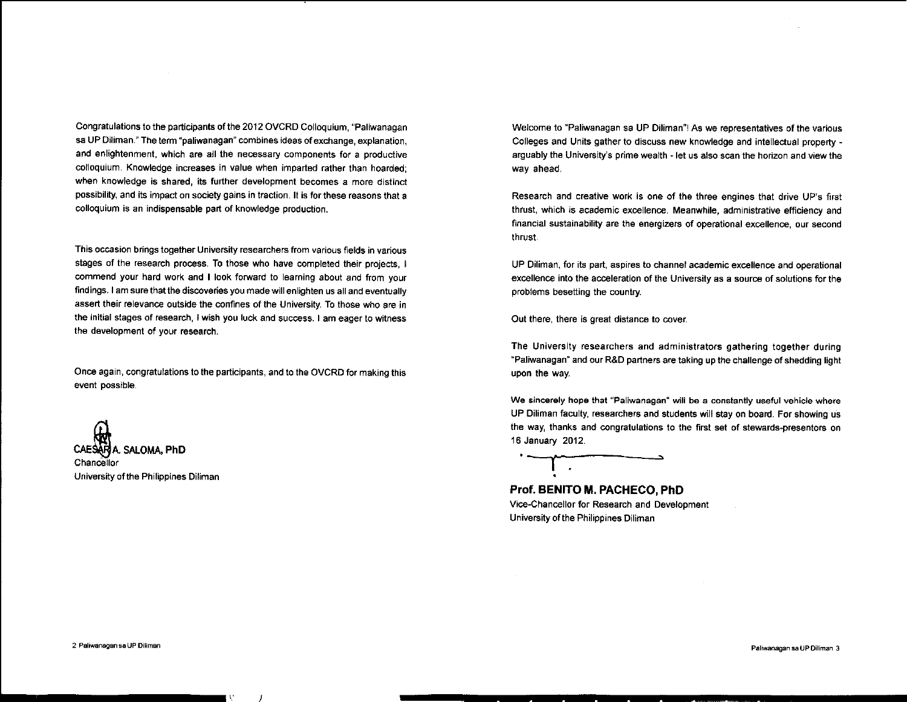Congratulations to the participants of the 2012 OVCRD Colloquium, "Paliwanagan sa UP Diliman." The term "paliwanagan" combines ideas of exchange, explanation, and enlightenment, which are all the necessary components for a productive colloquium. Knowledge increases in value when imparted rather than hoarded; when knowledge is shared, its further development becomes a more distinct possibility, and its impact on society gains in traction. It is for these reasons that a colloquium is an indispensable part of knowledge production.

This occasion brings together University researchers from various fields in various stages of the research process. To those who have completed their projects, I commend your hard work and I look forward to learning about and from your findings. I am sure that the discoveries you made will enlighten us all and eventually assert their relevance outside the confines of the University. To those who are in the initial stages of research, I wish you luck and success. I am eager to witness the development of your research.

Once again, congratulations to the participants, and to the OVCRD for making this event possible.

**CAESAR A. SALOMA, PhD**
Chancellor
University of the Philippines Diliman

Welcome to "Paliwanagan sa UP Diliman"! As we representatives of the various Colleges and Units gather to discuss new knowledge and intellectual property - arguably the University's prime wealth - let us also scan the horizon and view the way ahead.

Research and creative work is one of the three engines that drive UP's first thrust, which is academic excellence. Meanwhile, administrative efficiency and financial sustainability are the energizers of operational excellence, our second thrust.

UP Diliman, for its part, aspires to channel academic excellence and operational excellence into the acceleration of the University as a source of solutions for the problems besetting the country.

Out there, there is great distance to cover.

The University researchers and administrators gathering together during "Paliwanagan" and our R&D partners are taking up the challenge of shedding light upon the way.

We sincerely hope that "Paliwanagan" will be a constantly useful vehicle where UP Diliman faculty, researchers and students will stay on board. For showing us the way, thanks and congratulations to the first set of stewards-presentors on 16 January 2012.

**Prof. BENITO M. PACHECO, PhD**
Vice-Chancellor for Research and Development
University of the Philippines Diliman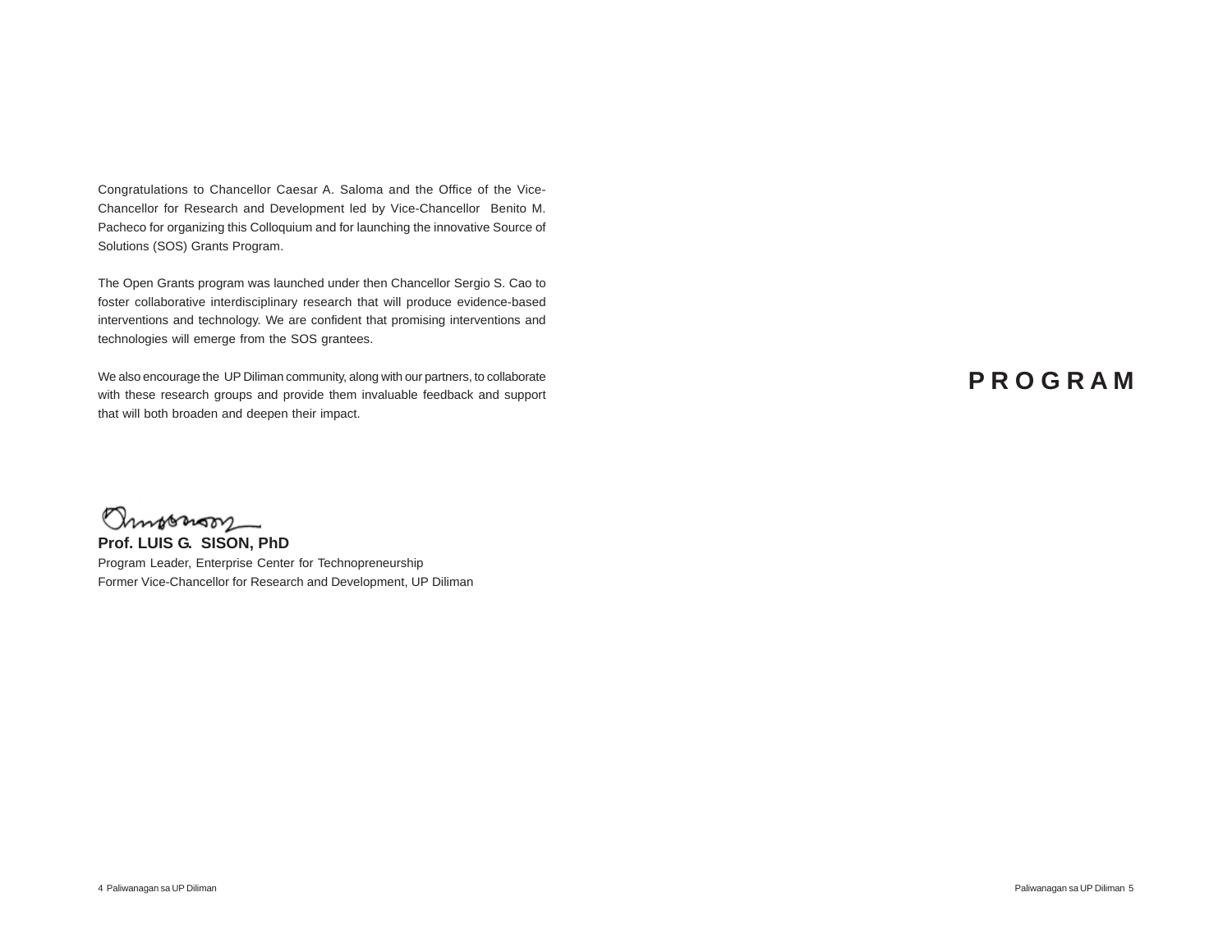Congratulations to Chancellor Caesar A. Saloma and the Office of the Vice-Chancellor for Research and Development led by Vice-Chancellor Benito M. Pacheco for organizing this Colloquium and for launching the innovative Source of Solutions (SOS) Grants Program.

The Open Grants program was launched under then Chancellor Sergio S. Cao to foster collaborative interdisciplinary research that will produce evidence-based interventions and technology. We are confident that promising interventions and technologies will emerge from the SOS grantees.

We also encourage the UP Diliman community, along with our partners, to collaborate with these research groups and provide them invaluable feedback and support that will both broaden and deepen their impact.

**Prof. LUIS G. SISON, PhD**
Program Leader, Enterprise Center for Technopreneurship
Former Vice-Chancellor for Research and Development, UP Diliman

# PROGRAM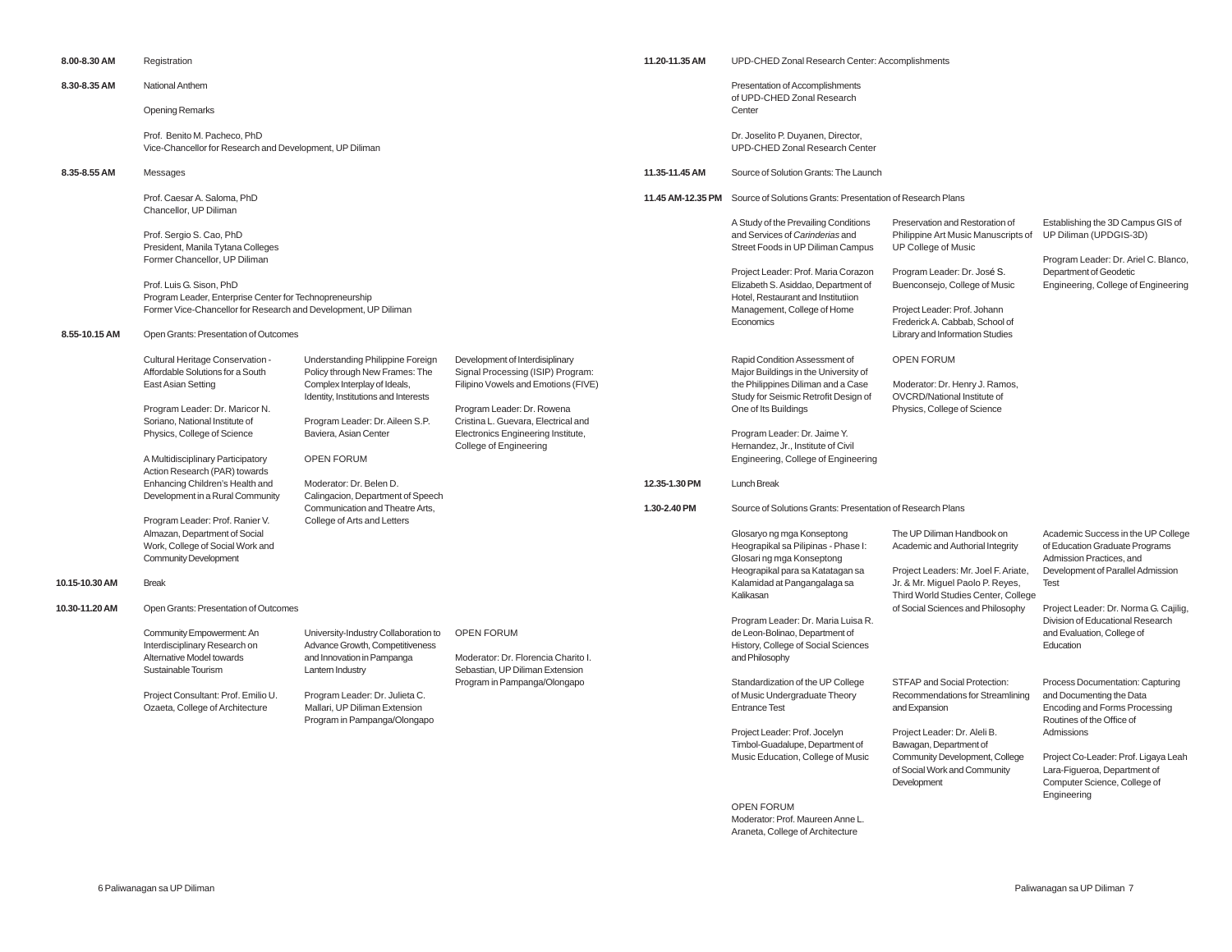**8.00-8.30 AM** Registration

**8.30-8.35 AM** National Anthem

Opening Remarks

Prof. Benito M. Pacheco, PhD
Vice-Chancellor for Research and Development, UP Diliman

**8.35-8.55 AM** Messages

Prof. Caesar A. Saloma, PhD
Chancellor, UP Diliman

Prof. Sergio S. Cao, PhD
President, Manila Tytana Colleges
Former Chancellor, UP Diliman

Prof. Luis G. Sison, PhD
Program Leader, Enterprise Center for Technopreneurship
Former Vice-Chancellor for Research and Development, UP Diliman

**8.55-10.15 AM** Open Grants: Presentation of Outcomes

Cultural Heritage Conservation - Affordable Solutions for a South East Asian Setting

Program Leader: Dr. Maricor N. Soriano, National Institute of Physics, College of Science

A Multidisciplinary Participatory Action Research (PAR) towards Enhancing Children's Health and Development in a Rural Community

Program Leader: Prof. Ranier V. Almazan, Department of Social Work, College of Social Work and Community Development

Understanding Philippine Foreign Policy through New Frames: The Complex Interplay of Ideals, Identity, Institutions and Interests

Program Leader: Dr. Aileen S.P. Baviera, Asian Center

OPEN FORUM

Moderator: Dr. Belen D. Calingacion, Department of Speech Communication and Theatre Arts, College of Arts and Letters

Development of Interdisiplinary Signal Processing (ISIP) Program: Filipino Vowels and Emotions (FIVE)

Program Leader: Dr. Rowena Cristina L. Guevara, Electrical and Electronics Engineering Institute, College of Engineering

**10.15-10.30 AM** Break

**10.30-11.20 AM** Open Grants: Presentation of Outcomes

Community Empowerment: An Interdisciplinary Research on Alternative Model towards Sustainable Tourism

Project Consultant: Prof. Emilio U. Ozaeta, College of Architecture

University-Industry Collaboration to Advance Growth, Competitiveness and Innovation in Pampanga Lantern Industry

Program Leader: Dr. Julieta C. Mallari, UP Diliman Extension Program in Pampanga/Olongapo

OPEN FORUM

Moderator: Dr. Florencia Charito I. Sebastian, UP Diliman Extension Program in Pampanga/Olongapo

**11.20-11.35 AM** UPD-CHED Zonal Research Center: Accomplishments

Presentation of Accomplishments of UPD-CHED Zonal Research Center

Dr. Joselito P. Duyanen, Director, UPD-CHED Zonal Research Center

**11.35-11.45 AM** Source of Solution Grants: The Launch

**11.45 AM-12.35 PM** Source of Solutions Grants: Presentation of Research Plans

A Study of the Prevailing Conditions and Services of *Carinderias* and Street Foods in UP Diliman Campus

Project Leader: Prof. Maria Corazon Elizabeth S. Asiddao, Department of Hotel, Restaurant and Institutiion Management, College of Home Economics

Rapid Condition Assessment of Major Buildings in the University of the Philippines Diliman and a Case Study for Seismic Retrofit Design of One of Its Buildings

Program Leader: Dr. Jaime Y. Hernandez, Jr., Institute of Civil Engineering, College of Engineering

Preservation and Restoration of Philippine Art Music Manuscripts of UP College of Music

Program Leader: Dr. José S. Buenconsejo, College of Music

Project Leader: Prof. Johann Frederick A. Cabbab, School of Library and Information Studies

OPEN FORUM

Moderator: Dr. Henry J. Ramos, OVCRD/National Institute of Physics, College of Science

Establishing the 3D Campus GIS of UP Diliman (UPDGIS-3D)

Program Leader: Dr. Ariel C. Blanco, Department of Geodetic Engineering, College of Engineering

**12.35-1.30 PM** Lunch Break

**1.30-2.40 PM** Source of Solutions Grants: Presentation of Research Plans

Glosaryo ng mga Konseptong Heograpikal sa Pilipinas - Phase I: Glosari ng mga Konseptong Heograpikal para sa Katatagan sa Kalamidad at Pangangalaga sa Kalikasan

Program Leader: Dr. Maria Luisa R. de Leon-Bolinao, Department of History, College of Social Sciences and Philosophy

Standardization of the UP College of Music Undergraduate Theory Entrance Test

Project Leader: Prof. Jocelyn Timbol-Guadalupe, Department of Music Education, College of Music

The UP Diliman Handbook on Academic and Authorial Integrity

Project Leaders: Mr. Joel F. Ariate, Jr. & Mr. Miguel Paolo P. Reyes, Third World Studies Center, College of Social Sciences and Philosophy

STFAP and Social Protection: Recommendations for Streamlining and Expansion

Project Leader: Dr. Aleli B. Bawagan, Department of Community Development, College of Social Work and Community Development

Academic Success in the UP College of Education Graduate Programs Admission Practices, and Development of Parallel Admission Test

Project Leader: Dr. Norma G. Cajilig, Division of Educational Research and Evaluation, College of Education

Process Documentation: Capturing and Documenting the Data Encoding and Forms Processing Routines of the Office of Admissions

Project Co-Leader: Prof. Ligaya Leah Lara-Figueroa, Department of Computer Science, College of Engineering

OPEN FORUM
Moderator: Prof. Maureen Anne L. Araneta, College of Architecture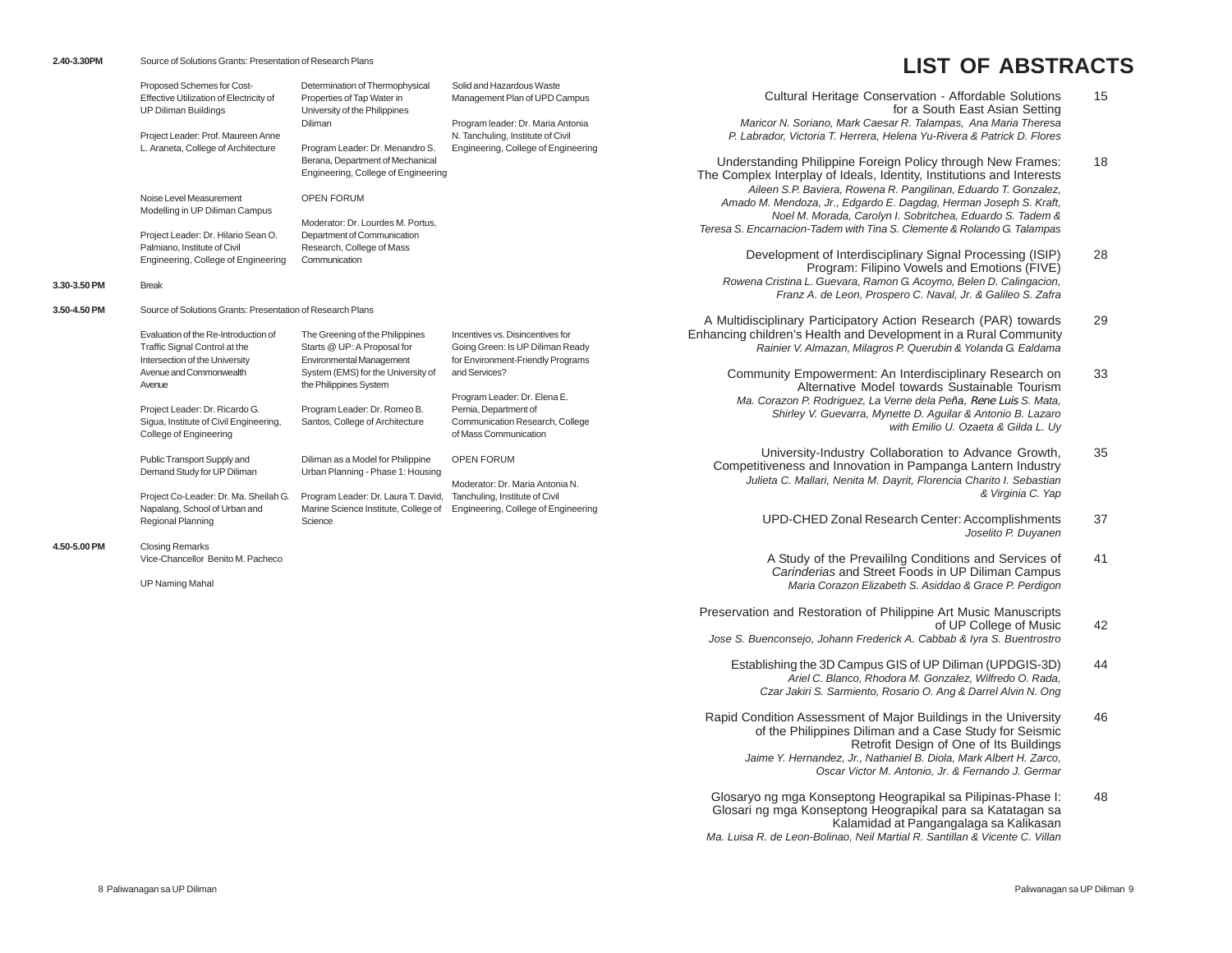**2.40-3.30PM** Source of Solutions Grants: Presentation of Research Plans

Proposed Schemes for Cost-Effective Utilization of Electricity of UP Diliman Buildings

Project Leader: Prof. Maureen Anne L. Araneta, College of Architecture

Determination of Thermophysical Properties of Tap Water in University of the Philippines Diliman

Program Leader: Dr. Menandro S. Berana, Department of Mechanical Engineering, College of Engineering

Solid and Hazardous Waste Management Plan of UPD Campus

Program leader: Dr. Maria Antonia N. Tanchuling, Institute of Civil Engineering, College of Engineering

Noise Level Measurement Modelling in UP Diliman Campus

Project Leader: Dr. Hilario Sean O. Palmiano, Institute of Civil Engineering, College of Engineering

OPEN FORUM

Moderator: Dr. Lourdes M. Portus, Department of Communication Research, College of Mass Communication

**3.30-3.50 PM** Break

**3.50-4.50 PM** Source of Solutions Grants: Presentation of Research Plans

Evaluation of the Re-Introduction of Traffic Signal Control at the Intersection of the University Avenue and Commonwealth Avenue

Project Leader: Dr. Ricardo G. Sigua, Institute of Civil Engineering, College of Engineering

The Greening of the Philippines Starts @ UP: A Proposal for Environmental Management System (EMS) for the University of the Philippines System

Program Leader: Dr. Romeo B. Santos, College of Architecture

Incentives vs. Disincentives for Going Green: Is UP Diliman Ready for Environment-Friendly Programs and Services?

Program Leader: Dr. Elena E. Pernia, Department of Communication Research, College of Mass Communication

Public Transport Supply and Demand Study for UP Diliman

Project Co-Leader: Dr. Ma. Sheilah G. Napalang, School of Urban and Regional Planning

Diliman as a Model for Philippine Urban Planning - Phase 1: Housing

Program Leader: Dr. Laura T. David, Marine Science Institute, College of Science

OPEN FORUM

Moderator: Dr. Maria Antonia N. Tanchuling, Institute of Civil Engineering, College of Engineering

**4.50-5.00 PM** Closing Remarks
Vice-Chancellor Benito M. Pacheco

UP Naming Mahal

# LIST OF ABSTRACTS

Cultural Heritage Conservation - Affordable Solutions for a South East Asian Setting — 15
*Maricor N. Soriano, Mark Caesar R. Talampas, Ana Maria Theresa P. Labrador, Victoria T. Herrera, Helena Yu-Rivera & Patrick D. Flores*

Understanding Philippine Foreign Policy through New Frames: The Complex Interplay of Ideals, Identity, Institutions and Interests — 18
*Aileen S.P. Baviera, Rowena R. Pangilinan, Eduardo T. Gonzalez, Amado M. Mendoza, Jr., Edgardo E. Dagdag, Herman Joseph S. Kraft, Noel M. Morada, Carolyn I. Sobritchea, Eduardo S. Tadem & Teresa S. Encarnacion-Tadem with Tina S. Clemente & Rolando G. Talampas*

Development of Interdisciplinary Signal Processing (ISIP) Program: Filipino Vowels and Emotions (FIVE) — 28
*Rowena Cristina L. Guevara, Ramon G. Acoymo, Belen D. Calingacion, Franz A. de Leon, Prospero C. Naval, Jr. & Galileo S. Zafra*

A Multidisciplinary Participatory Action Research (PAR) towards Enhancing children's Health and Development in a Rural Community — 29
*Rainier V. Almazan, Milagros P. Querubin & Yolanda G. Ealdama*

Community Empowerment: An Interdisciplinary Research on Alternative Model towards Sustainable Tourism — 33
*Ma. Corazon P. Rodriguez, La Verne dela Peña, Rene Luis S. Mata, Shirley V. Guevarra, Mynette D. Aguilar & Antonio B. Lazaro with Emilio U. Ozaeta & Gilda L. Uy*

University-Industry Collaboration to Advance Growth, Competitiveness and Innovation in Pampanga Lantern Industry — 35
*Julieta C. Mallari, Nenita M. Dayrit, Florencia Charito I. Sebastian & Virginia C. Yap*

UPD-CHED Zonal Research Center: Accomplishments — 37
*Joselito P. Duyanen*

A Study of the Prevaililng Conditions and Services of *Carinderias* and Street Foods in UP Diliman Campus — 41
*Maria Corazon Elizabeth S. Asiddao & Grace P. Perdigon*

Preservation and Restoration of Philippine Art Music Manuscripts of UP College of Music — 42
*Jose S. Buenconsejo, Johann Frederick A. Cabbab & Iyra S. Buentrostro*

Establishing the 3D Campus GIS of UP Diliman (UPDGIS-3D) — 44
*Ariel C. Blanco, Rhodora M. Gonzalez, Wilfredo O. Rada, Czar Jakiri S. Sarmiento, Rosario O. Ang & Darrel Alvin N. Ong*

Rapid Condition Assessment of Major Buildings in the University of the Philippines Diliman and a Case Study for Seismic Retrofit Design of One of Its Buildings — 46
*Jaime Y. Hernandez, Jr., Nathaniel B. Diola, Mark Albert H. Zarco, Oscar Victor M. Antonio, Jr. & Fernando J. Germar*

Glosaryo ng mga Konseptong Heograpikal sa Pilipinas-Phase I: Glosari ng mga Konseptong Heograpikal para sa Katatagan sa Kalamidad at Pangangalaga sa Kalikasan — 48
*Ma. Luisa R. de Leon-Bolinao, Neil Martial R. Santillan & Vicente C. Villan*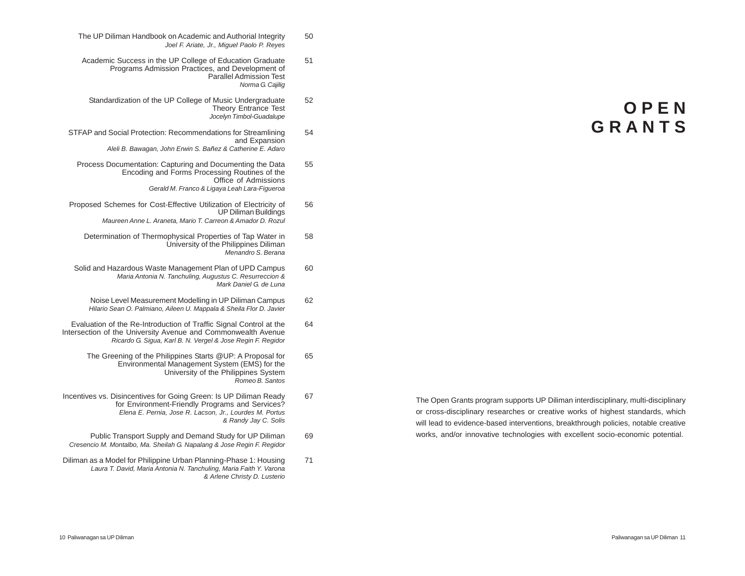The UP Diliman Handbook on Academic and Authorial Integrity — 50
*Joel F. Ariate, Jr., Miguel Paolo P. Reyes*

Academic Success in the UP College of Education Graduate Programs Admission Practices, and Development of Parallel Admission Test — 51
*Norma G. Cajilig*

Standardization of the UP College of Music Undergraduate Theory Entrance Test — 52
*Jocelyn Timbol-Guadalupe*

STFAP and Social Protection: Recommendations for Streamlining and Expansion — 54
*Aleli B. Bawagan, John Erwin S. Bañez & Catherine E. Adaro*

Process Documentation: Capturing and Documenting the Data Encoding and Forms Processing Routines of the Office of Admissions — 55
*Gerald M. Franco & Ligaya Leah Lara-Figueroa*

Proposed Schemes for Cost-Effective Utilization of Electricity of UP Diliman Buildings — 56
*Maureen Anne L. Araneta, Mario T. Carreon & Amador D. Rozul*

Determination of Thermophysical Properties of Tap Water in University of the Philippines Diliman — 58
*Menandro S. Berana*

Solid and Hazardous Waste Management Plan of UPD Campus — 60
*Maria Antonia N. Tanchuling, Augustus C. Resurreccion & Mark Daniel G. de Luna*

Noise Level Measurement Modelling in UP Diliman Campus — 62
*Hilario Sean O. Palmiano, Aileen U. Mappala & Sheila Flor D. Javier*

Evaluation of the Re-Introduction of Traffic Signal Control at the Intersection of the University Avenue and Commonwealth Avenue — 64
*Ricardo G. Sigua, Karl B. N. Vergel & Jose Regin F. Regidor*

The Greening of the Philippines Starts @UP: A Proposal for Environmental Management System (EMS) for the University of the Philippines System — 65
*Romeo B. Santos*

Incentives vs. Disincentives for Going Green: Is UP Diliman Ready for Environment-Friendly Programs and Services? — 67
*Elena E. Pernia, Jose R. Lacson, Jr., Lourdes M. Portus & Randy Jay C. Solis*

Public Transport Supply and Demand Study for UP Diliman — 69
*Cresencio M. Montalbo, Ma. Sheilah G. Napalang & Jose Regin F. Regidor*

Diliman as a Model for Philippine Urban Planning-Phase 1: Housing — 71
*Laura T. David, Maria Antonia N. Tanchuling, Maria Faith Y. Varona & Arlene Christy D. Lusterio*

# OPEN GRANTS

The Open Grants program supports UP Diliman interdisciplinary, multi-disciplinary or cross-disciplinary researches or creative works of highest standards, which will lead to evidence-based interventions, breakthrough policies, notable creative works, and/or innovative technologies with excellent socio-economic potential.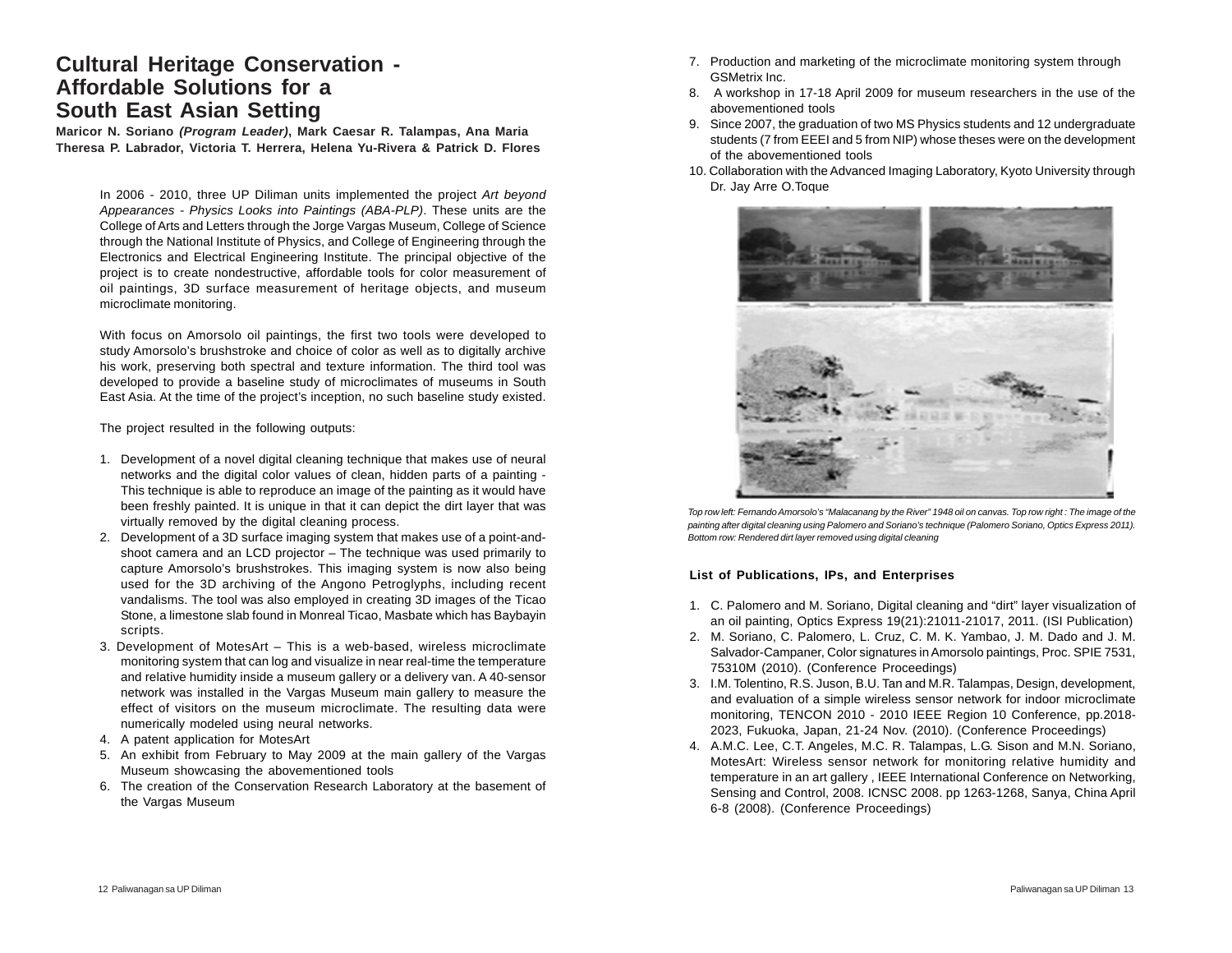# Cultural Heritage Conservation - Affordable Solutions for a South East Asian Setting

**Maricor N. Soriano *(Program Leader)*, Mark Caesar R. Talampas, Ana Maria Theresa P. Labrador, Victoria T. Herrera, Helena Yu-Rivera & Patrick D. Flores**

In 2006 - 2010, three UP Diliman units implemented the project *Art beyond Appearances - Physics Looks into Paintings (ABA-PLP)*. These units are the College of Arts and Letters through the Jorge Vargas Museum, College of Science through the National Institute of Physics, and College of Engineering through the Electronics and Electrical Engineering Institute. The principal objective of the project is to create nondestructive, affordable tools for color measurement of oil paintings, 3D surface measurement of heritage objects, and museum microclimate monitoring.

With focus on Amorsolo oil paintings, the first two tools were developed to study Amorsolo's brushstroke and choice of color as well as to digitally archive his work, preserving both spectral and texture information. The third tool was developed to provide a baseline study of microclimates of museums in South East Asia. At the time of the project's inception, no such baseline study existed.

The project resulted in the following outputs:

1. Development of a novel digital cleaning technique that makes use of neural networks and the digital color values of clean, hidden parts of a painting - This technique is able to reproduce an image of the painting as it would have been freshly painted. It is unique in that it can depict the dirt layer that was virtually removed by the digital cleaning process.
2. Development of a 3D surface imaging system that makes use of a point-and-shoot camera and an LCD projector – The technique was used primarily to capture Amorsolo's brushstrokes. This imaging system is now also being used for the 3D archiving of the Angono Petroglyphs, including recent vandalisms. The tool was also employed in creating 3D images of the Ticao Stone, a limestone slab found in Monreal Ticao, Masbate which has Baybayin scripts.
3. Development of MotesArt – This is a web-based, wireless microclimate monitoring system that can log and visualize in near real-time the temperature and relative humidity inside a museum gallery or a delivery van. A 40-sensor network was installed in the Vargas Museum main gallery to measure the effect of visitors on the museum microclimate. The resulting data were numerically modeled using neural networks.
4. A patent application for MotesArt
5. An exhibit from February to May 2009 at the main gallery of the Vargas Museum showcasing the abovementioned tools
6. The creation of the Conservation Research Laboratory at the basement of the Vargas Museum
7. Production and marketing of the microclimate monitoring system through GSMetrix Inc.
8. A workshop in 17-18 April 2009 for museum researchers in the use of the abovementioned tools
9. Since 2007, the graduation of two MS Physics students and 12 undergraduate students (7 from EEEI and 5 from NIP) whose theses were on the development of the abovementioned tools
10. Collaboration with the Advanced Imaging Laboratory, Kyoto University through Dr. Jay Arre O.Toque

*Top row left: Fernando Amorsolo's "Malacanang by the River" 1948 oil on canvas. Top row right : The image of the painting after digital cleaning using Palomero and Soriano's technique (Palomero Soriano, Optics Express 2011). Bottom row: Rendered dirt layer removed using digital cleaning*

### List of Publications, IPs, and Enterprises

1. C. Palomero and M. Soriano, Digital cleaning and "dirt" layer visualization of an oil painting, Optics Express 19(21):21011-21017, 2011. (ISI Publication)
2. M. Soriano, C. Palomero, L. Cruz, C. M. K. Yambao, J. M. Dado and J. M. Salvador-Campaner, Color signatures in Amorsolo paintings, Proc. SPIE 7531, 75310M (2010). (Conference Proceedings)
3. I.M. Tolentino, R.S. Juson, B.U. Tan and M.R. Talampas, Design, development, and evaluation of a simple wireless sensor network for indoor microclimate monitoring, TENCON 2010 - 2010 IEEE Region 10 Conference, pp.2018-2023, Fukuoka, Japan, 21-24 Nov. (2010). (Conference Proceedings)
4. A.M.C. Lee, C.T. Angeles, M.C. R. Talampas, L.G. Sison and M.N. Soriano, MotesArt: Wireless sensor network for monitoring relative humidity and temperature in an art gallery , IEEE International Conference on Networking, Sensing and Control, 2008. ICNSC 2008. pp 1263-1268, Sanya, China April 6-8 (2008). (Conference Proceedings)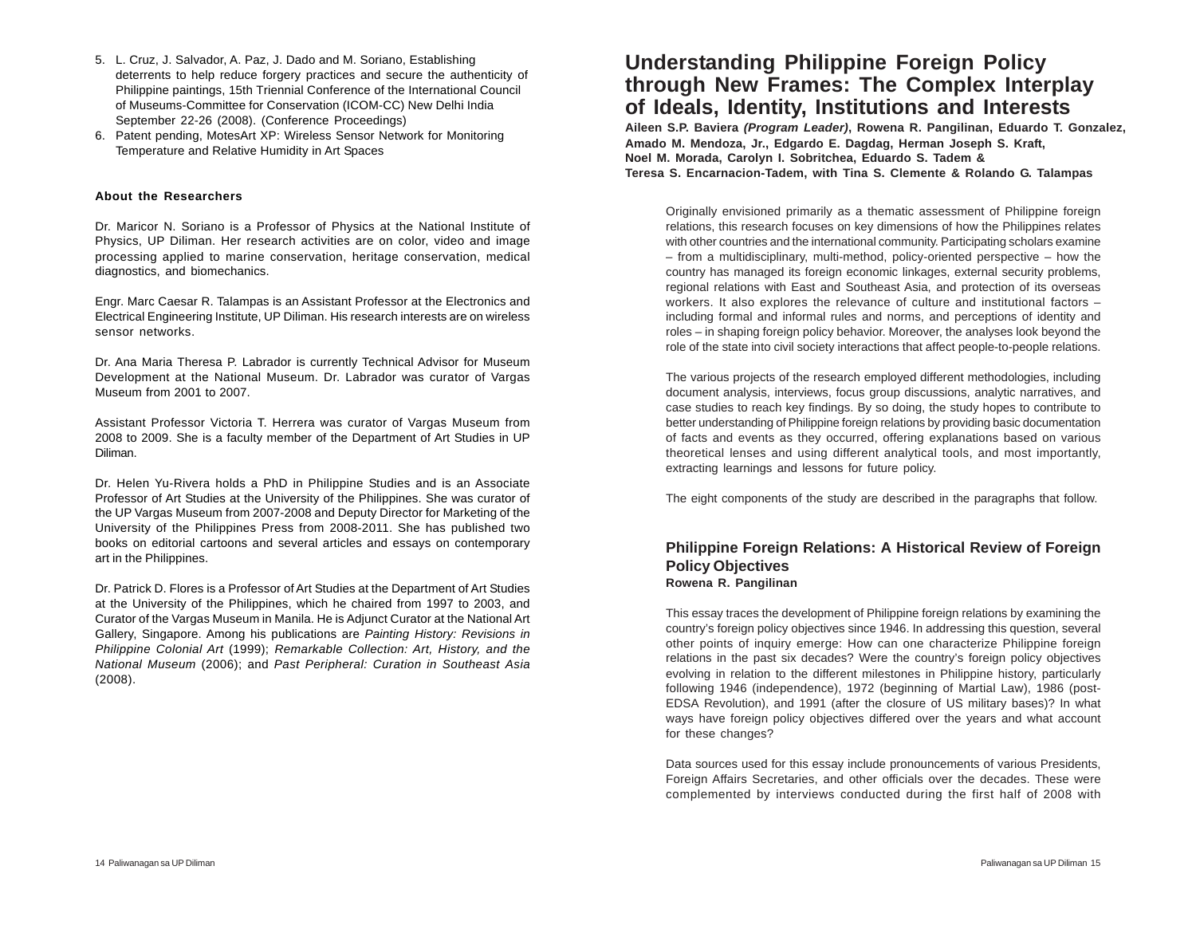5. L. Cruz, J. Salvador, A. Paz, J. Dado and M. Soriano, Establishing deterrents to help reduce forgery practices and secure the authenticity of Philippine paintings, 15th Triennial Conference of the International Council of Museums-Committee for Conservation (ICOM-CC) New Delhi India September 22-26 (2008). (Conference Proceedings)
6. Patent pending, MotesArt XP: Wireless Sensor Network for Monitoring Temperature and Relative Humidity in Art Spaces

### About the Researchers

Dr. Maricor N. Soriano is a Professor of Physics at the National Institute of Physics, UP Diliman. Her research activities are on color, video and image processing applied to marine conservation, heritage conservation, medical diagnostics, and biomechanics.

Engr. Marc Caesar R. Talampas is an Assistant Professor at the Electronics and Electrical Engineering Institute, UP Diliman. His research interests are on wireless sensor networks.

Dr. Ana Maria Theresa P. Labrador is currently Technical Advisor for Museum Development at the National Museum. Dr. Labrador was curator of Vargas Museum from 2001 to 2007.

Assistant Professor Victoria T. Herrera was curator of Vargas Museum from 2008 to 2009. She is a faculty member of the Department of Art Studies in UP Diliman.

Dr. Helen Yu-Rivera holds a PhD in Philippine Studies and is an Associate Professor of Art Studies at the University of the Philippines. She was curator of the UP Vargas Museum from 2007-2008 and Deputy Director for Marketing of the University of the Philippines Press from 2008-2011. She has published two books on editorial cartoons and several articles and essays on contemporary art in the Philippines.

Dr. Patrick D. Flores is a Professor of Art Studies at the Department of Art Studies at the University of the Philippines, which he chaired from 1997 to 2003, and Curator of the Vargas Museum in Manila. He is Adjunct Curator at the National Art Gallery, Singapore. Among his publications are *Painting History: Revisions in Philippine Colonial Art* (1999); *Remarkable Collection: Art, History, and the National Museum* (2006); and *Past Peripheral: Curation in Southeast Asia* (2008).

# Understanding Philippine Foreign Policy through New Frames: The Complex Interplay of Ideals, Identity, Institutions and Interests

**Aileen S.P. Baviera *(Program Leader)*, Rowena R. Pangilinan, Eduardo T. Gonzalez, Amado M. Mendoza, Jr., Edgardo E. Dagdag, Herman Joseph S. Kraft, Noel M. Morada, Carolyn I. Sobritchea, Eduardo S. Tadem & Teresa S. Encarnacion-Tadem, with Tina S. Clemente & Rolando G. Talampas**

Originally envisioned primarily as a thematic assessment of Philippine foreign relations, this research focuses on key dimensions of how the Philippines relates with other countries and the international community. Participating scholars examine – from a multidisciplinary, multi-method, policy-oriented perspective – how the country has managed its foreign economic linkages, external security problems, regional relations with East and Southeast Asia, and protection of its overseas workers. It also explores the relevance of culture and institutional factors – including formal and informal rules and norms, and perceptions of identity and roles – in shaping foreign policy behavior. Moreover, the analyses look beyond the role of the state into civil society interactions that affect people-to-people relations.

The various projects of the research employed different methodologies, including document analysis, interviews, focus group discussions, analytic narratives, and case studies to reach key findings. By so doing, the study hopes to contribute to better understanding of Philippine foreign relations by providing basic documentation of facts and events as they occurred, offering explanations based on various theoretical lenses and using different analytical tools, and most importantly, extracting learnings and lessons for future policy.

The eight components of the study are described in the paragraphs that follow.

## Philippine Foreign Relations: A Historical Review of Foreign Policy Objectives

**Rowena R. Pangilinan**

This essay traces the development of Philippine foreign relations by examining the country's foreign policy objectives since 1946. In addressing this question, several other points of inquiry emerge: How can one characterize Philippine foreign relations in the past six decades? Were the country's foreign policy objectives evolving in relation to the different milestones in Philippine history, particularly following 1946 (independence), 1972 (beginning of Martial Law), 1986 (post-EDSA Revolution), and 1991 (after the closure of US military bases)? In what ways have foreign policy objectives differed over the years and what account for these changes?

Data sources used for this essay include pronouncements of various Presidents, Foreign Affairs Secretaries, and other officials over the decades. These were complemented by interviews conducted during the first half of 2008 with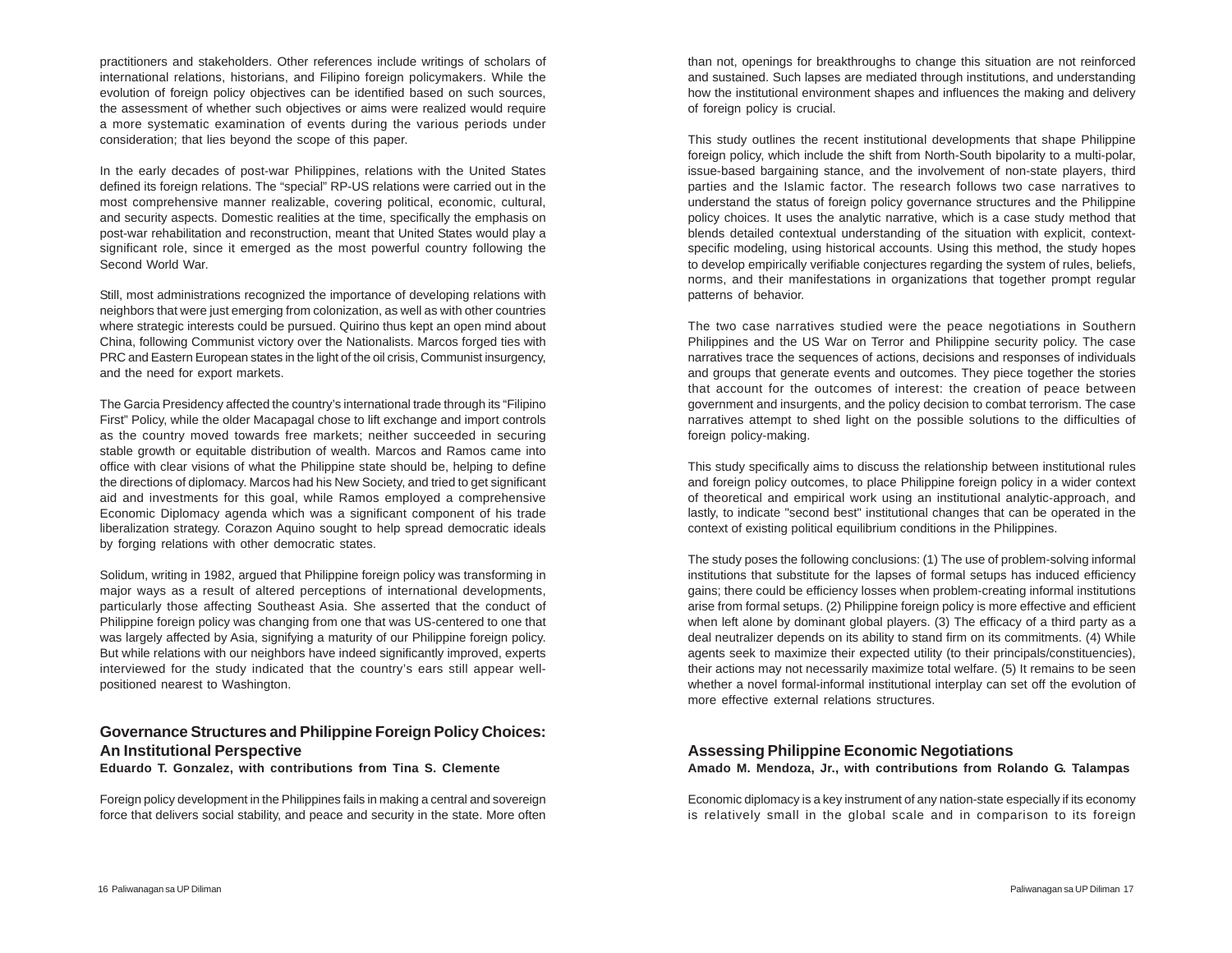practitioners and stakeholders. Other references include writings of scholars of international relations, historians, and Filipino foreign policymakers. While the evolution of foreign policy objectives can be identified based on such sources, the assessment of whether such objectives or aims were realized would require a more systematic examination of events during the various periods under consideration; that lies beyond the scope of this paper.

In the early decades of post-war Philippines, relations with the United States defined its foreign relations. The "special" RP-US relations were carried out in the most comprehensive manner realizable, covering political, economic, cultural, and security aspects. Domestic realities at the time, specifically the emphasis on post-war rehabilitation and reconstruction, meant that United States would play a significant role, since it emerged as the most powerful country following the Second World War.

Still, most administrations recognized the importance of developing relations with neighbors that were just emerging from colonization, as well as with other countries where strategic interests could be pursued. Quirino thus kept an open mind about China, following Communist victory over the Nationalists. Marcos forged ties with PRC and Eastern European states in the light of the oil crisis, Communist insurgency, and the need for export markets.

The Garcia Presidency affected the country's international trade through its "Filipino First" Policy, while the older Macapagal chose to lift exchange and import controls as the country moved towards free markets; neither succeeded in securing stable growth or equitable distribution of wealth. Marcos and Ramos came into office with clear visions of what the Philippine state should be, helping to define the directions of diplomacy. Marcos had his New Society, and tried to get significant aid and investments for this goal, while Ramos employed a comprehensive Economic Diplomacy agenda which was a significant component of his trade liberalization strategy. Corazon Aquino sought to help spread democratic ideals by forging relations with other democratic states.

Solidum, writing in 1982, argued that Philippine foreign policy was transforming in major ways as a result of altered perceptions of international developments, particularly those affecting Southeast Asia. She asserted that the conduct of Philippine foreign policy was changing from one that was US-centered to one that was largely affected by Asia, signifying a maturity of our Philippine foreign policy. But while relations with our neighbors have indeed significantly improved, experts interviewed for the study indicated that the country's ears still appear well-positioned nearest to Washington.

## Governance Structures and Philippine Foreign Policy Choices: An Institutional Perspective

**Eduardo T. Gonzalez, with contributions from Tina S. Clemente**

Foreign policy development in the Philippines fails in making a central and sovereign force that delivers social stability, and peace and security in the state. More often than not, openings for breakthroughs to change this situation are not reinforced and sustained. Such lapses are mediated through institutions, and understanding how the institutional environment shapes and influences the making and delivery of foreign policy is crucial.

This study outlines the recent institutional developments that shape Philippine foreign policy, which include the shift from North-South bipolarity to a multi-polar, issue-based bargaining stance, and the involvement of non-state players, third parties and the Islamic factor. The research follows two case narratives to understand the status of foreign policy governance structures and the Philippine policy choices. It uses the analytic narrative, which is a case study method that blends detailed contextual understanding of the situation with explicit, context-specific modeling, using historical accounts. Using this method, the study hopes to develop empirically verifiable conjectures regarding the system of rules, beliefs, norms, and their manifestations in organizations that together prompt regular patterns of behavior.

The two case narratives studied were the peace negotiations in Southern Philippines and the US War on Terror and Philippine security policy. The case narratives trace the sequences of actions, decisions and responses of individuals and groups that generate events and outcomes. They piece together the stories that account for the outcomes of interest: the creation of peace between government and insurgents, and the policy decision to combat terrorism. The case narratives attempt to shed light on the possible solutions to the difficulties of foreign policy-making.

This study specifically aims to discuss the relationship between institutional rules and foreign policy outcomes, to place Philippine foreign policy in a wider context of theoretical and empirical work using an institutional analytic-approach, and lastly, to indicate "second best" institutional changes that can be operated in the context of existing political equilibrium conditions in the Philippines.

The study poses the following conclusions: (1) The use of problem-solving informal institutions that substitute for the lapses of formal setups has induced efficiency gains; there could be efficiency losses when problem-creating informal institutions arise from formal setups. (2) Philippine foreign policy is more effective and efficient when left alone by dominant global players. (3) The efficacy of a third party as a deal neutralizer depends on its ability to stand firm on its commitments. (4) While agents seek to maximize their expected utility (to their principals/constituencies), their actions may not necessarily maximize total welfare. (5) It remains to be seen whether a novel formal-informal institutional interplay can set off the evolution of more effective external relations structures.

## Assessing Philippine Economic Negotiations

**Amado M. Mendoza, Jr., with contributions from Rolando G. Talampas**

Economic diplomacy is a key instrument of any nation-state especially if its economy is relatively small in the global scale and in comparison to its foreign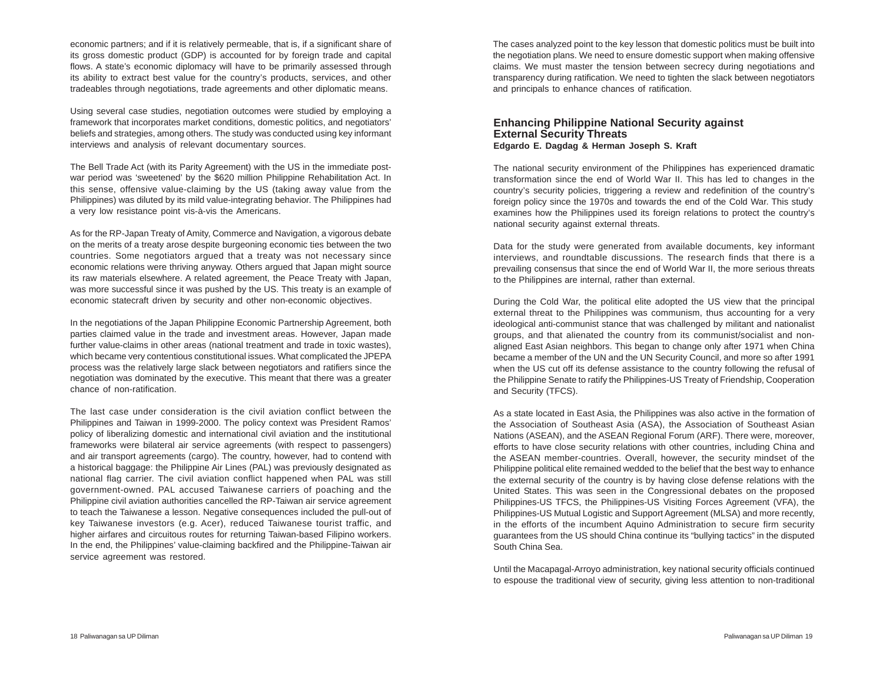economic partners; and if it is relatively permeable, that is, if a significant share of its gross domestic product (GDP) is accounted for by foreign trade and capital flows. A state's economic diplomacy will have to be primarily assessed through its ability to extract best value for the country's products, services, and other tradeables through negotiations, trade agreements and other diplomatic means.

Using several case studies, negotiation outcomes were studied by employing a framework that incorporates market conditions, domestic politics, and negotiators' beliefs and strategies, among others. The study was conducted using key informant interviews and analysis of relevant documentary sources.

The Bell Trade Act (with its Parity Agreement) with the US in the immediate post-war period was 'sweetened' by the $620 million Philippine Rehabilitation Act. In this sense, offensive value-claiming by the US (taking away value from the Philippines) was diluted by its mild value-integrating behavior. The Philippines had a very low resistance point vis-à-vis the Americans.

As for the RP-Japan Treaty of Amity, Commerce and Navigation, a vigorous debate on the merits of a treaty arose despite burgeoning economic ties between the two countries. Some negotiators argued that a treaty was not necessary since economic relations were thriving anyway. Others argued that Japan might source its raw materials elsewhere. A related agreement, the Peace Treaty with Japan, was more successful since it was pushed by the US. This treaty is an example of economic statecraft driven by security and other non-economic objectives.

In the negotiations of the Japan Philippine Economic Partnership Agreement, both parties claimed value in the trade and investment areas. However, Japan made further value-claims in other areas (national treatment and trade in toxic wastes), which became very contentious constitutional issues. What complicated the JPEPA process was the relatively large slack between negotiators and ratifiers since the negotiation was dominated by the executive. This meant that there was a greater chance of non-ratification.

The last case under consideration is the civil aviation conflict between the Philippines and Taiwan in 1999-2000. The policy context was President Ramos' policy of liberalizing domestic and international civil aviation and the institutional frameworks were bilateral air service agreements (with respect to passengers) and air transport agreements (cargo). The country, however, had to contend with a historical baggage: the Philippine Air Lines (PAL) was previously designated as national flag carrier. The civil aviation conflict happened when PAL was still government-owned. PAL accused Taiwanese carriers of poaching and the Philippine civil aviation authorities cancelled the RP-Taiwan air service agreement to teach the Taiwanese a lesson. Negative consequences included the pull-out of key Taiwanese investors (e.g. Acer), reduced Taiwanese tourist traffic, and higher airfares and circuitous routes for returning Taiwan-based Filipino workers. In the end, the Philippines' value-claiming backfired and the Philippine-Taiwan air service agreement was restored.

The cases analyzed point to the key lesson that domestic politics must be built into the negotiation plans. We need to ensure domestic support when making offensive claims. We must master the tension between secrecy during negotiations and transparency during ratification. We need to tighten the slack between negotiators and principals to enhance chances of ratification.

## Enhancing Philippine National Security against External Security Threats

**Edgardo E. Dagdag & Herman Joseph S. Kraft**

The national security environment of the Philippines has experienced dramatic transformation since the end of World War II. This has led to changes in the country's security policies, triggering a review and redefinition of the country's foreign policy since the 1970s and towards the end of the Cold War. This study examines how the Philippines used its foreign relations to protect the country's national security against external threats.

Data for the study were generated from available documents, key informant interviews, and roundtable discussions. The research finds that there is a prevailing consensus that since the end of World War II, the more serious threats to the Philippines are internal, rather than external.

During the Cold War, the political elite adopted the US view that the principal external threat to the Philippines was communism, thus accounting for a very ideological anti-communist stance that was challenged by militant and nationalist groups, and that alienated the country from its communist/socialist and non-aligned East Asian neighbors. This began to change only after 1971 when China became a member of the UN and the UN Security Council, and more so after 1991 when the US cut off its defense assistance to the country following the refusal of the Philippine Senate to ratify the Philippines-US Treaty of Friendship, Cooperation and Security (TFCS).

As a state located in East Asia, the Philippines was also active in the formation of the Association of Southeast Asia (ASA), the Association of Southeast Asian Nations (ASEAN), and the ASEAN Regional Forum (ARF). There were, moreover, efforts to have close security relations with other countries, including China and the ASEAN member-countries. Overall, however, the security mindset of the Philippine political elite remained wedded to the belief that the best way to enhance the external security of the country is by having close defense relations with the United States. This was seen in the Congressional debates on the proposed Philippines-US TFCS, the Philippines-US Visiting Forces Agreement (VFA), the Philippines-US Mutual Logistic and Support Agreement (MLSA) and more recently, in the efforts of the incumbent Aquino Administration to secure firm security guarantees from the US should China continue its "bullying tactics" in the disputed South China Sea.

Until the Macapagal-Arroyo administration, key national security officials continued to espouse the traditional view of security, giving less attention to non-traditional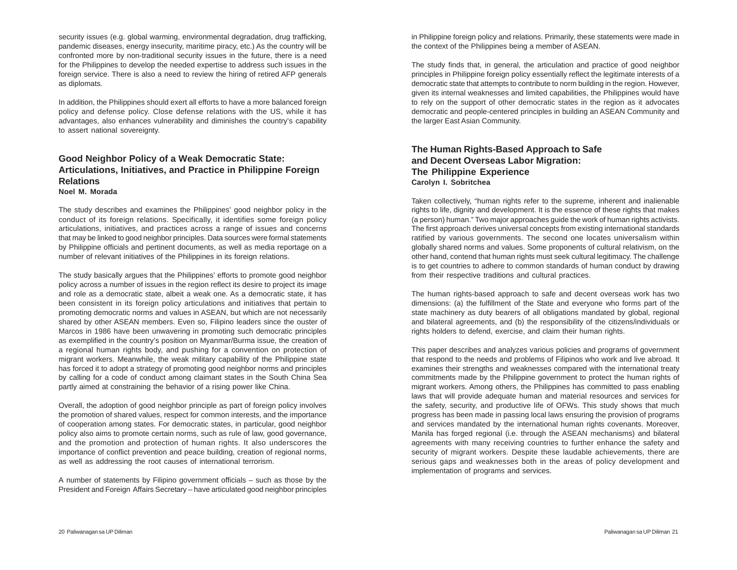security issues (e.g. global warming, environmental degradation, drug trafficking, pandemic diseases, energy insecurity, maritime piracy, etc.) As the country will be confronted more by non-traditional security issues in the future, there is a need for the Philippines to develop the needed expertise to address such issues in the foreign service. There is also a need to review the hiring of retired AFP generals as diplomats.

In addition, the Philippines should exert all efforts to have a more balanced foreign policy and defense policy. Close defense relations with the US, while it has advantages, also enhances vulnerability and diminishes the country's capability to assert national sovereignty.

## Good Neighbor Policy of a Weak Democratic State: Articulations, Initiatives, and Practice in Philippine Foreign Relations

**Noel M. Morada**

The study describes and examines the Philippines' good neighbor policy in the conduct of its foreign relations. Specifically, it identifies some foreign policy articulations, initiatives, and practices across a range of issues and concerns that may be linked to good neighbor principles. Data sources were formal statements by Philippine officials and pertinent documents, as well as media reportage on a number of relevant initiatives of the Philippines in its foreign relations.

The study basically argues that the Philippines' efforts to promote good neighbor policy across a number of issues in the region reflect its desire to project its image and role as a democratic state, albeit a weak one. As a democratic state, it has been consistent in its foreign policy articulations and initiatives that pertain to promoting democratic norms and values in ASEAN, but which are not necessarily shared by other ASEAN members. Even so, Filipino leaders since the ouster of Marcos in 1986 have been unwavering in promoting such democratic principles as exemplified in the country's position on Myanmar/Burma issue, the creation of a regional human rights body, and pushing for a convention on protection of migrant workers. Meanwhile, the weak military capability of the Philippine state has forced it to adopt a strategy of promoting good neighbor norms and principles by calling for a code of conduct among claimant states in the South China Sea partly aimed at constraining the behavior of a rising power like China.

Overall, the adoption of good neighbor principle as part of foreign policy involves the promotion of shared values, respect for common interests, and the importance of cooperation among states. For democratic states, in particular, good neighbor policy also aims to promote certain norms, such as rule of law, good governance, and the promotion and protection of human rights. It also underscores the importance of conflict prevention and peace building, creation of regional norms, as well as addressing the root causes of international terrorism.

A number of statements by Filipino government officials – such as those by the President and Foreign Affairs Secretary – have articulated good neighbor principles in Philippine foreign policy and relations. Primarily, these statements were made in the context of the Philippines being a member of ASEAN.

The study finds that, in general, the articulation and practice of good neighbor principles in Philippine foreign policy essentially reflect the legitimate interests of a democratic state that attempts to contribute to norm building in the region. However, given its internal weaknesses and limited capabilities, the Philippines would have to rely on the support of other democratic states in the region as it advocates democratic and people-centered principles in building an ASEAN Community and the larger East Asian Community.

## The Human Rights-Based Approach to Safe and Decent Overseas Labor Migration: The Philippine Experience

**Carolyn I. Sobritchea**

Taken collectively, "human rights refer to the supreme, inherent and inalienable rights to life, dignity and development. It is the essence of these rights that makes (a person) human." Two major approaches guide the work of human rights activists. The first approach derives universal concepts from existing international standards ratified by various governments. The second one locates universalism within globally shared norms and values. Some proponents of cultural relativism, on the other hand, contend that human rights must seek cultural legitimacy. The challenge is to get countries to adhere to common standards of human conduct by drawing from their respective traditions and cultural practices.

The human rights-based approach to safe and decent overseas work has two dimensions: (a) the fulfillment of the State and everyone who forms part of the state machinery as duty bearers of all obligations mandated by global, regional and bilateral agreements, and (b) the responsibility of the citizens/individuals or rights holders to defend, exercise, and claim their human rights.

This paper describes and analyzes various policies and programs of government that respond to the needs and problems of Filipinos who work and live abroad. It examines their strengths and weaknesses compared with the international treaty commitments made by the Philippine government to protect the human rights of migrant workers. Among others, the Philippines has committed to pass enabling laws that will provide adequate human and material resources and services for the safety, security, and productive life of OFWs. This study shows that much progress has been made in passing local laws ensuring the provision of programs and services mandated by the international human rights covenants. Moreover, Manila has forged regional (i.e. through the ASEAN mechanisms) and bilateral agreements with many receiving countries to further enhance the safety and security of migrant workers. Despite these laudable achievements, there are serious gaps and weaknesses both in the areas of policy development and implementation of programs and services.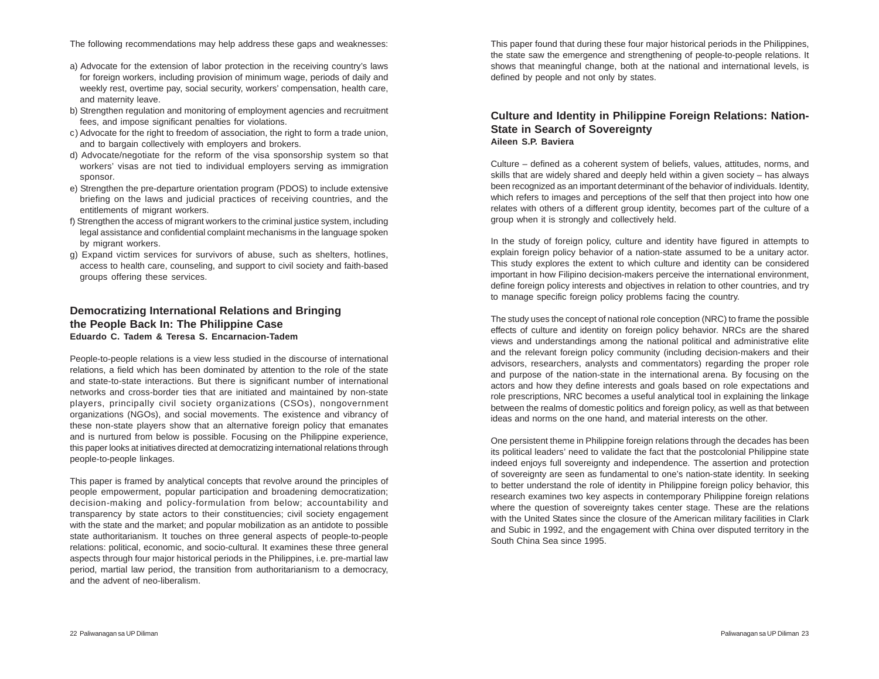The following recommendations may help address these gaps and weaknesses:

a) Advocate for the extension of labor protection in the receiving country's laws for foreign workers, including provision of minimum wage, periods of daily and weekly rest, overtime pay, social security, workers' compensation, health care, and maternity leave.
b) Strengthen regulation and monitoring of employment agencies and recruitment fees, and impose significant penalties for violations.
c) Advocate for the right to freedom of association, the right to form a trade union, and to bargain collectively with employers and brokers.
d) Advocate/negotiate for the reform of the visa sponsorship system so that workers' visas are not tied to individual employers serving as immigration sponsor.
e) Strengthen the pre-departure orientation program (PDOS) to include extensive briefing on the laws and judicial practices of receiving countries, and the entitlements of migrant workers.
f) Strengthen the access of migrant workers to the criminal justice system, including legal assistance and confidential complaint mechanisms in the language spoken by migrant workers.
g) Expand victim services for survivors of abuse, such as shelters, hotlines, access to health care, counseling, and support to civil society and faith-based groups offering these services.

## Democratizing International Relations and Bringing the People Back In: The Philippine Case

**Eduardo C. Tadem & Teresa S. Encarnacion-Tadem**

People-to-people relations is a view less studied in the discourse of international relations, a field which has been dominated by attention to the role of the state and state-to-state interactions. But there is significant number of international networks and cross-border ties that are initiated and maintained by non-state players, principally civil society organizations (CSOs), nongovernment organizations (NGOs), and social movements. The existence and vibrancy of these non-state players show that an alternative foreign policy that emanates and is nurtured from below is possible. Focusing on the Philippine experience, this paper looks at initiatives directed at democratizing international relations through people-to-people linkages.

This paper is framed by analytical concepts that revolve around the principles of people empowerment, popular participation and broadening democratization; decision-making and policy-formulation from below; accountability and transparency by state actors to their constituencies; civil society engagement with the state and the market; and popular mobilization as an antidote to possible state authoritarianism. It touches on three general aspects of people-to-people relations: political, economic, and socio-cultural. It examines these three general aspects through four major historical periods in the Philippines, i.e. pre-martial law period, martial law period, the transition from authoritarianism to a democracy, and the advent of neo-liberalism.

This paper found that during these four major historical periods in the Philippines, the state saw the emergence and strengthening of people-to-people relations. It shows that meaningful change, both at the national and international levels, is defined by people and not only by states.

## Culture and Identity in Philippine Foreign Relations: Nation-State in Search of Sovereignty

**Aileen S.P. Baviera**

Culture – defined as a coherent system of beliefs, values, attitudes, norms, and skills that are widely shared and deeply held within a given society – has always been recognized as an important determinant of the behavior of individuals. Identity, which refers to images and perceptions of the self that then project into how one relates with others of a different group identity, becomes part of the culture of a group when it is strongly and collectively held.

In the study of foreign policy, culture and identity have figured in attempts to explain foreign policy behavior of a nation-state assumed to be a unitary actor. This study explores the extent to which culture and identity can be considered important in how Filipino decision-makers perceive the international environment, define foreign policy interests and objectives in relation to other countries, and try to manage specific foreign policy problems facing the country.

The study uses the concept of national role conception (NRC) to frame the possible effects of culture and identity on foreign policy behavior. NRCs are the shared views and understandings among the national political and administrative elite and the relevant foreign policy community (including decision-makers and their advisors, researchers, analysts and commentators) regarding the proper role and purpose of the nation-state in the international arena. By focusing on the actors and how they define interests and goals based on role expectations and role prescriptions, NRC becomes a useful analytical tool in explaining the linkage between the realms of domestic politics and foreign policy, as well as that between ideas and norms on the one hand, and material interests on the other.

One persistent theme in Philippine foreign relations through the decades has been its political leaders' need to validate the fact that the postcolonial Philippine state indeed enjoys full sovereignty and independence. The assertion and protection of sovereignty are seen as fundamental to one's nation-state identity. In seeking to better understand the role of identity in Philippine foreign policy behavior, this research examines two key aspects in contemporary Philippine foreign relations where the question of sovereignty takes center stage. These are the relations with the United States since the closure of the American military facilities in Clark and Subic in 1992, and the engagement with China over disputed territory in the South China Sea since 1995.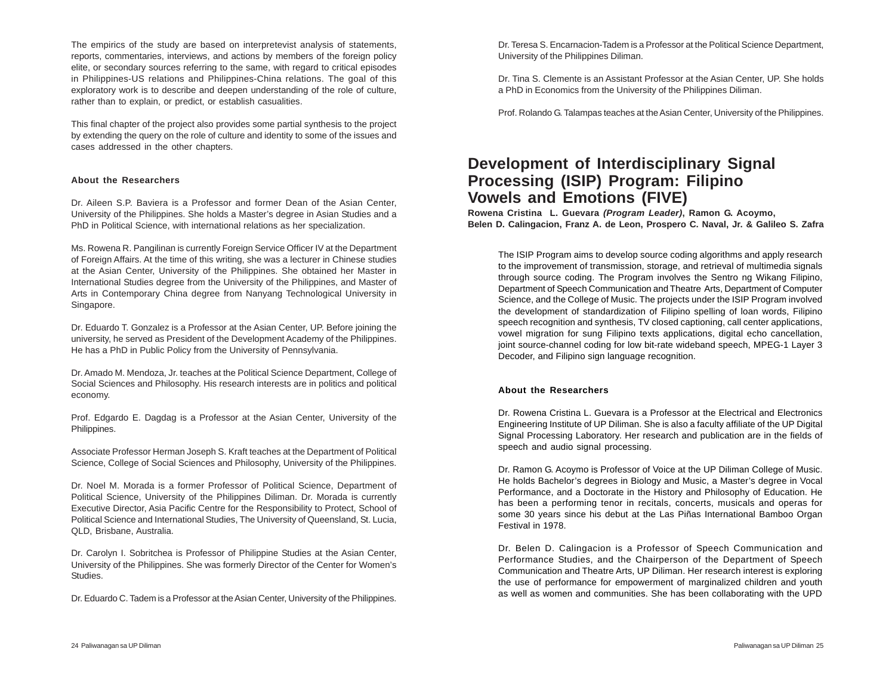The empirics of the study are based on interpretevist analysis of statements, reports, commentaries, interviews, and actions by members of the foreign policy elite, or secondary sources referring to the same, with regard to critical episodes in Philippines-US relations and Philippines-China relations. The goal of this exploratory work is to describe and deepen understanding of the role of culture, rather than to explain, or predict, or establish casualities.

This final chapter of the project also provides some partial synthesis to the project by extending the query on the role of culture and identity to some of the issues and cases addressed in the other chapters.

### About the Researchers

Dr. Aileen S.P. Baviera is a Professor and former Dean of the Asian Center, University of the Philippines. She holds a Master's degree in Asian Studies and a PhD in Political Science, with international relations as her specialization.

Ms. Rowena R. Pangilinan is currently Foreign Service Officer IV at the Department of Foreign Affairs. At the time of this writing, she was a lecturer in Chinese studies at the Asian Center, University of the Philippines. She obtained her Master in International Studies degree from the University of the Philippines, and Master of Arts in Contemporary China degree from Nanyang Technological University in Singapore.

Dr. Eduardo T. Gonzalez is a Professor at the Asian Center, UP. Before joining the university, he served as President of the Development Academy of the Philippines. He has a PhD in Public Policy from the University of Pennsylvania.

Dr. Amado M. Mendoza, Jr. teaches at the Political Science Department, College of Social Sciences and Philosophy. His research interests are in politics and political economy.

Prof. Edgardo E. Dagdag is a Professor at the Asian Center, University of the Philippines.

Associate Professor Herman Joseph S. Kraft teaches at the Department of Political Science, College of Social Sciences and Philosophy, University of the Philippines.

Dr. Noel M. Morada is a former Professor of Political Science, Department of Political Science, University of the Philippines Diliman. Dr. Morada is currently Executive Director, Asia Pacific Centre for the Responsibility to Protect, School of Political Science and International Studies, The University of Queensland, St. Lucia, QLD, Brisbane, Australia.

Dr. Carolyn I. Sobritchea is Professor of Philippine Studies at the Asian Center, University of the Philippines. She was formerly Director of the Center for Women's Studies.

Dr. Eduardo C. Tadem is a Professor at the Asian Center, University of the Philippines.

Dr. Teresa S. Encarnacion-Tadem is a Professor at the Political Science Department, University of the Philippines Diliman.

Dr. Tina S. Clemente is an Assistant Professor at the Asian Center, UP. She holds a PhD in Economics from the University of the Philippines Diliman.

Prof. Rolando G. Talampas teaches at the Asian Center, University of the Philippines.

## Development of Interdisciplinary Signal Processing (ISIP) Program: Filipino Vowels and Emotions (FIVE)

**Rowena Cristina L. Guevara *(Program Leader)*, Ramon G. Acoymo, Belen D. Calingacion, Franz A. de Leon, Prospero C. Naval, Jr. & Galileo S. Zafra**

The ISIP Program aims to develop source coding algorithms and apply research to the improvement of transmission, storage, and retrieval of multimedia signals through source coding. The Program involves the Sentro ng Wikang Filipino, Department of Speech Communication and Theatre Arts, Department of Computer Science, and the College of Music. The projects under the ISIP Program involved the development of standardization of Filipino spelling of loan words, Filipino speech recognition and synthesis, TV closed captioning, call center applications, vowel migration for sung Filipino texts applications, digital echo cancellation, joint source-channel coding for low bit-rate wideband speech, MPEG-1 Layer 3 Decoder, and Filipino sign language recognition.

### About the Researchers

Dr. Rowena Cristina L. Guevara is a Professor at the Electrical and Electronics Engineering Institute of UP Diliman. She is also a faculty affiliate of the UP Digital Signal Processing Laboratory. Her research and publication are in the fields of speech and audio signal processing.

Dr. Ramon G. Acoymo is Professor of Voice at the UP Diliman College of Music. He holds Bachelor's degrees in Biology and Music, a Master's degree in Vocal Performance, and a Doctorate in the History and Philosophy of Education. He has been a performing tenor in recitals, concerts, musicals and operas for some 30 years since his debut at the Las Piñas International Bamboo Organ Festival in 1978.

Dr. Belen D. Calingacion is a Professor of Speech Communication and Performance Studies, and the Chairperson of the Department of Speech Communication and Theatre Arts, UP Diliman. Her research interest is exploring the use of performance for empowerment of marginalized children and youth as well as women and communities. She has been collaborating with the UPD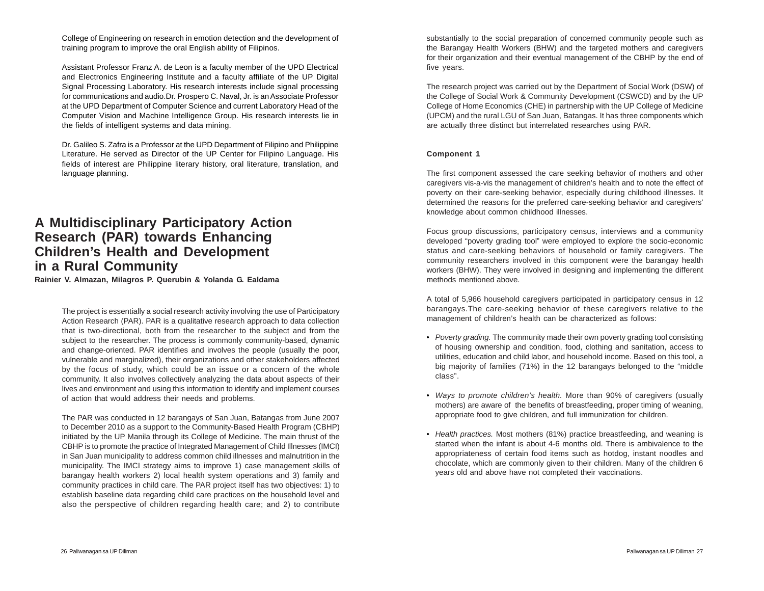College of Engineering on research in emotion detection and the development of training program to improve the oral English ability of Filipinos.

Assistant Professor Franz A. de Leon is a faculty member of the UPD Electrical and Electronics Engineering Institute and a faculty affiliate of the UP Digital Signal Processing Laboratory. His research interests include signal processing for communications and audio.Dr. Prospero C. Naval, Jr. is an Associate Professor at the UPD Department of Computer Science and current Laboratory Head of the Computer Vision and Machine Intelligence Group. His research interests lie in the fields of intelligent systems and data mining.

Dr. Galileo S. Zafra is a Professor at the UPD Department of Filipino and Philippine Literature. He served as Director of the UP Center for Filipino Language. His fields of interest are Philippine literary history, oral literature, translation, and language planning.

## A Multidisciplinary Participatory Action Research (PAR) towards Enhancing Children's Health and Development in a Rural Community

**Rainier V. Almazan, Milagros P. Querubin & Yolanda G. Ealdama**

The project is essentially a social research activity involving the use of Participatory Action Research (PAR). PAR is a qualitative research approach to data collection that is two-directional, both from the researcher to the subject and from the subject to the researcher. The process is commonly community-based, dynamic and change-oriented. PAR identifies and involves the people (usually the poor, vulnerable and marginalized), their organizations and other stakeholders affected by the focus of study, which could be an issue or a concern of the whole community. It also involves collectively analyzing the data about aspects of their lives and environment and using this information to identify and implement courses of action that would address their needs and problems.

The PAR was conducted in 12 barangays of San Juan, Batangas from June 2007 to December 2010 as a support to the Community-Based Health Program (CBHP) initiated by the UP Manila through its College of Medicine. The main thrust of the CBHP is to promote the practice of Integrated Management of Child Illnesses (IMCI) in San Juan municipality to address common child illnesses and malnutrition in the municipality. The IMCI strategy aims to improve 1) case management skills of barangay health workers 2) local health system operations and 3) family and community practices in child care. The PAR project itself has two objectives: 1) to establish baseline data regarding child care practices on the household level and also the perspective of children regarding health care; and 2) to contribute substantially to the social preparation of concerned community people such as the Barangay Health Workers (BHW) and the targeted mothers and caregivers for their organization and their eventual management of the CBHP by the end of five years.

The research project was carried out by the Department of Social Work (DSW) of the College of Social Work & Community Development (CSWCD) and by the UP College of Home Economics (CHE) in partnership with the UP College of Medicine (UPCM) and the rural LGU of San Juan, Batangas. It has three components which are actually three distinct but interrelated researches using PAR.

### Component 1

The first component assessed the care seeking behavior of mothers and other caregivers vis-a-vis the management of children's health and to note the effect of poverty on their care-seeking behavior, especially during childhood illnesses. It determined the reasons for the preferred care-seeking behavior and caregivers' knowledge about common childhood illnesses.

Focus group discussions, participatory census, interviews and a community developed "poverty grading tool" were employed to explore the socio-economic status and care-seeking behaviors of household or family caregivers. The community researchers involved in this component were the barangay health workers (BHW). They were involved in designing and implementing the different methods mentioned above.

A total of 5,966 household caregivers participated in participatory census in 12 barangays.The care-seeking behavior of these caregivers relative to the management of children's health can be characterized as follows:

- *Poverty grading.* The community made their own poverty grading tool consisting of housing ownership and condition, food, clothing and sanitation, access to utilities, education and child labor, and household income. Based on this tool, a big majority of families (71%) in the 12 barangays belonged to the "middle class".

- *Ways to promote children's health.* More than 90% of caregivers (usually mothers) are aware of the benefits of breastfeeding, proper timing of weaning, appropriate food to give children, and full immunization for children.

- *Health practices.* Most mothers (81%) practice breastfeeding, and weaning is started when the infant is about 4-6 months old. There is ambivalence to the appropriateness of certain food items such as hotdog, instant noodles and chocolate, which are commonly given to their children. Many of the children 6 years old and above have not completed their vaccinations.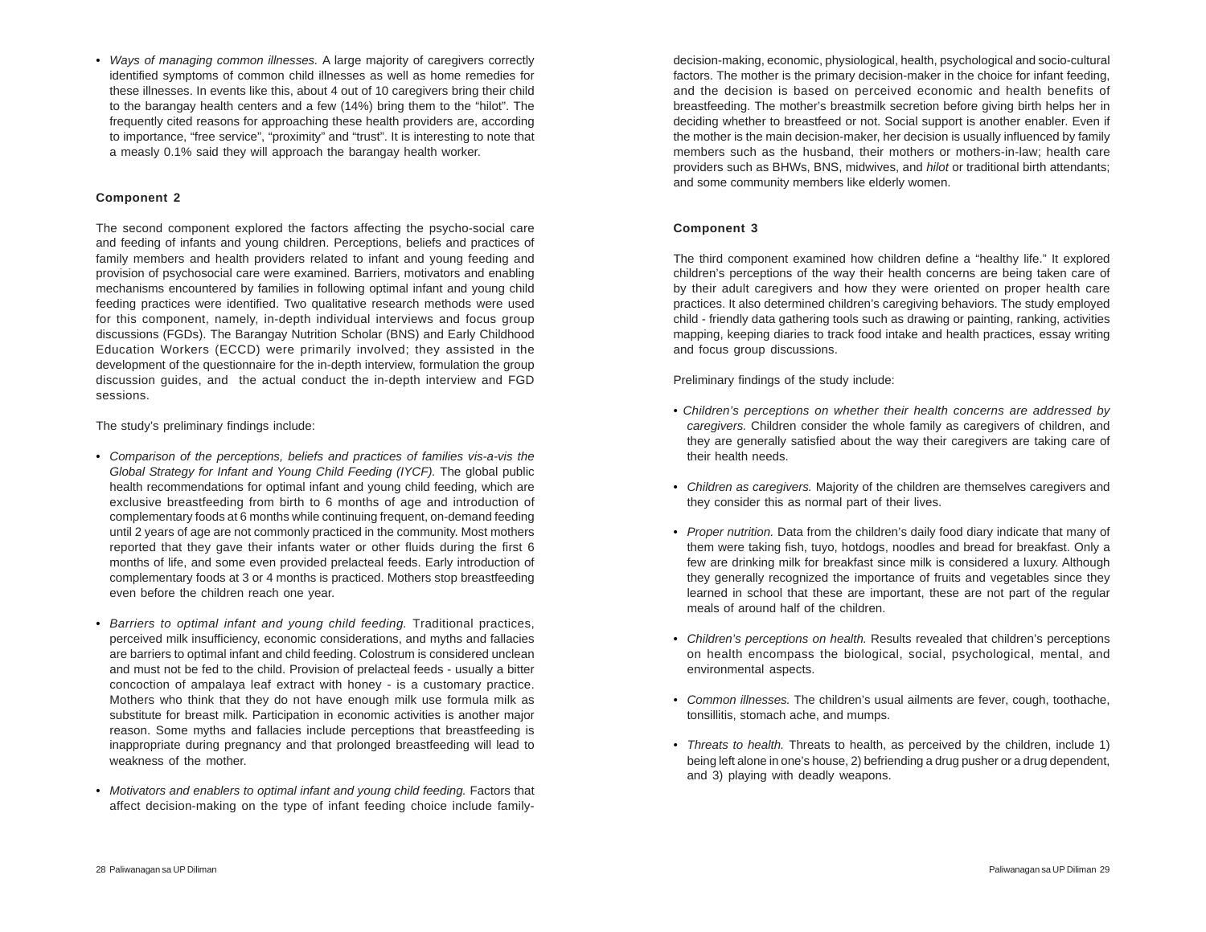- *Ways of managing common illnesses.* A large majority of caregivers correctly identified symptoms of common child illnesses as well as home remedies for these illnesses. In events like this, about 4 out of 10 caregivers bring their child to the barangay health centers and a few (14%) bring them to the "hilot". The frequently cited reasons for approaching these health providers are, according to importance, "free service", "proximity" and "trust". It is interesting to note that a measly 0.1% said they will approach the barangay health worker.

**Component 2**

The second component explored the factors affecting the psycho-social care and feeding of infants and young children. Perceptions, beliefs and practices of family members and health providers related to infant and young feeding and provision of psychosocial care were examined. Barriers, motivators and enabling mechanisms encountered by families in following optimal infant and young child feeding practices were identified. Two qualitative research methods were used for this component, namely, in-depth individual interviews and focus group discussions (FGDs). The Barangay Nutrition Scholar (BNS) and Early Childhood Education Workers (ECCD) were primarily involved; they assisted in the development of the questionnaire for the in-depth interview, formulation the group discussion guides, and the actual conduct the in-depth interview and FGD sessions.

The study's preliminary findings include:

- *Comparison of the perceptions, beliefs and practices of families vis-a-vis the Global Strategy for Infant and Young Child Feeding (IYCF).* The global public health recommendations for optimal infant and young child feeding, which are exclusive breastfeeding from birth to 6 months of age and introduction of complementary foods at 6 months while continuing frequent, on-demand feeding until 2 years of age are not commonly practiced in the community. Most mothers reported that they gave their infants water or other fluids during the first 6 months of life, and some even provided prelacteal feeds. Early introduction of complementary foods at 3 or 4 months is practiced. Mothers stop breastfeeding even before the children reach one year.

- *Barriers to optimal infant and young child feeding.* Traditional practices, perceived milk insufficiency, economic considerations, and myths and fallacies are barriers to optimal infant and child feeding. Colostrum is considered unclean and must not be fed to the child. Provision of prelacteal feeds - usually a bitter concoction of ampalaya leaf extract with honey - is a customary practice. Mothers who think that they do not have enough milk use formula milk as substitute for breast milk. Participation in economic activities is another major reason. Some myths and fallacies include perceptions that breastfeeding is inappropriate during pregnancy and that prolonged breastfeeding will lead to weakness of the mother.

- *Motivators and enablers to optimal infant and young child feeding.* Factors that affect decision-making on the type of infant feeding choice include family-decision-making, economic, physiological, health, psychological and socio-cultural factors. The mother is the primary decision-maker in the choice for infant feeding, and the decision is based on perceived economic and health benefits of breastfeeding. The mother's breastmilk secretion before giving birth helps her in deciding whether to breastfeed or not. Social support is another enabler. Even if the mother is the main decision-maker, her decision is usually influenced by family members such as the husband, their mothers or mothers-in-law; health care providers such as BHWs, BNS, midwives, and *hilot* or traditional birth attendants; and some community members like elderly women.

**Component 3**

The third component examined how children define a "healthy life." It explored children's perceptions of the way their health concerns are being taken care of by their adult caregivers and how they were oriented on proper health care practices. It also determined children's caregiving behaviors. The study employed child - friendly data gathering tools such as drawing or painting, ranking, activities mapping, keeping diaries to track food intake and health practices, essay writing and focus group discussions.

Preliminary findings of the study include:

- *Children's perceptions on whether their health concerns are addressed by caregivers.* Children consider the whole family as caregivers of children, and they are generally satisfied about the way their caregivers are taking care of their health needs.

- *Children as caregivers.* Majority of the children are themselves caregivers and they consider this as normal part of their lives.

- *Proper nutrition.* Data from the children's daily food diary indicate that many of them were taking fish, tuyo, hotdogs, noodles and bread for breakfast. Only a few are drinking milk for breakfast since milk is considered a luxury. Although they generally recognized the importance of fruits and vegetables since they learned in school that these are important, these are not part of the regular meals of around half of the children.

- *Children's perceptions on health.* Results revealed that children's perceptions on health encompass the biological, social, psychological, mental, and environmental aspects.

- *Common illnesses.* The children's usual ailments are fever, cough, toothache, tonsillitis, stomach ache, and mumps.

- *Threats to health.* Threats to health, as perceived by the children, include 1) being left alone in one's house, 2) befriending a drug pusher or a drug dependent, and 3) playing with deadly weapons.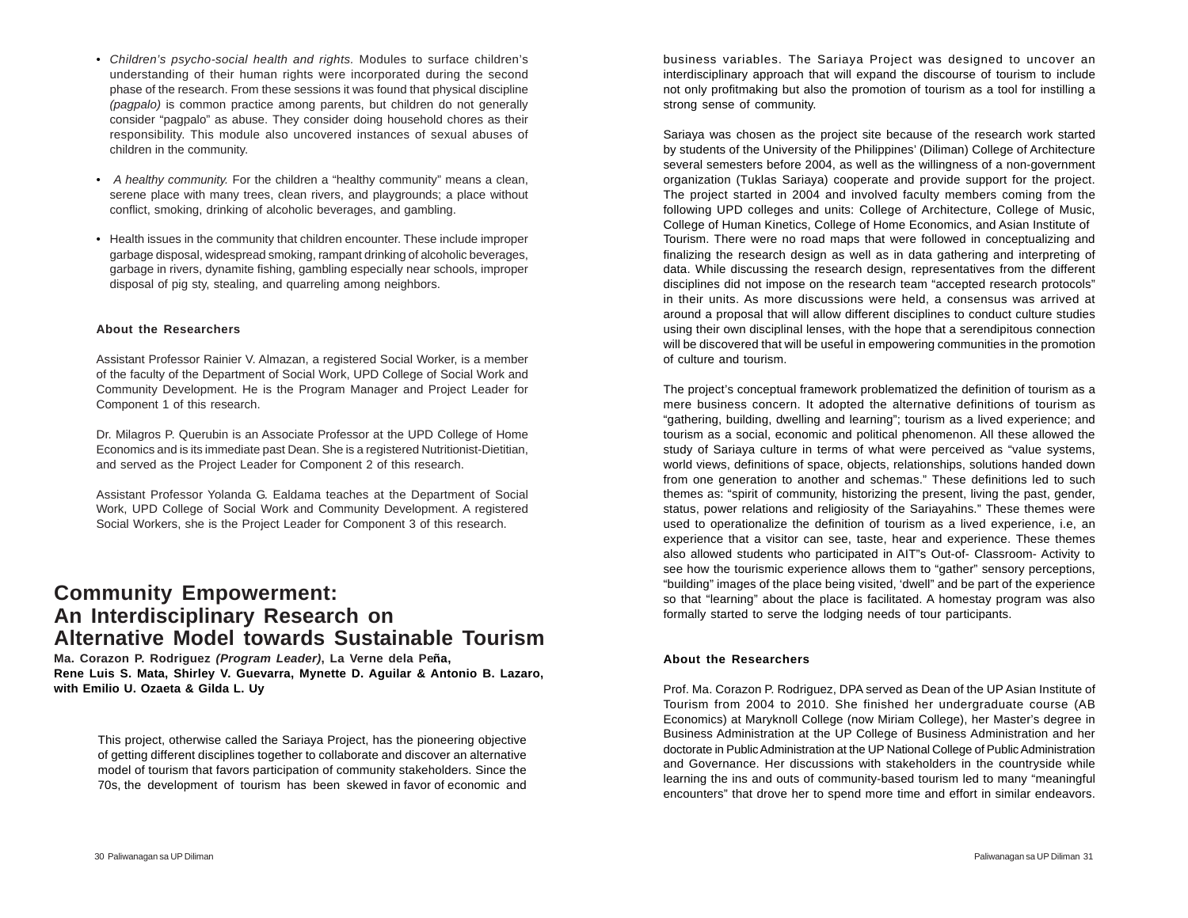- *Children's psycho-social health and rights.* Modules to surface children's understanding of their human rights were incorporated during the second phase of the research. From these sessions it was found that physical discipline *(pagpalo)* is common practice among parents, but children do not generally consider "pagpalo" as abuse. They consider doing household chores as their responsibility. This module also uncovered instances of sexual abuses of children in the community.

- *A healthy community.* For the children a "healthy community" means a clean, serene place with many trees, clean rivers, and playgrounds; a place without conflict, smoking, drinking of alcoholic beverages, and gambling.

- Health issues in the community that children encounter. These include improper garbage disposal, widespread smoking, rampant drinking of alcoholic beverages, garbage in rivers, dynamite fishing, gambling especially near schools, improper disposal of pig sty, stealing, and quarreling among neighbors.

### About the Researchers

Assistant Professor Rainier V. Almazan, a registered Social Worker, is a member of the faculty of the Department of Social Work, UPD College of Social Work and Community Development. He is the Program Manager and Project Leader for Component 1 of this research.

Dr. Milagros P. Querubin is an Associate Professor at the UPD College of Home Economics and is its immediate past Dean. She is a registered Nutritionist-Dietitian, and served as the Project Leader for Component 2 of this research.

Assistant Professor Yolanda G. Ealdama teaches at the Department of Social Work, UPD College of Social Work and Community Development. A registered Social Workers, she is the Project Leader for Component 3 of this research.

## Community Empowerment: An Interdisciplinary Research on Alternative Model towards Sustainable Tourism

**Ma. Corazon P. Rodriguez *(Program Leader)*, La Verne dela Peña, Rene Luis S. Mata, Shirley V. Guevarra, Mynette D. Aguilar & Antonio B. Lazaro, with Emilio U. Ozaeta & Gilda L. Uy**

This project, otherwise called the Sariaya Project, has the pioneering objective of getting different disciplines together to collaborate and discover an alternative model of tourism that favors participation of community stakeholders. Since the 70s, the development of tourism has been skewed in favor of economic and business variables. The Sariaya Project was designed to uncover an interdisciplinary approach that will expand the discourse of tourism to include not only profitmaking but also the promotion of tourism as a tool for instilling a strong sense of community.

Sariaya was chosen as the project site because of the research work started by students of the University of the Philippines' (Diliman) College of Architecture several semesters before 2004, as well as the willingness of a non-government organization (Tuklas Sariaya) cooperate and provide support for the project. The project started in 2004 and involved faculty members coming from the following UPD colleges and units: College of Architecture, College of Music, College of Human Kinetics, College of Home Economics, and Asian Institute of Tourism. There were no road maps that were followed in conceptualizing and finalizing the research design as well as in data gathering and interpreting of data. While discussing the research design, representatives from the different disciplines did not impose on the research team "accepted research protocols" in their units. As more discussions were held, a consensus was arrived at around a proposal that will allow different disciplines to conduct culture studies using their own disciplinal lenses, with the hope that a serendipitous connection will be discovered that will be useful in empowering communities in the promotion of culture and tourism.

The project's conceptual framework problematized the definition of tourism as a mere business concern. It adopted the alternative definitions of tourism as "gathering, building, dwelling and learning"; tourism as a lived experience; and tourism as a social, economic and political phenomenon. All these allowed the study of Sariaya culture in terms of what were perceived as "value systems, world views, definitions of space, objects, relationships, solutions handed down from one generation to another and schemas." These definitions led to such themes as: "spirit of community, historizing the present, living the past, gender, status, power relations and religiosity of the Sariayahins." These themes were used to operationalize the definition of tourism as a lived experience, i.e, an experience that a visitor can see, taste, hear and experience. These themes also allowed students who participated in AIT"s Out-of- Classroom- Activity to see how the tourismic experience allows them to "gather" sensory perceptions, "building" images of the place being visited, 'dwell" and be part of the experience so that "learning" about the place is facilitated. A homestay program was also formally started to serve the lodging needs of tour participants.

### About the Researchers

Prof. Ma. Corazon P. Rodriguez, DPA served as Dean of the UP Asian Institute of Tourism from 2004 to 2010. She finished her undergraduate course (AB Economics) at Maryknoll College (now Miriam College), her Master's degree in Business Administration at the UP College of Business Administration and her doctorate in Public Administration at the UP National College of Public Administration and Governance. Her discussions with stakeholders in the countryside while learning the ins and outs of community-based tourism led to many "meaningful encounters" that drove her to spend more time and effort in similar endeavors.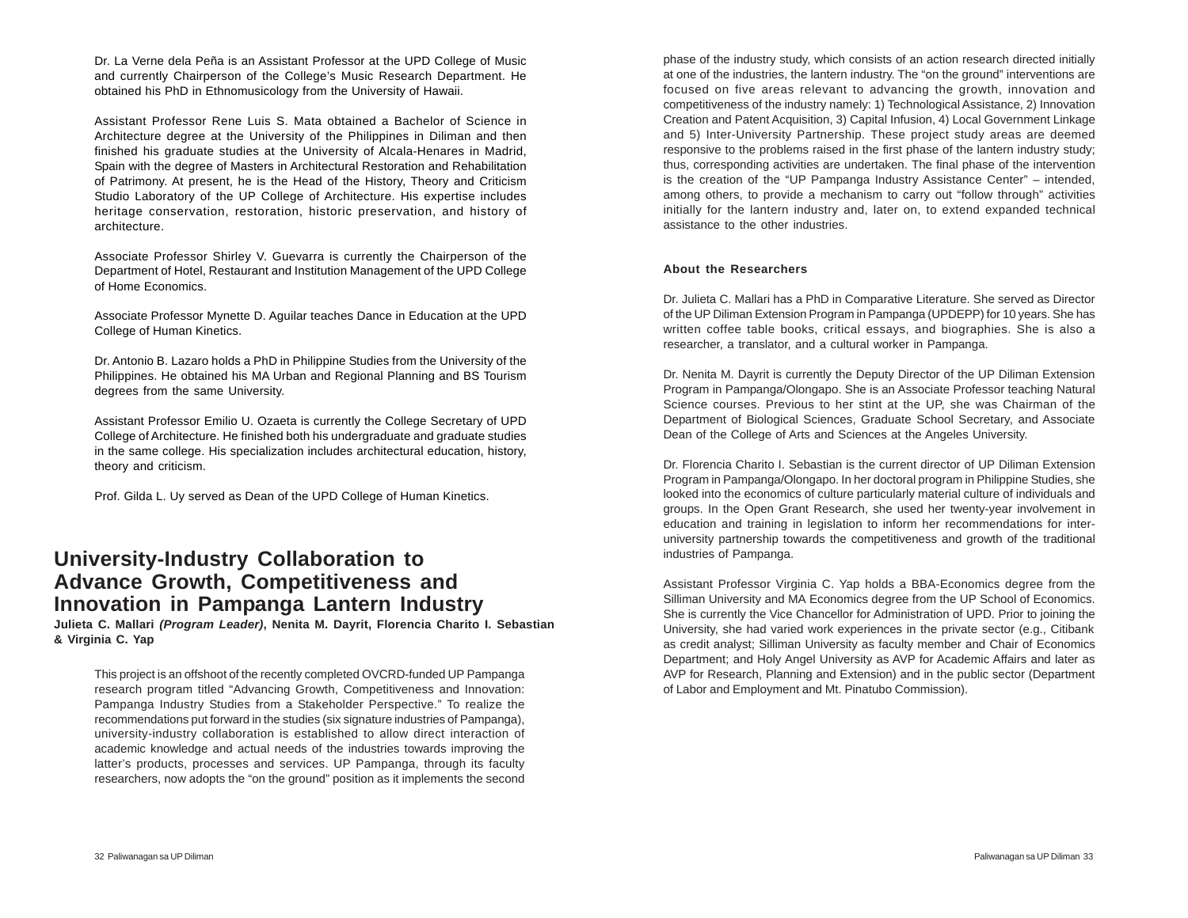Dr. La Verne dela Peña is an Assistant Professor at the UPD College of Music and currently Chairperson of the College's Music Research Department. He obtained his PhD in Ethnomusicology from the University of Hawaii.

Assistant Professor Rene Luis S. Mata obtained a Bachelor of Science in Architecture degree at the University of the Philippines in Diliman and then finished his graduate studies at the University of Alcala-Henares in Madrid, Spain with the degree of Masters in Architectural Restoration and Rehabilitation of Patrimony. At present, he is the Head of the History, Theory and Criticism Studio Laboratory of the UP College of Architecture. His expertise includes heritage conservation, restoration, historic preservation, and history of architecture.

Associate Professor Shirley V. Guevarra is currently the Chairperson of the Department of Hotel, Restaurant and Institution Management of the UPD College of Home Economics.

Associate Professor Mynette D. Aguilar teaches Dance in Education at the UPD College of Human Kinetics.

Dr. Antonio B. Lazaro holds a PhD in Philippine Studies from the University of the Philippines. He obtained his MA Urban and Regional Planning and BS Tourism degrees from the same University.

Assistant Professor Emilio U. Ozaeta is currently the College Secretary of UPD College of Architecture. He finished both his undergraduate and graduate studies in the same college. His specialization includes architectural education, history, theory and criticism.

Prof. Gilda L. Uy served as Dean of the UPD College of Human Kinetics.

## University-Industry Collaboration to Advance Growth, Competitiveness and Innovation in Pampanga Lantern Industry

**Julieta C. Mallari *(Program Leader)*, Nenita M. Dayrit, Florencia Charito I. Sebastian & Virginia C. Yap**

This project is an offshoot of the recently completed OVCRD-funded UP Pampanga research program titled "Advancing Growth, Competitiveness and Innovation: Pampanga Industry Studies from a Stakeholder Perspective." To realize the recommendations put forward in the studies (six signature industries of Pampanga), university-industry collaboration is established to allow direct interaction of academic knowledge and actual needs of the industries towards improving the latter's products, processes and services. UP Pampanga, through its faculty researchers, now adopts the "on the ground" position as it implements the second phase of the industry study, which consists of an action research directed initially at one of the industries, the lantern industry. The "on the ground" interventions are focused on five areas relevant to advancing the growth, innovation and competitiveness of the industry namely: 1) Technological Assistance, 2) Innovation Creation and Patent Acquisition, 3) Capital Infusion, 4) Local Government Linkage and 5) Inter-University Partnership. These project study areas are deemed responsive to the problems raised in the first phase of the lantern industry study; thus, corresponding activities are undertaken. The final phase of the intervention is the creation of the "UP Pampanga Industry Assistance Center" – intended, among others, to provide a mechanism to carry out "follow through" activities initially for the lantern industry and, later on, to extend expanded technical assistance to the other industries.

#### About the Researchers

Dr. Julieta C. Mallari has a PhD in Comparative Literature. She served as Director of the UP Diliman Extension Program in Pampanga (UPDEPP) for 10 years. She has written coffee table books, critical essays, and biographies. She is also a researcher, a translator, and a cultural worker in Pampanga.

Dr. Nenita M. Dayrit is currently the Deputy Director of the UP Diliman Extension Program in Pampanga/Olongapo. She is an Associate Professor teaching Natural Science courses. Previous to her stint at the UP, she was Chairman of the Department of Biological Sciences, Graduate School Secretary, and Associate Dean of the College of Arts and Sciences at the Angeles University.

Dr. Florencia Charito I. Sebastian is the current director of UP Diliman Extension Program in Pampanga/Olongapo. In her doctoral program in Philippine Studies, she looked into the economics of culture particularly material culture of individuals and groups. In the Open Grant Research, she used her twenty-year involvement in education and training in legislation to inform her recommendations for inter-university partnership towards the competitiveness and growth of the traditional industries of Pampanga.

Assistant Professor Virginia C. Yap holds a BBA-Economics degree from the Silliman University and MA Economics degree from the UP School of Economics. She is currently the Vice Chancellor for Administration of UPD. Prior to joining the University, she had varied work experiences in the private sector (e.g., Citibank as credit analyst; Silliman University as faculty member and Chair of Economics Department; and Holy Angel University as AVP for Academic Affairs and later as AVP for Research, Planning and Extension) and in the public sector (Department of Labor and Employment and Mt. Pinatubo Commission).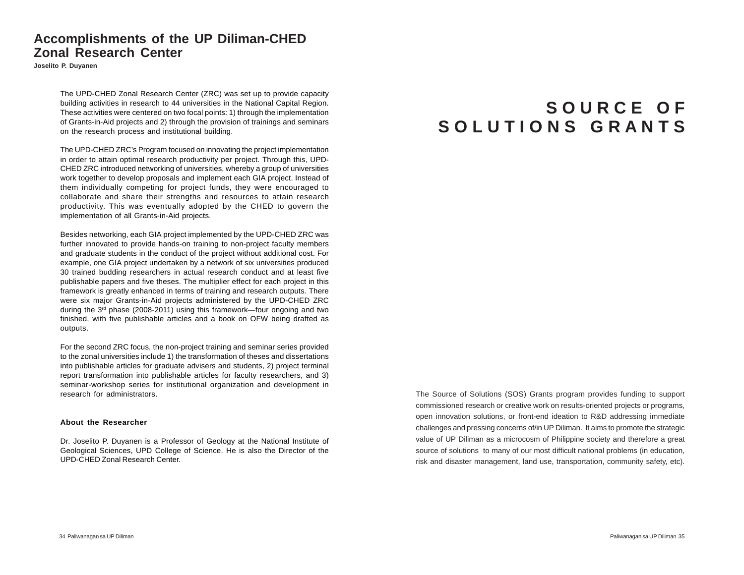# Accomplishments of the UP Diliman-CHED Zonal Research Center

**Joselito P. Duyanen**

The UPD-CHED Zonal Research Center (ZRC) was set up to provide capacity building activities in research to 44 universities in the National Capital Region. These activities were centered on two focal points: 1) through the implementation of Grants-in-Aid projects and 2) through the provision of trainings and seminars on the research process and institutional building.

The UPD-CHED ZRC's Program focused on innovating the project implementation in order to attain optimal research productivity per project. Through this, UPD-CHED ZRC introduced networking of universities, whereby a group of universities work together to develop proposals and implement each GIA project. Instead of them individually competing for project funds, they were encouraged to collaborate and share their strengths and resources to attain research productivity. This was eventually adopted by the CHED to govern the implementation of all Grants-in-Aid projects.

Besides networking, each GIA project implemented by the UPD-CHED ZRC was further innovated to provide hands-on training to non-project faculty members and graduate students in the conduct of the project without additional cost. For example, one GIA project undertaken by a network of six universities produced 30 trained budding researchers in actual research conduct and at least five publishable papers and five theses. The multiplier effect for each project in this framework is greatly enhanced in terms of training and research outputs. There were six major Grants-in-Aid projects administered by the UPD-CHED ZRC during the 3rd phase (2008-2011) using this framework—four ongoing and two finished, with five publishable articles and a book on OFW being drafted as outputs.

For the second ZRC focus, the non-project training and seminar series provided to the zonal universities include 1) the transformation of theses and dissertations into publishable articles for graduate advisers and students, 2) project terminal report transformation into publishable articles for faculty researchers, and 3) seminar-workshop series for institutional organization and development in research for administrators.

**About the Researcher**

Dr. Joselito P. Duyanen is a Professor of Geology at the National Institute of Geological Sciences, UPD College of Science. He is also the Director of the UPD-CHED Zonal Research Center.

# SOURCE OF SOLUTIONS GRANTS

The Source of Solutions (SOS) Grants program provides funding to support commissioned research or creative work on results-oriented projects or programs, open innovation solutions, or front-end ideation to R&D addressing immediate challenges and pressing concerns of/in UP Diliman. It aims to promote the strategic value of UP Diliman as a microcosm of Philippine society and therefore a great source of solutions to many of our most difficult national problems (in education, risk and disaster management, land use, transportation, community safety, etc).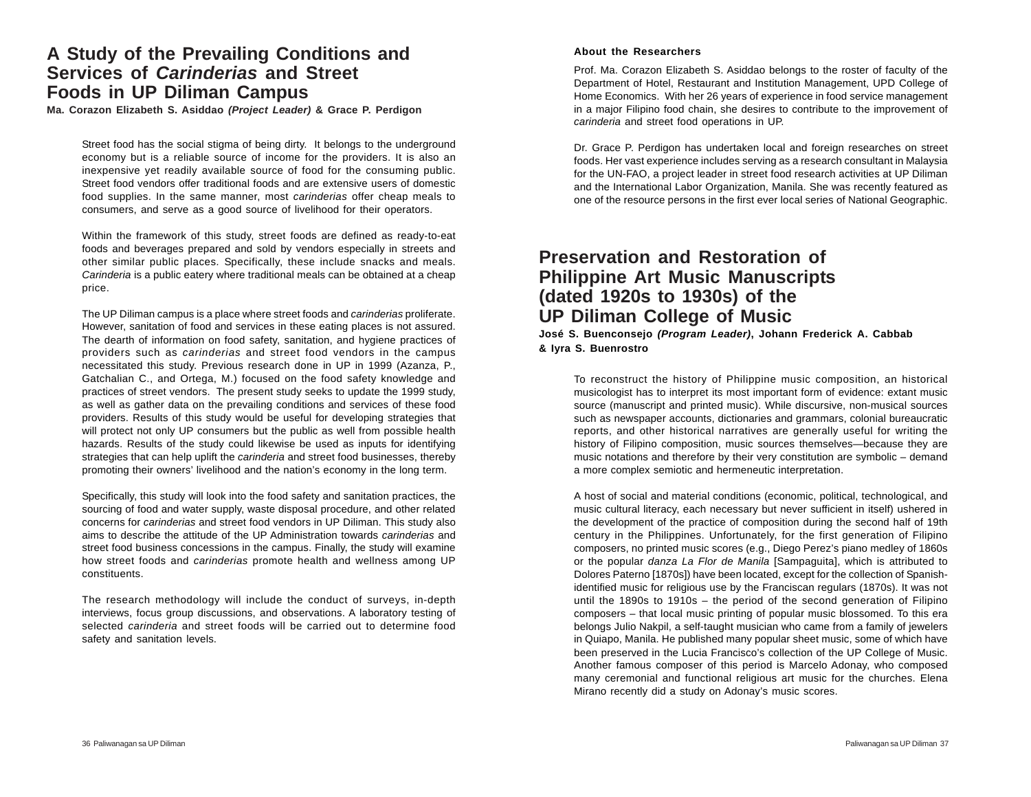## A Study of the Prevailing Conditions and Services of *Carinderias* and Street Foods in UP Diliman Campus

**Ma. Corazon Elizabeth S. Asiddao *(Project Leader)* & Grace P. Perdigon**

Street food has the social stigma of being dirty. It belongs to the underground economy but is a reliable source of income for the providers. It is also an inexpensive yet readily available source of food for the consuming public. Street food vendors offer traditional foods and are extensive users of domestic food supplies. In the same manner, most *carinderias* offer cheap meals to consumers, and serve as a good source of livelihood for their operators.

Within the framework of this study, street foods are defined as ready-to-eat foods and beverages prepared and sold by vendors especially in streets and other similar public places. Specifically, these include snacks and meals. *Carinderia* is a public eatery where traditional meals can be obtained at a cheap price.

The UP Diliman campus is a place where street foods and *carinderias* proliferate. However, sanitation of food and services in these eating places is not assured. The dearth of information on food safety, sanitation, and hygiene practices of providers such as *carinderias* and street food vendors in the campus necessitated this study. Previous research done in UP in 1999 (Azanza, P., Gatchalian C., and Ortega, M.) focused on the food safety knowledge and practices of street vendors. The present study seeks to update the 1999 study, as well as gather data on the prevailing conditions and services of these food providers. Results of this study would be useful for developing strategies that will protect not only UP consumers but the public as well from possible health hazards. Results of the study could likewise be used as inputs for identifying strategies that can help uplift the *carinderia* and street food businesses, thereby promoting their owners' livelihood and the nation's economy in the long term.

Specifically, this study will look into the food safety and sanitation practices, the sourcing of food and water supply, waste disposal procedure, and other related concerns for *carinderias* and street food vendors in UP Diliman. This study also aims to describe the attitude of the UP Administration towards *carinderias* and street food business concessions in the campus. Finally, the study will examine how street foods and *carinderias* promote health and wellness among UP constituents.

The research methodology will include the conduct of surveys, in-depth interviews, focus group discussions, and observations. A laboratory testing of selected *carinderia* and street foods will be carried out to determine food safety and sanitation levels.

#### About the Researchers

Prof. Ma. Corazon Elizabeth S. Asiddao belongs to the roster of faculty of the Department of Hotel, Restaurant and Institution Management, UPD College of Home Economics. With her 26 years of experience in food service management in a major Filipino food chain, she desires to contribute to the improvement of *carinderia* and street food operations in UP.

Dr. Grace P. Perdigon has undertaken local and foreign researches on street foods. Her vast experience includes serving as a research consultant in Malaysia for the UN-FAO, a project leader in street food research activities at UP Diliman and the International Labor Organization, Manila. She was recently featured as one of the resource persons in the first ever local series of National Geographic.

## Preservation and Restoration of Philippine Art Music Manuscripts (dated 1920s to 1930s) of the UP Diliman College of Music

**José S. Buenconsejo *(Program Leader)*, Johann Frederick A. Cabbab & Iyra S. Buenrostro**

To reconstruct the history of Philippine music composition, an historical musicologist has to interpret its most important form of evidence: extant music source (manuscript and printed music). While discursive, non-musical sources such as newspaper accounts, dictionaries and grammars, colonial bureaucratic reports, and other historical narratives are generally useful for writing the history of Filipino composition, music sources themselves—because they are music notations and therefore by their very constitution are symbolic – demand a more complex semiotic and hermeneutic interpretation.

A host of social and material conditions (economic, political, technological, and music cultural literacy, each necessary but never sufficient in itself) ushered in the development of the practice of composition during the second half of 19th century in the Philippines. Unfortunately, for the first generation of Filipino composers, no printed music scores (e.g., Diego Perez's piano medley of 1860s or the popular *danza La Flor de Manila* [Sampaguita], which is attributed to Dolores Paterno [1870s]) have been located, except for the collection of Spanish-identified music for religious use by the Franciscan regulars (1870s). It was not until the 1890s to 1910s – the period of the second generation of Filipino composers – that local music printing of popular music blossomed. To this era belongs Julio Nakpil, a self-taught musician who came from a family of jewelers in Quiapo, Manila. He published many popular sheet music, some of which have been preserved in the Lucia Francisco's collection of the UP College of Music. Another famous composer of this period is Marcelo Adonay, who composed many ceremonial and functional religious art music for the churches. Elena Mirano recently did a study on Adonay's music scores.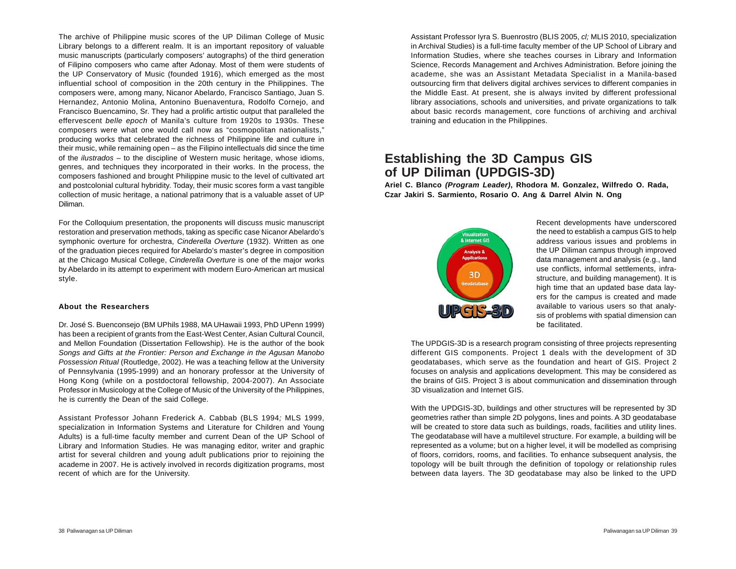The archive of Philippine music scores of the UP Diliman College of Music Library belongs to a different realm. It is an important repository of valuable music manuscripts (particularly composers' autographs) of the third generation of Filipino composers who came after Adonay. Most of them were students of the UP Conservatory of Music (founded 1916), which emerged as the most influential school of composition in the 20th century in the Philippines. The composers were, among many, Nicanor Abelardo, Francisco Santiago, Juan S. Hernandez, Antonio Molina, Antonino Buenaventura, Rodolfo Cornejo, and Francisco Buencamino, Sr. They had a prolific artistic output that paralleled the effervescent *belle epoch* of Manila's culture from 1920s to 1930s. These composers were what one would call now as "cosmopolitan nationalists," producing works that celebrated the richness of Philippine life and culture in their music, while remaining open – as the Filipino intellectuals did since the time of the *ilustrados* – to the discipline of Western music heritage, whose idioms, genres, and techniques they incorporated in their works. In the process, the composers fashioned and brought Philippine music to the level of cultivated art and postcolonial cultural hybridity. Today, their music scores form a vast tangible collection of music heritage, a national patrimony that is a valuable asset of UP Diliman.

For the Colloquium presentation, the proponents will discuss music manuscript restoration and preservation methods, taking as specific case Nicanor Abelardo's symphonic overture for orchestra, *Cinderella Overture* (1932). Written as one of the graduation pieces required for Abelardo's master's degree in composition at the Chicago Musical College, *Cinderella Overture* is one of the major works by Abelardo in its attempt to experiment with modern Euro-American art musical style.

**About the Researchers**

Dr. José S. Buenconsejo (BM UPhils 1988, MA UHawaii 1993, PhD UPenn 1999) has been a recipient of grants from the East-West Center, Asian Cultural Council, and Mellon Foundation (Dissertation Fellowship). He is the author of the book *Songs and Gifts at the Frontier: Person and Exchange in the Agusan Manobo Possession Ritual* (Routledge, 2002). He was a teaching fellow at the University of Pennsylvania (1995-1999) and an honorary professor at the University of Hong Kong (while on a postdoctoral fellowship, 2004-2007). An Associate Professor in Musicology at the College of Music of the University of the Philippines, he is currently the Dean of the said College.

Assistant Professor Johann Frederick A. Cabbab (BLS 1994*;* MLS 1999, specialization in Information Systems and Literature for Children and Young Adults) is a full-time faculty member and current Dean of the UP School of Library and Information Studies. He was managing editor, writer and graphic artist for several children and young adult publications prior to rejoining the academe in 2007. He is actively involved in records digitization programs, most recent of which are for the University.

Assistant Professor Iyra S. Buenrostro (BLIS 2005, *cl;* MLIS 2010, specialization in Archival Studies) is a full-time faculty member of the UP School of Library and Information Studies, where she teaches courses in Library and Information Science, Records Management and Archives Administration. Before joining the academe, she was an Assistant Metadata Specialist in a Manila-based outsourcing firm that delivers digital archives services to different companies in the Middle East. At present, she is always invited by different professional library associations, schools and universities, and private organizations to talk about basic records management, core functions of archiving and archival training and education in the Philippines.

## Establishing the 3D Campus GIS of UP Diliman (UPDGIS-3D)

**Ariel C. Blanco *(Program Leader)*, Rhodora M. Gonzalez, Wilfredo O. Rada, Czar Jakiri S. Sarmiento, Rosario O. Ang & Darrel Alvin N. Ong**

Recent developments have underscored the need to establish a campus GIS to help address various issues and problems in the UP Diliman campus through improved data management and analysis (e.g., land use conflicts, informal settlements, infrastructure, and building management). It is high time that an updated base data layers for the campus is created and made available to various users so that analysis of problems with spatial dimension can be facilitated.

The UPDGIS-3D is a research program consisting of three projects representing different GIS components. Project 1 deals with the development of 3D geodatabases, which serve as the foundation and heart of GIS. Project 2 focuses on analysis and applications development. This may be considered as the brains of GIS. Project 3 is about communication and dissemination through 3D visualization and Internet GIS.

With the UPDGIS-3D, buildings and other structures will be represented by 3D geometries rather than simple 2D polygons, lines and points. A 3D geodatabase will be created to store data such as buildings, roads, facilities and utility lines. The geodatabase will have a multilevel structure. For example, a building will be represented as a volume; but on a higher level, it will be modelled as comprising of floors, corridors, rooms, and facilities. To enhance subsequent analysis, the topology will be built through the definition of topology or relationship rules between data layers. The 3D geodatabase may also be linked to the UPD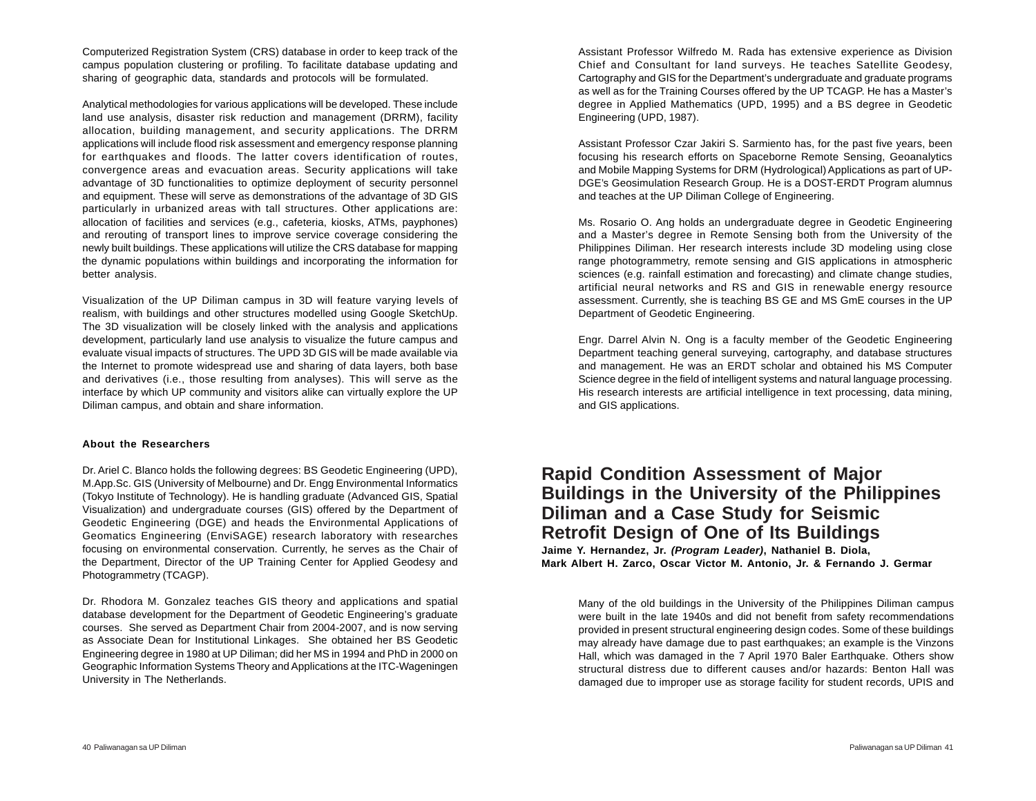Computerized Registration System (CRS) database in order to keep track of the campus population clustering or profiling. To facilitate database updating and sharing of geographic data, standards and protocols will be formulated.

Analytical methodologies for various applications will be developed. These include land use analysis, disaster risk reduction and management (DRRM), facility allocation, building management, and security applications. The DRRM applications will include flood risk assessment and emergency response planning for earthquakes and floods. The latter covers identification of routes, convergence areas and evacuation areas. Security applications will take advantage of 3D functionalities to optimize deployment of security personnel and equipment. These will serve as demonstrations of the advantage of 3D GIS particularly in urbanized areas with tall structures. Other applications are: allocation of facilities and services (e.g., cafeteria, kiosks, ATMs, payphones) and rerouting of transport lines to improve service coverage considering the newly built buildings. These applications will utilize the CRS database for mapping the dynamic populations within buildings and incorporating the information for better analysis.

Visualization of the UP Diliman campus in 3D will feature varying levels of realism, with buildings and other structures modelled using Google SketchUp. The 3D visualization will be closely linked with the analysis and applications development, particularly land use analysis to visualize the future campus and evaluate visual impacts of structures. The UPD 3D GIS will be made available via the Internet to promote widespread use and sharing of data layers, both base and derivatives (i.e., those resulting from analyses). This will serve as the interface by which UP community and visitors alike can virtually explore the UP Diliman campus, and obtain and share information.

**About the Researchers**

Dr. Ariel C. Blanco holds the following degrees: BS Geodetic Engineering (UPD), M.App.Sc. GIS (University of Melbourne) and Dr. Engg Environmental Informatics (Tokyo Institute of Technology). He is handling graduate (Advanced GIS, Spatial Visualization) and undergraduate courses (GIS) offered by the Department of Geodetic Engineering (DGE) and heads the Environmental Applications of Geomatics Engineering (EnviSAGE) research laboratory with researches focusing on environmental conservation. Currently, he serves as the Chair of the Department, Director of the UP Training Center for Applied Geodesy and Photogrammetry (TCAGP).

Dr. Rhodora M. Gonzalez teaches GIS theory and applications and spatial database development for the Department of Geodetic Engineering's graduate courses. She served as Department Chair from 2004-2007, and is now serving as Associate Dean for Institutional Linkages. She obtained her BS Geodetic Engineering degree in 1980 at UP Diliman; did her MS in 1994 and PhD in 2000 on Geographic Information Systems Theory and Applications at the ITC-Wageningen University in The Netherlands.

Assistant Professor Wilfredo M. Rada has extensive experience as Division Chief and Consultant for land surveys. He teaches Satellite Geodesy, Cartography and GIS for the Department's undergraduate and graduate programs as well as for the Training Courses offered by the UP TCAGP. He has a Master's degree in Applied Mathematics (UPD, 1995) and a BS degree in Geodetic Engineering (UPD, 1987).

Assistant Professor Czar Jakiri S. Sarmiento has, for the past five years, been focusing his research efforts on Spaceborne Remote Sensing, Geoanalytics and Mobile Mapping Systems for DRM (Hydrological) Applications as part of UP-DGE's Geosimulation Research Group. He is a DOST-ERDT Program alumnus and teaches at the UP Diliman College of Engineering.

Ms. Rosario O. Ang holds an undergraduate degree in Geodetic Engineering and a Master's degree in Remote Sensing both from the University of the Philippines Diliman. Her research interests include 3D modeling using close range photogrammetry, remote sensing and GIS applications in atmospheric sciences (e.g. rainfall estimation and forecasting) and climate change studies, artificial neural networks and RS and GIS in renewable energy resource assessment. Currently, she is teaching BS GE and MS GmE courses in the UP Department of Geodetic Engineering.

Engr. Darrel Alvin N. Ong is a faculty member of the Geodetic Engineering Department teaching general surveying, cartography, and database structures and management. He was an ERDT scholar and obtained his MS Computer Science degree in the field of intelligent systems and natural language processing. His research interests are artificial intelligence in text processing, data mining, and GIS applications.

# Rapid Condition Assessment of Major Buildings in the University of the Philippines Diliman and a Case Study for Seismic Retrofit Design of One of Its Buildings

**Jaime Y. Hernandez, Jr. *(Program Leader)*, Nathaniel B. Diola, Mark Albert H. Zarco, Oscar Victor M. Antonio, Jr. & Fernando J. Germar**

Many of the old buildings in the University of the Philippines Diliman campus were built in the late 1940s and did not benefit from safety recommendations provided in present structural engineering design codes. Some of these buildings may already have damage due to past earthquakes; an example is the Vinzons Hall, which was damaged in the 7 April 1970 Baler Earthquake. Others show structural distress due to different causes and/or hazards: Benton Hall was damaged due to improper use as storage facility for student records, UPIS and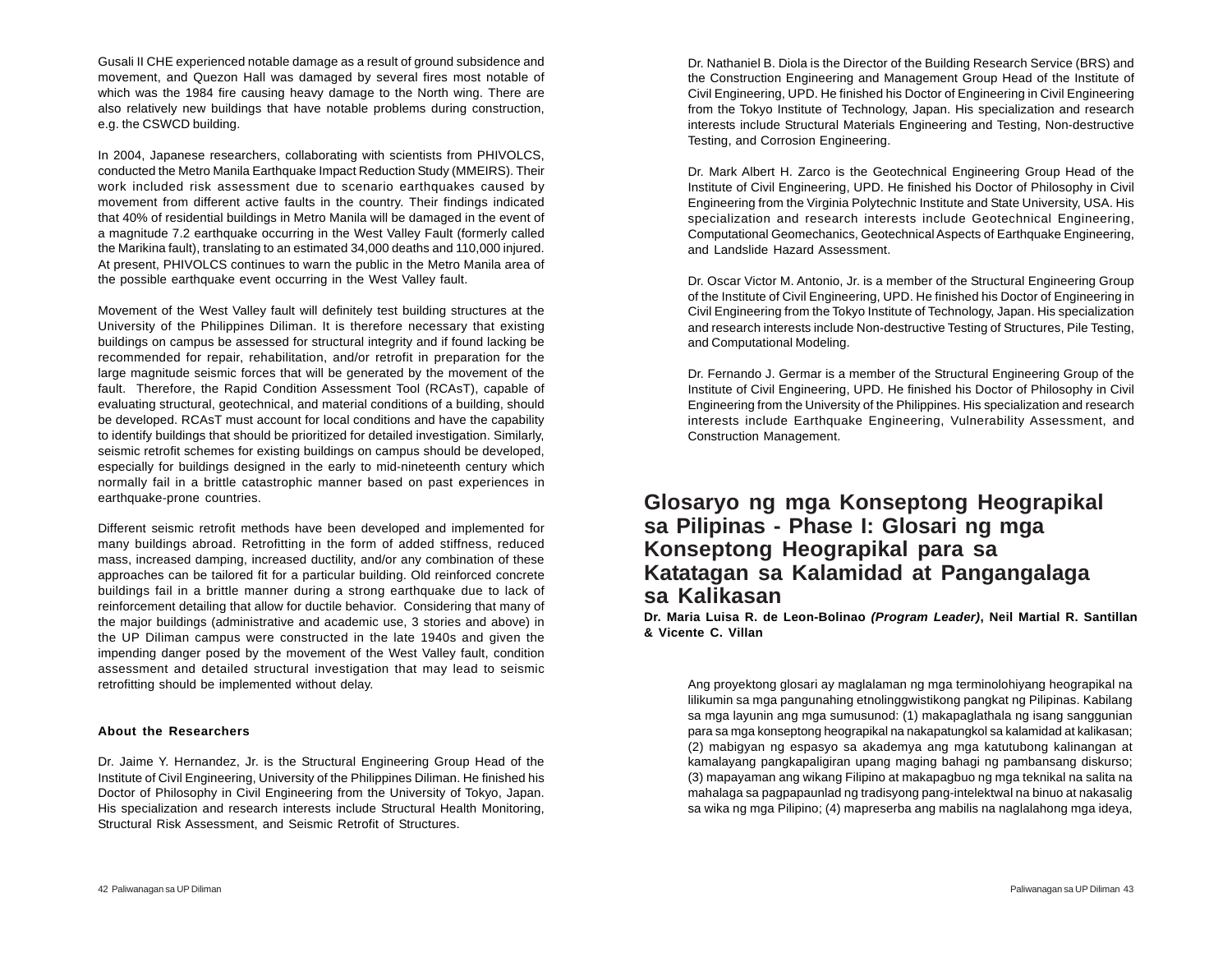Gusali II CHE experienced notable damage as a result of ground subsidence and movement, and Quezon Hall was damaged by several fires most notable of which was the 1984 fire causing heavy damage to the North wing. There are also relatively new buildings that have notable problems during construction, e.g. the CSWCD building.

In 2004, Japanese researchers, collaborating with scientists from PHIVOLCS, conducted the Metro Manila Earthquake Impact Reduction Study (MMEIRS). Their work included risk assessment due to scenario earthquakes caused by movement from different active faults in the country. Their findings indicated that 40% of residential buildings in Metro Manila will be damaged in the event of a magnitude 7.2 earthquake occurring in the West Valley Fault (formerly called the Marikina fault), translating to an estimated 34,000 deaths and 110,000 injured. At present, PHIVOLCS continues to warn the public in the Metro Manila area of the possible earthquake event occurring in the West Valley fault.

Movement of the West Valley fault will definitely test building structures at the University of the Philippines Diliman. It is therefore necessary that existing buildings on campus be assessed for structural integrity and if found lacking be recommended for repair, rehabilitation, and/or retrofit in preparation for the large magnitude seismic forces that will be generated by the movement of the fault. Therefore, the Rapid Condition Assessment Tool (RCAsT), capable of evaluating structural, geotechnical, and material conditions of a building, should be developed. RCAsT must account for local conditions and have the capability to identify buildings that should be prioritized for detailed investigation. Similarly, seismic retrofit schemes for existing buildings on campus should be developed, especially for buildings designed in the early to mid-nineteenth century which normally fail in a brittle catastrophic manner based on past experiences in earthquake-prone countries.

Different seismic retrofit methods have been developed and implemented for many buildings abroad. Retrofitting in the form of added stiffness, reduced mass, increased damping, increased ductility, and/or any combination of these approaches can be tailored fit for a particular building. Old reinforced concrete buildings fail in a brittle manner during a strong earthquake due to lack of reinforcement detailing that allow for ductile behavior. Considering that many of the major buildings (administrative and academic use, 3 stories and above) in the UP Diliman campus were constructed in the late 1940s and given the impending danger posed by the movement of the West Valley fault, condition assessment and detailed structural investigation that may lead to seismic retrofitting should be implemented without delay.

**About the Researchers**

Dr. Jaime Y. Hernandez, Jr. is the Structural Engineering Group Head of the Institute of Civil Engineering, University of the Philippines Diliman. He finished his Doctor of Philosophy in Civil Engineering from the University of Tokyo, Japan. His specialization and research interests include Structural Health Monitoring, Structural Risk Assessment, and Seismic Retrofit of Structures.

Dr. Nathaniel B. Diola is the Director of the Building Research Service (BRS) and the Construction Engineering and Management Group Head of the Institute of Civil Engineering, UPD. He finished his Doctor of Engineering in Civil Engineering from the Tokyo Institute of Technology, Japan. His specialization and research interests include Structural Materials Engineering and Testing, Non-destructive Testing, and Corrosion Engineering.

Dr. Mark Albert H. Zarco is the Geotechnical Engineering Group Head of the Institute of Civil Engineering, UPD. He finished his Doctor of Philosophy in Civil Engineering from the Virginia Polytechnic Institute and State University, USA. His specialization and research interests include Geotechnical Engineering, Computational Geomechanics, Geotechnical Aspects of Earthquake Engineering, and Landslide Hazard Assessment.

Dr. Oscar Victor M. Antonio, Jr. is a member of the Structural Engineering Group of the Institute of Civil Engineering, UPD. He finished his Doctor of Engineering in Civil Engineering from the Tokyo Institute of Technology, Japan. His specialization and research interests include Non-destructive Testing of Structures, Pile Testing, and Computational Modeling.

Dr. Fernando J. Germar is a member of the Structural Engineering Group of the Institute of Civil Engineering, UPD. He finished his Doctor of Philosophy in Civil Engineering from the University of the Philippines. His specialization and research interests include Earthquake Engineering, Vulnerability Assessment, and Construction Management.

## Glosaryo ng mga Konseptong Heograpikal sa Pilipinas - Phase I: Glosari ng mga Konseptong Heograpikal para sa Katatagan sa Kalamidad at Pangangalaga sa Kalikasan

**Dr. Maria Luisa R. de Leon-Bolinao *(Program Leader)*, Neil Martial R. Santillan & Vicente C. Villan**

Ang proyektong glosari ay maglalaman ng mga terminolohiyang heograpikal na lilikumin sa mga pangunahing etnolinggwistikong pangkat ng Pilipinas. Kabilang sa mga layunin ang mga sumusunod: (1) makapaglathala ng isang sanggunian para sa mga konseptong heograpikal na nakapatungkol sa kalamidad at kalikasan; (2) mabigyan ng espasyo sa akademya ang mga katutubong kalinangan at kamalayang pangkapaligiran upang maging bahagi ng pambansang diskurso; (3) mapayaman ang wikang Filipino at makapagbuo ng mga teknikal na salita na mahalaga sa pagpapaunlad ng tradisyong pang-intelektwal na binuo at nakasalig sa wika ng mga Pilipino; (4) mapreserba ang mabilis na naglalahong mga ideya,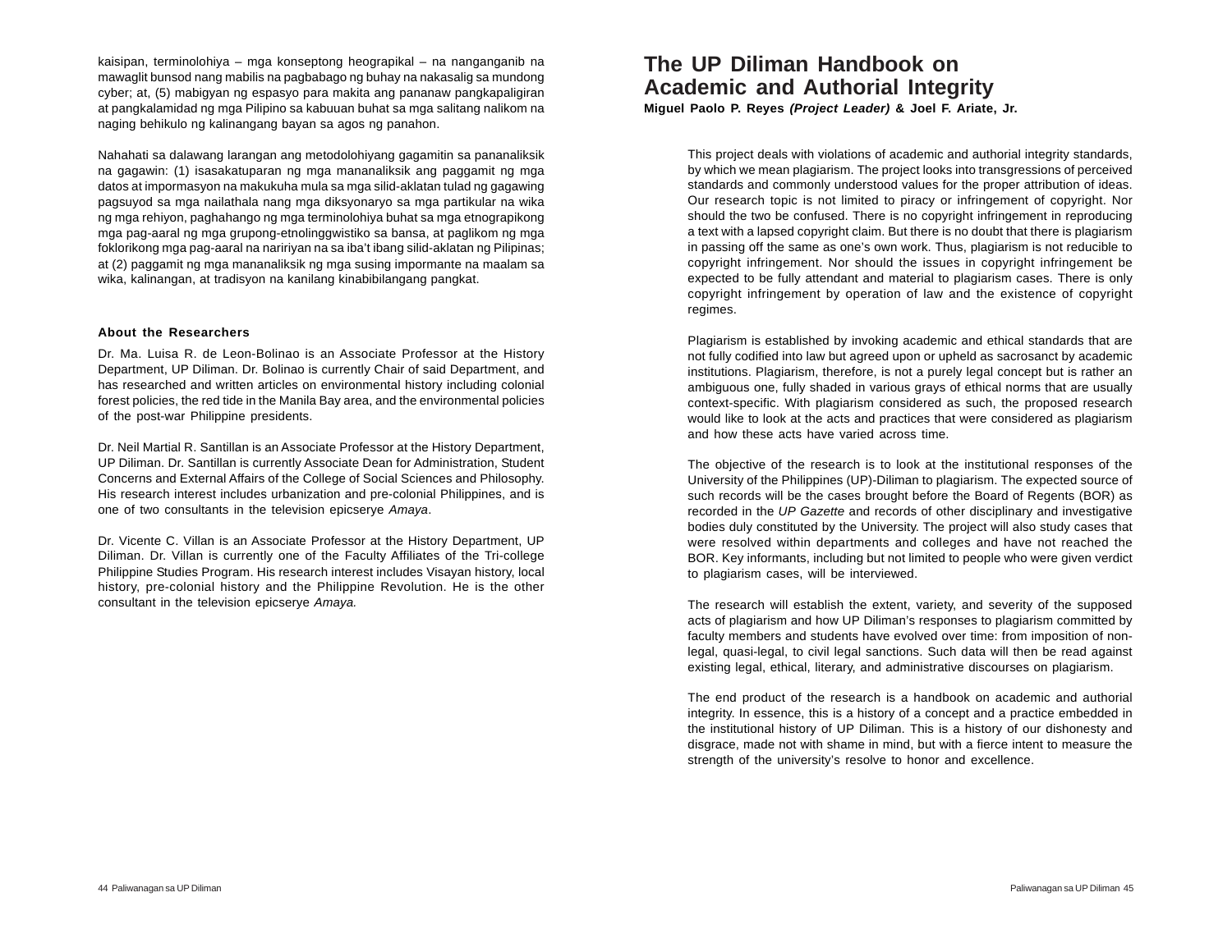kaisipan, terminolohiya – mga konseptong heograpikal – na nanganganib na mawaglit bunsod nang mabilis na pagbabago ng buhay na nakasalig sa mundong cyber; at, (5) mabigyan ng espasyo para makita ang pananaw pangkapaligiran at pangkalamidad ng mga Pilipino sa kabuuan buhat sa mga salitang nalikom na naging behikulo ng kalinangang bayan sa agos ng panahon.

Nahahati sa dalawang larangan ang metodolohiyang gagamitin sa pananaliksik na gagawin: (1) isasakatuparan ng mga mananaliksik ang paggamit ng mga datos at impormasyon na makukuha mula sa mga silid-aklatan tulad ng gagawing pagsuyod sa mga nailathala nang mga diksyonaryo sa mga partikular na wika ng mga rehiyon, paghahango ng mga terminolohiya buhat sa mga etnograpikong mga pag-aaral ng mga grupong-etnolinggwistiko sa bansa, at paglikom ng mga fokIorikong mga pag-aaral na naririyan na sa iba't ibang silid-aklatan ng Pilipinas; at (2) paggamit ng mga mananaliksik ng mga susing impormante na maalam sa wika, kalinangan, at tradisyon na kanilang kinabibilangang pangkat.

**About the Researchers**

Dr. Ma. Luisa R. de Leon-Bolinao is an Associate Professor at the History Department, UP Diliman. Dr. Bolinao is currently Chair of said Department, and has researched and written articles on environmental history including colonial forest policies, the red tide in the Manila Bay area, and the environmental policies of the post-war Philippine presidents.

Dr. Neil Martial R. Santillan is an Associate Professor at the History Department, UP Diliman. Dr. Santillan is currently Associate Dean for Administration, Student Concerns and External Affairs of the College of Social Sciences and Philosophy. His research interest includes urbanization and pre-colonial Philippines, and is one of two consultants in the television epicserye *Amaya*.

Dr. Vicente C. Villan is an Associate Professor at the History Department, UP Diliman. Dr. Villan is currently one of the Faculty Affiliates of the Tri-college Philippine Studies Program. His research interest includes Visayan history, local history, pre-colonial history and the Philippine Revolution. He is the other consultant in the television epicserye *Amaya.*

## The UP Diliman Handbook on Academic and Authorial Integrity

**Miguel Paolo P. Reyes *(Project Leader)* & Joel F. Ariate, Jr.**

This project deals with violations of academic and authorial integrity standards, by which we mean plagiarism. The project looks into transgressions of perceived standards and commonly understood values for the proper attribution of ideas. Our research topic is not limited to piracy or infringement of copyright. Nor should the two be confused. There is no copyright infringement in reproducing a text with a lapsed copyright claim. But there is no doubt that there is plagiarism in passing off the same as one's own work. Thus, plagiarism is not reducible to copyright infringement. Nor should the issues in copyright infringement be expected to be fully attendant and material to plagiarism cases. There is only copyright infringement by operation of law and the existence of copyright regimes.

Plagiarism is established by invoking academic and ethical standards that are not fully codified into law but agreed upon or upheld as sacrosanct by academic institutions. Plagiarism, therefore, is not a purely legal concept but is rather an ambiguous one, fully shaded in various grays of ethical norms that are usually context-specific. With plagiarism considered as such, the proposed research would like to look at the acts and practices that were considered as plagiarism and how these acts have varied across time.

The objective of the research is to look at the institutional responses of the University of the Philippines (UP)-Diliman to plagiarism. The expected source of such records will be the cases brought before the Board of Regents (BOR) as recorded in the *UP Gazette* and records of other disciplinary and investigative bodies duly constituted by the University. The project will also study cases that were resolved within departments and colleges and have not reached the BOR. Key informants, including but not limited to people who were given verdict to plagiarism cases, will be interviewed.

The research will establish the extent, variety, and severity of the supposed acts of plagiarism and how UP Diliman's responses to plagiarism committed by faculty members and students have evolved over time: from imposition of non-legal, quasi-legal, to civil legal sanctions. Such data will then be read against existing legal, ethical, literary, and administrative discourses on plagiarism.

The end product of the research is a handbook on academic and authorial integrity. In essence, this is a history of a concept and a practice embedded in the institutional history of UP Diliman. This is a history of our dishonesty and disgrace, made not with shame in mind, but with a fierce intent to measure the strength of the university's resolve to honor and excellence.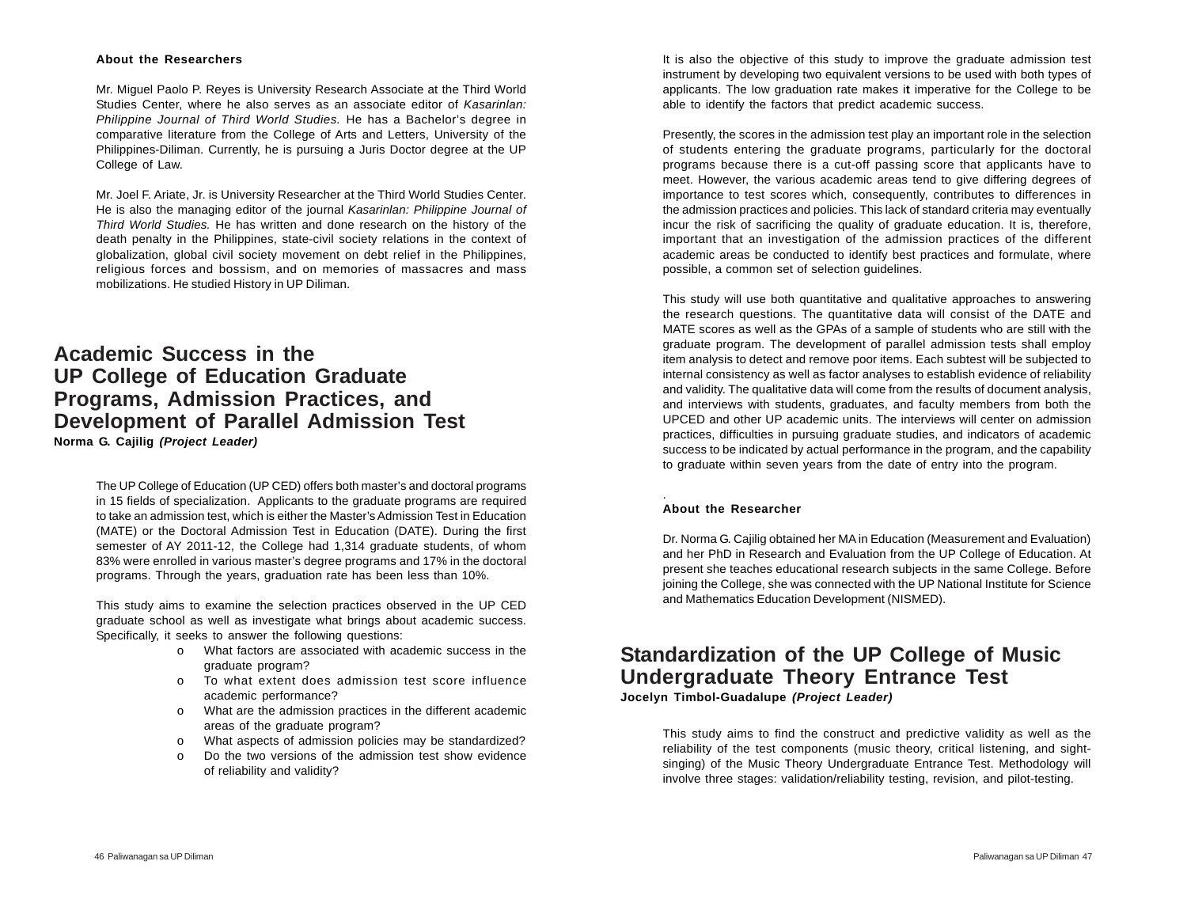**About the Researchers**

Mr. Miguel Paolo P. Reyes is University Research Associate at the Third World Studies Center, where he also serves as an associate editor of *Kasarinlan: Philippine Journal of Third World Studies.* He has a Bachelor's degree in comparative literature from the College of Arts and Letters, University of the Philippines-Diliman. Currently, he is pursuing a Juris Doctor degree at the UP College of Law.

Mr. Joel F. Ariate, Jr. is University Researcher at the Third World Studies Center. He is also the managing editor of the journal *Kasarinlan: Philippine Journal of Third World Studies.* He has written and done research on the history of the death penalty in the Philippines, state-civil society relations in the context of globalization, global civil society movement on debt relief in the Philippines, religious forces and bossism, and on memories of massacres and mass mobilizations. He studied History in UP Diliman.

## Academic Success in the UP College of Education Graduate Programs, Admission Practices, and Development of Parallel Admission Test

**Norma G. Cajilig *(Project Leader)***

The UP College of Education (UP CED) offers both master's and doctoral programs in 15 fields of specialization. Applicants to the graduate programs are required to take an admission test, which is either the Master's Admission Test in Education (MATE) or the Doctoral Admission Test in Education (DATE). During the first semester of AY 2011-12, the College had 1,314 graduate students, of whom 83% were enrolled in various master's degree programs and 17% in the doctoral programs. Through the years, graduation rate has been less than 10%.

This study aims to examine the selection practices observed in the UP CED graduate school as well as investigate what brings about academic success. Specifically, it seeks to answer the following questions:

- What factors are associated with academic success in the graduate program?
- To what extent does admission test score influence academic performance?
- What are the admission practices in the different academic areas of the graduate program?
- What aspects of admission policies may be standardized?
- Do the two versions of the admission test show evidence of reliability and validity?

It is also the objective of this study to improve the graduate admission test instrument by developing two equivalent versions to be used with both types of applicants. The low graduation rate makes it imperative for the College to be able to identify the factors that predict academic success.

Presently, the scores in the admission test play an important role in the selection of students entering the graduate programs, particularly for the doctoral programs because there is a cut-off passing score that applicants have to meet. However, the various academic areas tend to give differing degrees of importance to test scores which, consequently, contributes to differences in the admission practices and policies. This lack of standard criteria may eventually incur the risk of sacrificing the quality of graduate education. It is, therefore, important that an investigation of the admission practices of the different academic areas be conducted to identify best practices and formulate, where possible, a common set of selection guidelines.

This study will use both quantitative and qualitative approaches to answering the research questions. The quantitative data will consist of the DATE and MATE scores as well as the GPAs of a sample of students who are still with the graduate program. The development of parallel admission tests shall employ item analysis to detect and remove poor items. Each subtest will be subjected to internal consistency as well as factor analyses to establish evidence of reliability and validity. The qualitative data will come from the results of document analysis, and interviews with students, graduates, and faculty members from both the UPCED and other UP academic units. The interviews will center on admission practices, difficulties in pursuing graduate studies, and indicators of academic success to be indicated by actual performance in the program, and the capability to graduate within seven years from the date of entry into the program.

**About the Researcher**

Dr. Norma G. Cajilig obtained her MA in Education (Measurement and Evaluation) and her PhD in Research and Evaluation from the UP College of Education. At present she teaches educational research subjects in the same College. Before joining the College, she was connected with the UP National Institute for Science and Mathematics Education Development (NISMED).

## Standardization of the UP College of Music Undergraduate Theory Entrance Test

**Jocelyn Timbol-Guadalupe *(Project Leader)***

This study aims to find the construct and predictive validity as well as the reliability of the test components (music theory, critical listening, and sight-singing) of the Music Theory Undergraduate Entrance Test. Methodology will involve three stages: validation/reliability testing, revision, and pilot-testing.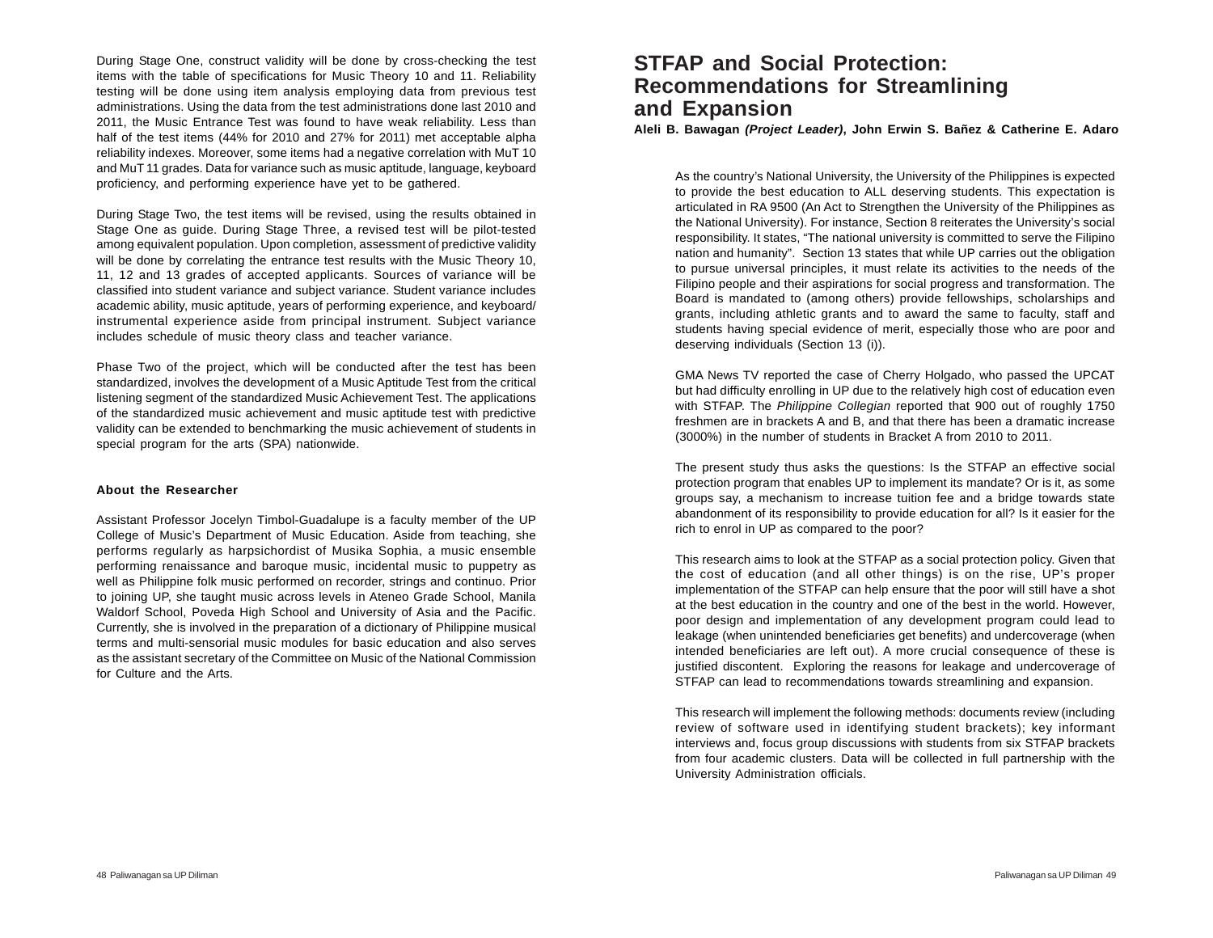During Stage One, construct validity will be done by cross-checking the test items with the table of specifications for Music Theory 10 and 11. Reliability testing will be done using item analysis employing data from previous test administrations. Using the data from the test administrations done last 2010 and 2011, the Music Entrance Test was found to have weak reliability. Less than half of the test items (44% for 2010 and 27% for 2011) met acceptable alpha reliability indexes. Moreover, some items had a negative correlation with MuT 10 and MuT 11 grades. Data for variance such as music aptitude, language, keyboard proficiency, and performing experience have yet to be gathered.

During Stage Two, the test items will be revised, using the results obtained in Stage One as guide. During Stage Three, a revised test will be pilot-tested among equivalent population. Upon completion, assessment of predictive validity will be done by correlating the entrance test results with the Music Theory 10, 11, 12 and 13 grades of accepted applicants. Sources of variance will be classified into student variance and subject variance. Student variance includes academic ability, music aptitude, years of performing experience, and keyboard/ instrumental experience aside from principal instrument. Subject variance includes schedule of music theory class and teacher variance.

Phase Two of the project, which will be conducted after the test has been standardized, involves the development of a Music Aptitude Test from the critical listening segment of the standardized Music Achievement Test. The applications of the standardized music achievement and music aptitude test with predictive validity can be extended to benchmarking the music achievement of students in special program for the arts (SPA) nationwide.

### About the Researcher

Assistant Professor Jocelyn Timbol-Guadalupe is a faculty member of the UP College of Music's Department of Music Education. Aside from teaching, she performs regularly as harpsichordist of Musika Sophia, a music ensemble performing renaissance and baroque music, incidental music to puppetry as well as Philippine folk music performed on recorder, strings and continuo. Prior to joining UP, she taught music across levels in Ateneo Grade School, Manila Waldorf School, Poveda High School and University of Asia and the Pacific. Currently, she is involved in the preparation of a dictionary of Philippine musical terms and multi-sensorial music modules for basic education and also serves as the assistant secretary of the Committee on Music of the National Commission for Culture and the Arts.

## STFAP and Social Protection: Recommendations for Streamlining and Expansion

**Aleli B. Bawagan *(Project Leader)*, John Erwin S. Bañez & Catherine E. Adaro**

As the country's National University, the University of the Philippines is expected to provide the best education to ALL deserving students. This expectation is articulated in RA 9500 (An Act to Strengthen the University of the Philippines as the National University). For instance, Section 8 reiterates the University's social responsibility. It states, "The national university is committed to serve the Filipino nation and humanity". Section 13 states that while UP carries out the obligation to pursue universal principles, it must relate its activities to the needs of the Filipino people and their aspirations for social progress and transformation. The Board is mandated to (among others) provide fellowships, scholarships and grants, including athletic grants and to award the same to faculty, staff and students having special evidence of merit, especially those who are poor and deserving individuals (Section 13 (i)).

GMA News TV reported the case of Cherry Holgado, who passed the UPCAT but had difficulty enrolling in UP due to the relatively high cost of education even with STFAP. The *Philippine Collegian* reported that 900 out of roughly 1750 freshmen are in brackets A and B, and that there has been a dramatic increase (3000%) in the number of students in Bracket A from 2010 to 2011.

The present study thus asks the questions: Is the STFAP an effective social protection program that enables UP to implement its mandate? Or is it, as some groups say, a mechanism to increase tuition fee and a bridge towards state abandonment of its responsibility to provide education for all? Is it easier for the rich to enrol in UP as compared to the poor?

This research aims to look at the STFAP as a social protection policy. Given that the cost of education (and all other things) is on the rise, UP's proper implementation of the STFAP can help ensure that the poor will still have a shot at the best education in the country and one of the best in the world. However, poor design and implementation of any development program could lead to leakage (when unintended beneficiaries get benefits) and undercoverage (when intended beneficiaries are left out). A more crucial consequence of these is justified discontent. Exploring the reasons for leakage and undercoverage of STFAP can lead to recommendations towards streamlining and expansion.

This research will implement the following methods: documents review (including review of software used in identifying student brackets); key informant interviews and, focus group discussions with students from six STFAP brackets from four academic clusters. Data will be collected in full partnership with the University Administration officials.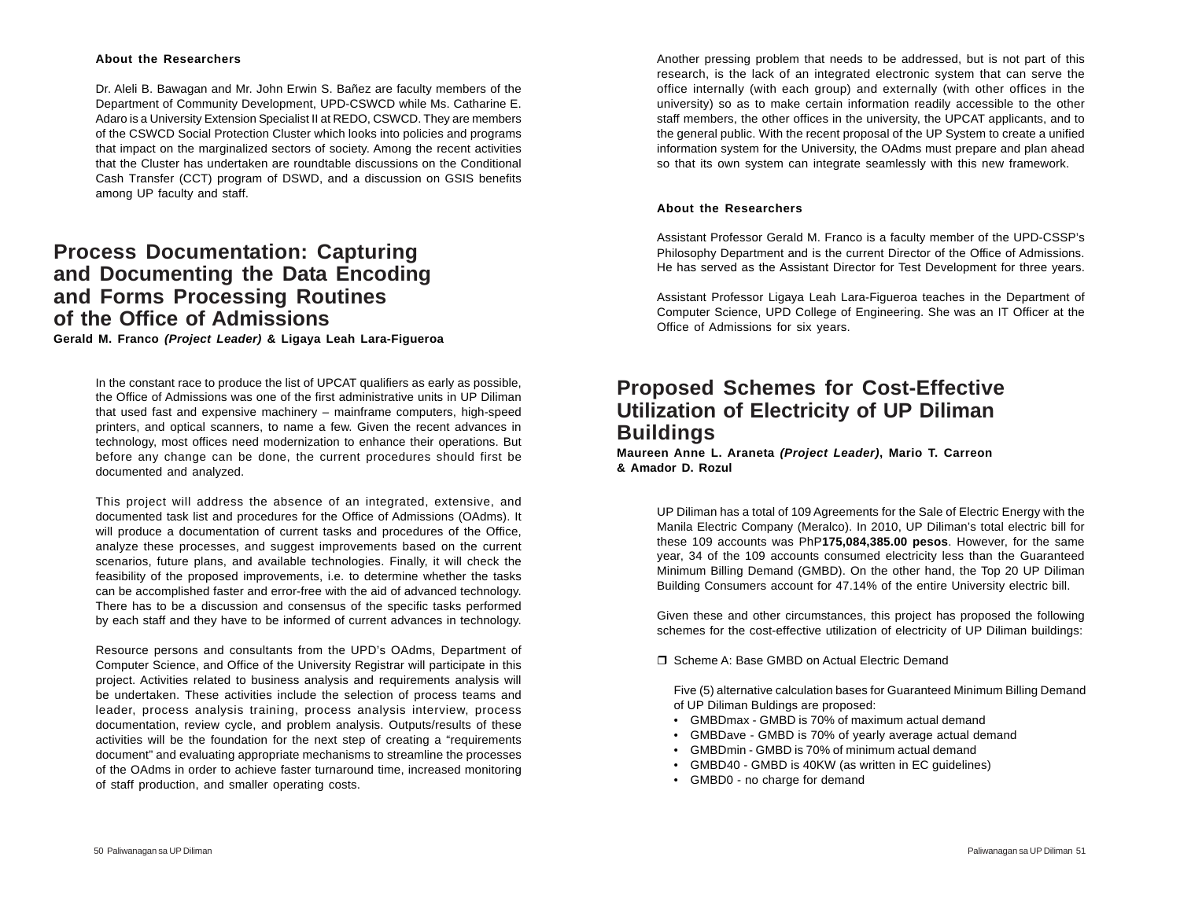### About the Researchers

Dr. Aleli B. Bawagan and Mr. John Erwin S. Bañez are faculty members of the Department of Community Development, UPD-CSWCD while Ms. Catharine E. Adaro is a University Extension Specialist II at REDO, CSWCD. They are members of the CSWCD Social Protection Cluster which looks into policies and programs that impact on the marginalized sectors of society. Among the recent activities that the Cluster has undertaken are roundtable discussions on the Conditional Cash Transfer (CCT) program of DSWD, and a discussion on GSIS benefits among UP faculty and staff.

## Process Documentation: Capturing and Documenting the Data Encoding and Forms Processing Routines of the Office of Admissions

**Gerald M. Franco *(Project Leader)* & Ligaya Leah Lara-Figueroa**

In the constant race to produce the list of UPCAT qualifiers as early as possible, the Office of Admissions was one of the first administrative units in UP Diliman that used fast and expensive machinery – mainframe computers, high-speed printers, and optical scanners, to name a few. Given the recent advances in technology, most offices need modernization to enhance their operations. But before any change can be done, the current procedures should first be documented and analyzed.

This project will address the absence of an integrated, extensive, and documented task list and procedures for the Office of Admissions (OAdms). It will produce a documentation of current tasks and procedures of the Office, analyze these processes, and suggest improvements based on the current scenarios, future plans, and available technologies. Finally, it will check the feasibility of the proposed improvements, i.e. to determine whether the tasks can be accomplished faster and error-free with the aid of advanced technology. There has to be a discussion and consensus of the specific tasks performed by each staff and they have to be informed of current advances in technology.

Resource persons and consultants from the UPD's OAdms, Department of Computer Science, and Office of the University Registrar will participate in this project. Activities related to business analysis and requirements analysis will be undertaken. These activities include the selection of process teams and leader, process analysis training, process analysis interview, process documentation, review cycle, and problem analysis. Outputs/results of these activities will be the foundation for the next step of creating a "requirements document" and evaluating appropriate mechanisms to streamline the processes of the OAdms in order to achieve faster turnaround time, increased monitoring of staff production, and smaller operating costs.

Another pressing problem that needs to be addressed, but is not part of this research, is the lack of an integrated electronic system that can serve the office internally (with each group) and externally (with other offices in the university) so as to make certain information readily accessible to the other staff members, the other offices in the university, the UPCAT applicants, and to the general public. With the recent proposal of the UP System to create a unified information system for the University, the OAdms must prepare and plan ahead so that its own system can integrate seamlessly with this new framework.

### About the Researchers

Assistant Professor Gerald M. Franco is a faculty member of the UPD-CSSP's Philosophy Department and is the current Director of the Office of Admissions. He has served as the Assistant Director for Test Development for three years.

Assistant Professor Ligaya Leah Lara-Figueroa teaches in the Department of Computer Science, UPD College of Engineering. She was an IT Officer at the Office of Admissions for six years.

## Proposed Schemes for Cost-Effective Utilization of Electricity of UP Diliman Buildings

**Maureen Anne L. Araneta *(Project Leader)*, Mario T. Carreon & Amador D. Rozul**

UP Diliman has a total of 109 Agreements for the Sale of Electric Energy with the Manila Electric Company (Meralco). In 2010, UP Diliman's total electric bill for these 109 accounts was PhP**175,084,385.00 pesos**. However, for the same year, 34 of the 109 accounts consumed electricity less than the Guaranteed Minimum Billing Demand (GMBD). On the other hand, the Top 20 UP Diliman Building Consumers account for 47.14% of the entire University electric bill.

Given these and other circumstances, this project has proposed the following schemes for the cost-effective utilization of electricity of UP Diliman buildings:

❒ Scheme A: Base GMBD on Actual Electric Demand

Five (5) alternative calculation bases for Guaranteed Minimum Billing Demand of UP Diliman Buldings are proposed:

- GMBDmax - GMBD is 70% of maximum actual demand
- GMBDave - GMBD is 70% of yearly average actual demand
- GMBDmin - GMBD is 70% of minimum actual demand
- GMBD40 - GMBD is 40KW (as written in EC guidelines)
- GMBD0 - no charge for demand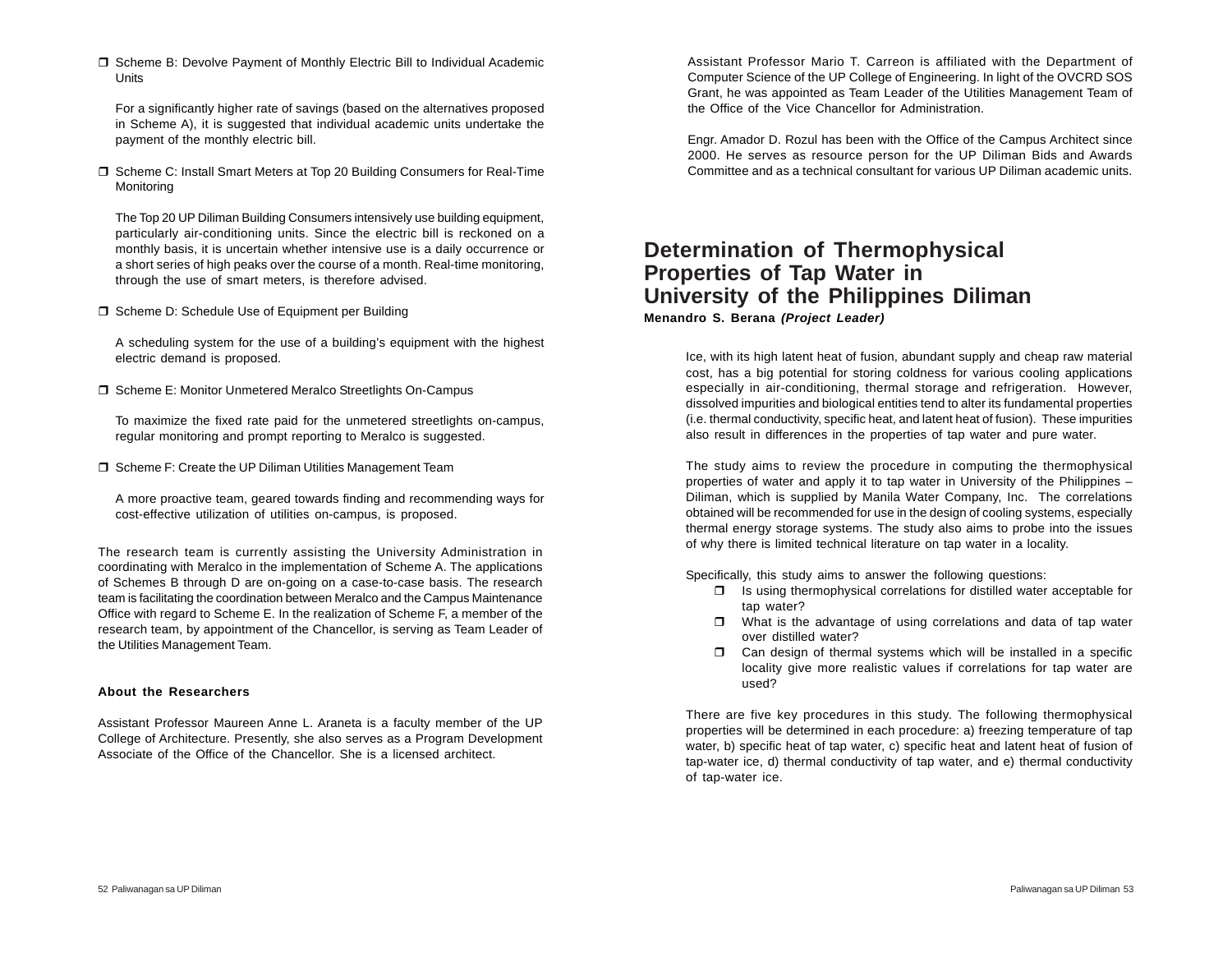- ❒ Scheme B: Devolve Payment of Monthly Electric Bill to Individual Academic Units

  For a significantly higher rate of savings (based on the alternatives proposed in Scheme A), it is suggested that individual academic units undertake the payment of the monthly electric bill.

- ❒ Scheme C: Install Smart Meters at Top 20 Building Consumers for Real-Time Monitoring

  The Top 20 UP Diliman Building Consumers intensively use building equipment, particularly air-conditioning units. Since the electric bill is reckoned on a monthly basis, it is uncertain whether intensive use is a daily occurrence or a short series of high peaks over the course of a month. Real-time monitoring, through the use of smart meters, is therefore advised.

- ❒ Scheme D: Schedule Use of Equipment per Building

  A scheduling system for the use of a building's equipment with the highest electric demand is proposed.

- ❒ Scheme E: Monitor Unmetered Meralco Streetlights On-Campus

  To maximize the fixed rate paid for the unmetered streetlights on-campus, regular monitoring and prompt reporting to Meralco is suggested.

- ❒ Scheme F: Create the UP Diliman Utilities Management Team

  A more proactive team, geared towards finding and recommending ways for cost-effective utilization of utilities on-campus, is proposed.

The research team is currently assisting the University Administration in coordinating with Meralco in the implementation of Scheme A. The applications of Schemes B through D are on-going on a case-to-case basis. The research team is facilitating the coordination between Meralco and the Campus Maintenance Office with regard to Scheme E. In the realization of Scheme F, a member of the research team, by appointment of the Chancellor, is serving as Team Leader of the Utilities Management Team.

**About the Researchers**

Assistant Professor Maureen Anne L. Araneta is a faculty member of the UP College of Architecture. Presently, she also serves as a Program Development Associate of the Office of the Chancellor. She is a licensed architect.

Assistant Professor Mario T. Carreon is affiliated with the Department of Computer Science of the UP College of Engineering. In light of the OVCRD SOS Grant, he was appointed as Team Leader of the Utilities Management Team of the Office of the Vice Chancellor for Administration.

Engr. Amador D. Rozul has been with the Office of the Campus Architect since 2000. He serves as resource person for the UP Diliman Bids and Awards Committee and as a technical consultant for various UP Diliman academic units.

## Determination of Thermophysical Properties of Tap Water in University of the Philippines Diliman

**Menandro S. Berana *(Project Leader)***

Ice, with its high latent heat of fusion, abundant supply and cheap raw material cost, has a big potential for storing coldness for various cooling applications especially in air-conditioning, thermal storage and refrigeration. However, dissolved impurities and biological entities tend to alter its fundamental properties (i.e. thermal conductivity, specific heat, and latent heat of fusion). These impurities also result in differences in the properties of tap water and pure water.

The study aims to review the procedure in computing the thermophysical properties of water and apply it to tap water in University of the Philippines – Diliman, which is supplied by Manila Water Company, Inc. The correlations obtained will be recommended for use in the design of cooling systems, especially thermal energy storage systems. The study also aims to probe into the issues of why there is limited technical literature on tap water in a locality.

Specifically, this study aims to answer the following questions:

- ❒ Is using thermophysical correlations for distilled water acceptable for tap water?
- ❒ What is the advantage of using correlations and data of tap water over distilled water?
- ❒ Can design of thermal systems which will be installed in a specific locality give more realistic values if correlations for tap water are used?

There are five key procedures in this study. The following thermophysical properties will be determined in each procedure: a) freezing temperature of tap water, b) specific heat of tap water, c) specific heat and latent heat of fusion of tap-water ice, d) thermal conductivity of tap water, and e) thermal conductivity of tap-water ice.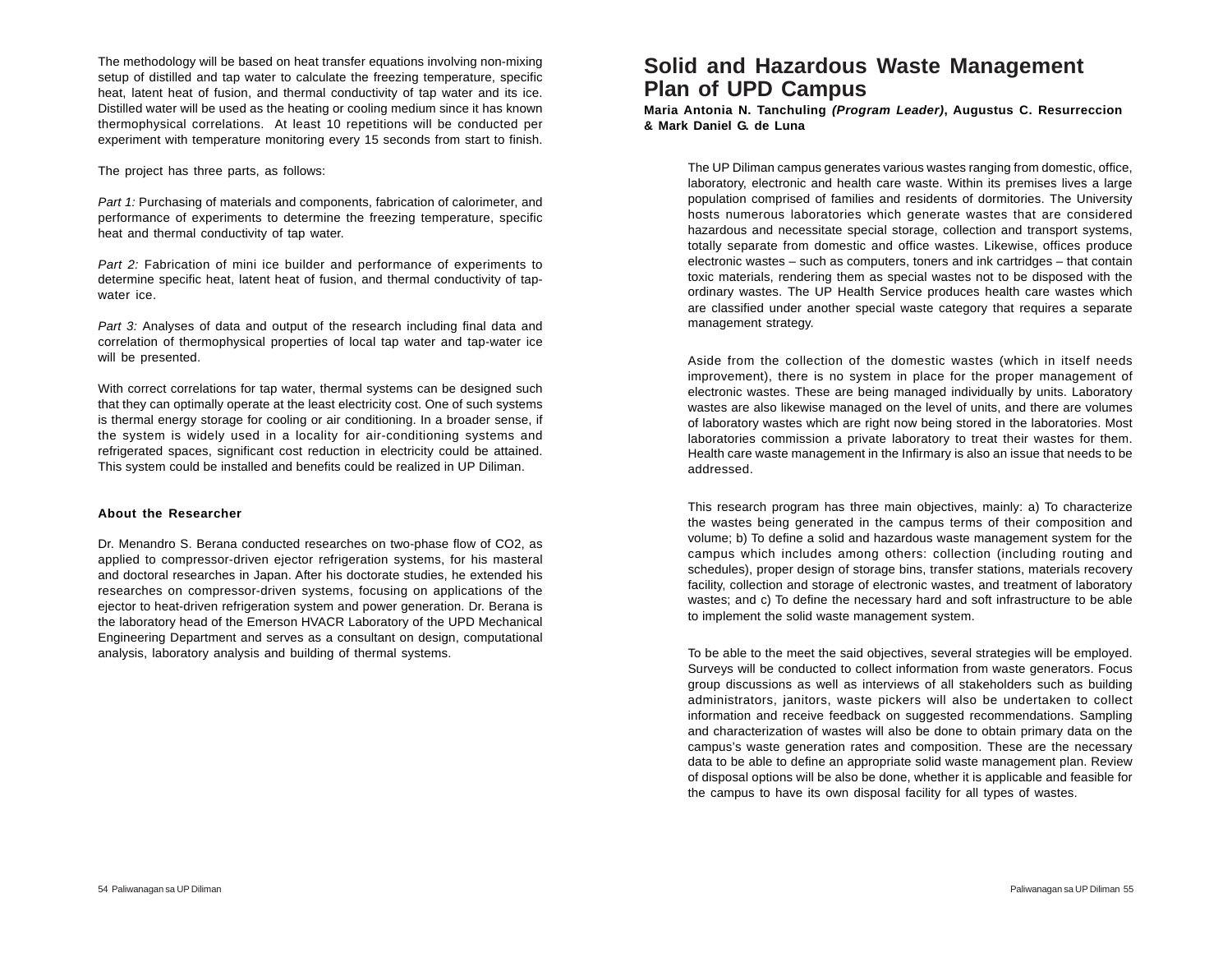The methodology will be based on heat transfer equations involving non-mixing setup of distilled and tap water to calculate the freezing temperature, specific heat, latent heat of fusion, and thermal conductivity of tap water and its ice. Distilled water will be used as the heating or cooling medium since it has known thermophysical correlations. At least 10 repetitions will be conducted per experiment with temperature monitoring every 15 seconds from start to finish.

The project has three parts, as follows:

*Part 1:* Purchasing of materials and components, fabrication of calorimeter, and performance of experiments to determine the freezing temperature, specific heat and thermal conductivity of tap water.

*Part 2:* Fabrication of mini ice builder and performance of experiments to determine specific heat, latent heat of fusion, and thermal conductivity of tap-water ice.

*Part 3:* Analyses of data and output of the research including final data and correlation of thermophysical properties of local tap water and tap-water ice will be presented.

With correct correlations for tap water, thermal systems can be designed such that they can optimally operate at the least electricity cost. One of such systems is thermal energy storage for cooling or air conditioning. In a broader sense, if the system is widely used in a locality for air-conditioning systems and refrigerated spaces, significant cost reduction in electricity could be attained. This system could be installed and benefits could be realized in UP Diliman.

### About the Researcher

Dr. Menandro S. Berana conducted researches on two-phase flow of $CO_2$, as applied to compressor-driven ejector refrigeration systems, for his masteral and doctoral researches in Japan. After his doctorate studies, he extended his researches on compressor-driven systems, focusing on applications of the ejector to heat-driven refrigeration system and power generation. Dr. Berana is the laboratory head of the Emerson HVACR Laboratory of the UPD Mechanical Engineering Department and serves as a consultant on design, computational analysis, laboratory analysis and building of thermal systems.

## Solid and Hazardous Waste Management Plan of UPD Campus

**Maria Antonia N. Tanchuling *(Program Leader)*, Augustus C. Resurreccion & Mark Daniel G. de Luna**

The UP Diliman campus generates various wastes ranging from domestic, office, laboratory, electronic and health care waste. Within its premises lives a large population comprised of families and residents of dormitories. The University hosts numerous laboratories which generate wastes that are considered hazardous and necessitate special storage, collection and transport systems, totally separate from domestic and office wastes. Likewise, offices produce electronic wastes – such as computers, toners and ink cartridges – that contain toxic materials, rendering them as special wastes not to be disposed with the ordinary wastes. The UP Health Service produces health care wastes which are classified under another special waste category that requires a separate management strategy.

Aside from the collection of the domestic wastes (which in itself needs improvement), there is no system in place for the proper management of electronic wastes. These are being managed individually by units. Laboratory wastes are also likewise managed on the level of units, and there are volumes of laboratory wastes which are right now being stored in the laboratories. Most laboratories commission a private laboratory to treat their wastes for them. Health care waste management in the Infirmary is also an issue that needs to be addressed.

This research program has three main objectives, mainly: a) To characterize the wastes being generated in the campus terms of their composition and volume; b) To define a solid and hazardous waste management system for the campus which includes among others: collection (including routing and schedules), proper design of storage bins, transfer stations, materials recovery facility, collection and storage of electronic wastes, and treatment of laboratory wastes; and c) To define the necessary hard and soft infrastructure to be able to implement the solid waste management system.

To be able to the meet the said objectives, several strategies will be employed. Surveys will be conducted to collect information from waste generators. Focus group discussions as well as interviews of all stakeholders such as building administrators, janitors, waste pickers will also be undertaken to collect information and receive feedback on suggested recommendations. Sampling and characterization of wastes will also be done to obtain primary data on the campus's waste generation rates and composition. These are the necessary data to be able to define an appropriate solid waste management plan. Review of disposal options will be also be done, whether it is applicable and feasible for the campus to have its own disposal facility for all types of wastes.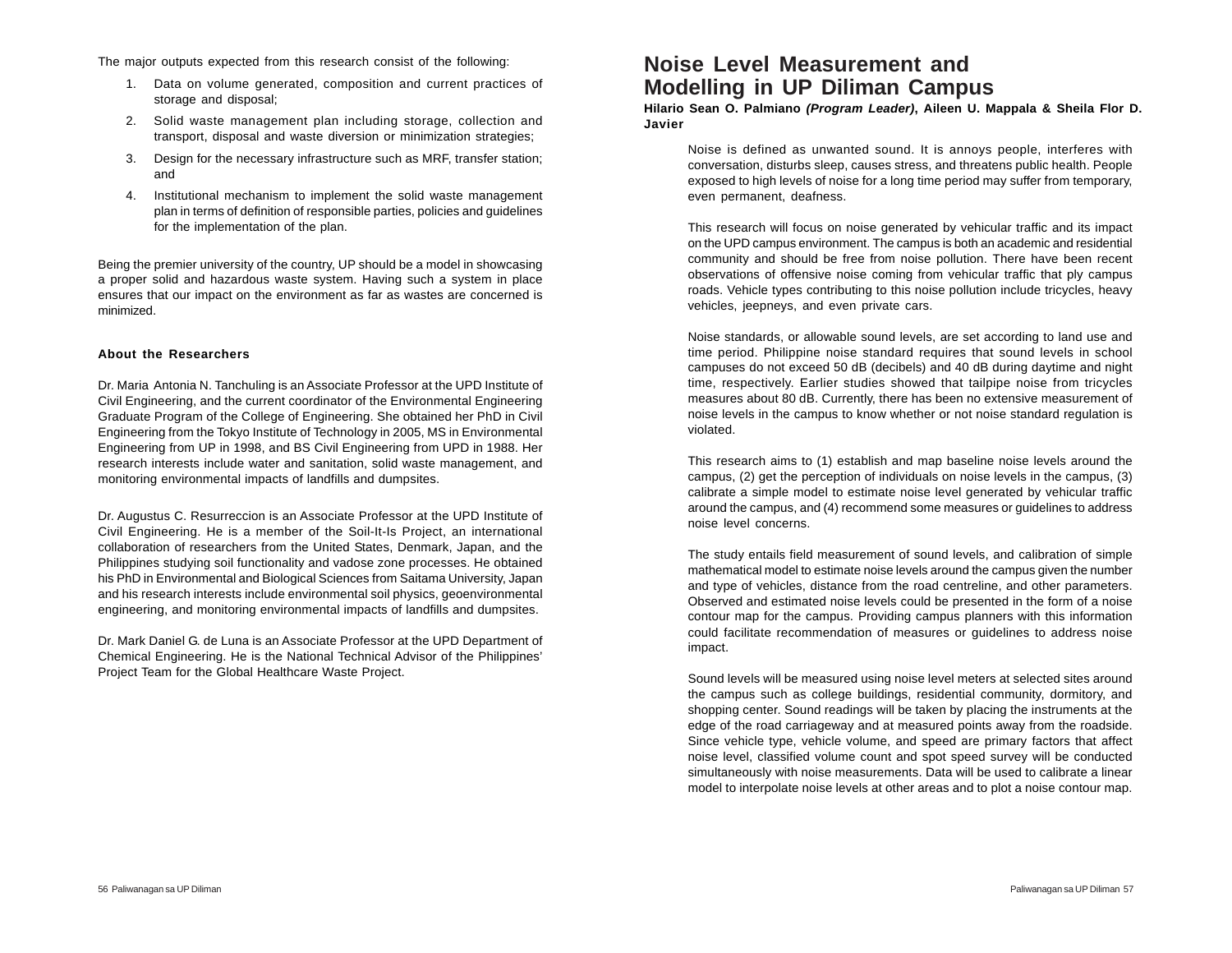The major outputs expected from this research consist of the following:

1. Data on volume generated, composition and current practices of storage and disposal;
2. Solid waste management plan including storage, collection and transport, disposal and waste diversion or minimization strategies;
3. Design for the necessary infrastructure such as MRF, transfer station; and
4. Institutional mechanism to implement the solid waste management plan in terms of definition of responsible parties, policies and guidelines for the implementation of the plan.

Being the premier university of the country, UP should be a model in showcasing a proper solid and hazardous waste system. Having such a system in place ensures that our impact on the environment as far as wastes are concerned is minimized.

### About the Researchers

Dr. Maria Antonia N. Tanchuling is an Associate Professor at the UPD Institute of Civil Engineering, and the current coordinator of the Environmental Engineering Graduate Program of the College of Engineering. She obtained her PhD in Civil Engineering from the Tokyo Institute of Technology in 2005, MS in Environmental Engineering from UP in 1998, and BS Civil Engineering from UPD in 1988. Her research interests include water and sanitation, solid waste management, and monitoring environmental impacts of landfills and dumpsites.

Dr. Augustus C. Resurreccion is an Associate Professor at the UPD Institute of Civil Engineering. He is a member of the Soil-It-Is Project, an international collaboration of researchers from the United States, Denmark, Japan, and the Philippines studying soil functionality and vadose zone processes. He obtained his PhD in Environmental and Biological Sciences from Saitama University, Japan and his research interests include environmental soil physics, geoenvironmental engineering, and monitoring environmental impacts of landfills and dumpsites.

Dr. Mark Daniel G. de Luna is an Associate Professor at the UPD Department of Chemical Engineering. He is the National Technical Advisor of the Philippines' Project Team for the Global Healthcare Waste Project.

# Noise Level Measurement and Modelling in UP Diliman Campus

**Hilario Sean O. Palmiano *(Program Leader)*, Aileen U. Mappala & Sheila Flor D. Javier**

Noise is defined as unwanted sound. It is annoys people, interferes with conversation, disturbs sleep, causes stress, and threatens public health. People exposed to high levels of noise for a long time period may suffer from temporary, even permanent, deafness.

This research will focus on noise generated by vehicular traffic and its impact on the UPD campus environment. The campus is both an academic and residential community and should be free from noise pollution. There have been recent observations of offensive noise coming from vehicular traffic that ply campus roads. Vehicle types contributing to this noise pollution include tricycles, heavy vehicles, jeepneys, and even private cars.

Noise standards, or allowable sound levels, are set according to land use and time period. Philippine noise standard requires that sound levels in school campuses do not exceed 50 dB (decibels) and 40 dB during daytime and night time, respectively. Earlier studies showed that tailpipe noise from tricycles measures about 80 dB. Currently, there has been no extensive measurement of noise levels in the campus to know whether or not noise standard regulation is violated.

This research aims to (1) establish and map baseline noise levels around the campus, (2) get the perception of individuals on noise levels in the campus, (3) calibrate a simple model to estimate noise level generated by vehicular traffic around the campus, and (4) recommend some measures or guidelines to address noise level concerns.

The study entails field measurement of sound levels, and calibration of simple mathematical model to estimate noise levels around the campus given the number and type of vehicles, distance from the road centreline, and other parameters. Observed and estimated noise levels could be presented in the form of a noise contour map for the campus. Providing campus planners with this information could facilitate recommendation of measures or guidelines to address noise impact.

Sound levels will be measured using noise level meters at selected sites around the campus such as college buildings, residential community, dormitory, and shopping center. Sound readings will be taken by placing the instruments at the edge of the road carriageway and at measured points away from the roadside. Since vehicle type, vehicle volume, and speed are primary factors that affect noise level, classified volume count and spot speed survey will be conducted simultaneously with noise measurements. Data will be used to calibrate a linear model to interpolate noise levels at other areas and to plot a noise contour map.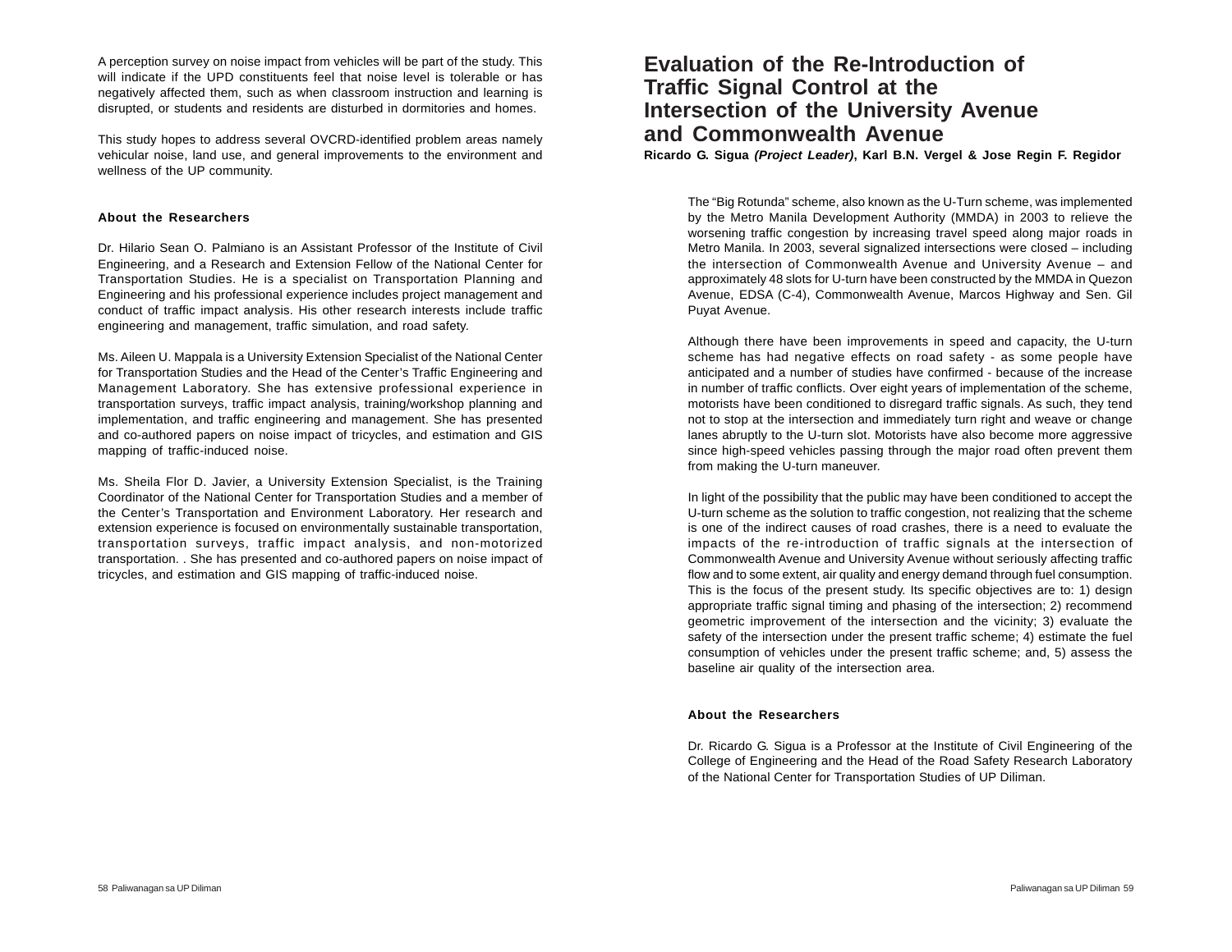A perception survey on noise impact from vehicles will be part of the study. This will indicate if the UPD constituents feel that noise level is tolerable or has negatively affected them, such as when classroom instruction and learning is disrupted, or students and residents are disturbed in dormitories and homes.

This study hopes to address several OVCRD-identified problem areas namely vehicular noise, land use, and general improvements to the environment and wellness of the UP community.

### About the Researchers

Dr. Hilario Sean O. Palmiano is an Assistant Professor of the Institute of Civil Engineering, and a Research and Extension Fellow of the National Center for Transportation Studies. He is a specialist on Transportation Planning and Engineering and his professional experience includes project management and conduct of traffic impact analysis. His other research interests include traffic engineering and management, traffic simulation, and road safety.

Ms. Aileen U. Mappala is a University Extension Specialist of the National Center for Transportation Studies and the Head of the Center's Traffic Engineering and Management Laboratory. She has extensive professional experience in transportation surveys, traffic impact analysis, training/workshop planning and implementation, and traffic engineering and management. She has presented and co-authored papers on noise impact of tricycles, and estimation and GIS mapping of traffic-induced noise.

Ms. Sheila Flor D. Javier, a University Extension Specialist, is the Training Coordinator of the National Center for Transportation Studies and a member of the Center's Transportation and Environment Laboratory. Her research and extension experience is focused on environmentally sustainable transportation, transportation surveys, traffic impact analysis, and non-motorized transportation. . She has presented and co-authored papers on noise impact of tricycles, and estimation and GIS mapping of traffic-induced noise.

# Evaluation of the Re-Introduction of Traffic Signal Control at the Intersection of the University Avenue and Commonwealth Avenue

**Ricardo G. Sigua *(Project Leader)*, Karl B.N. Vergel & Jose Regin F. Regidor**

The "Big Rotunda" scheme, also known as the U-Turn scheme, was implemented by the Metro Manila Development Authority (MMDA) in 2003 to relieve the worsening traffic congestion by increasing travel speed along major roads in Metro Manila. In 2003, several signalized intersections were closed – including the intersection of Commonwealth Avenue and University Avenue – and approximately 48 slots for U-turn have been constructed by the MMDA in Quezon Avenue, EDSA (C-4), Commonwealth Avenue, Marcos Highway and Sen. Gil Puyat Avenue.

Although there have been improvements in speed and capacity, the U-turn scheme has had negative effects on road safety - as some people have anticipated and a number of studies have confirmed - because of the increase in number of traffic conflicts. Over eight years of implementation of the scheme, motorists have been conditioned to disregard traffic signals. As such, they tend not to stop at the intersection and immediately turn right and weave or change lanes abruptly to the U-turn slot. Motorists have also become more aggressive since high-speed vehicles passing through the major road often prevent them from making the U-turn maneuver.

In light of the possibility that the public may have been conditioned to accept the U-turn scheme as the solution to traffic congestion, not realizing that the scheme is one of the indirect causes of road crashes, there is a need to evaluate the impacts of the re-introduction of traffic signals at the intersection of Commonwealth Avenue and University Avenue without seriously affecting traffic flow and to some extent, air quality and energy demand through fuel consumption. This is the focus of the present study. Its specific objectives are to: 1) design appropriate traffic signal timing and phasing of the intersection; 2) recommend geometric improvement of the intersection and the vicinity; 3) evaluate the safety of the intersection under the present traffic scheme; 4) estimate the fuel consumption of vehicles under the present traffic scheme; and, 5) assess the baseline air quality of the intersection area.

### About the Researchers

Dr. Ricardo G. Sigua is a Professor at the Institute of Civil Engineering of the College of Engineering and the Head of the Road Safety Research Laboratory of the National Center for Transportation Studies of UP Diliman.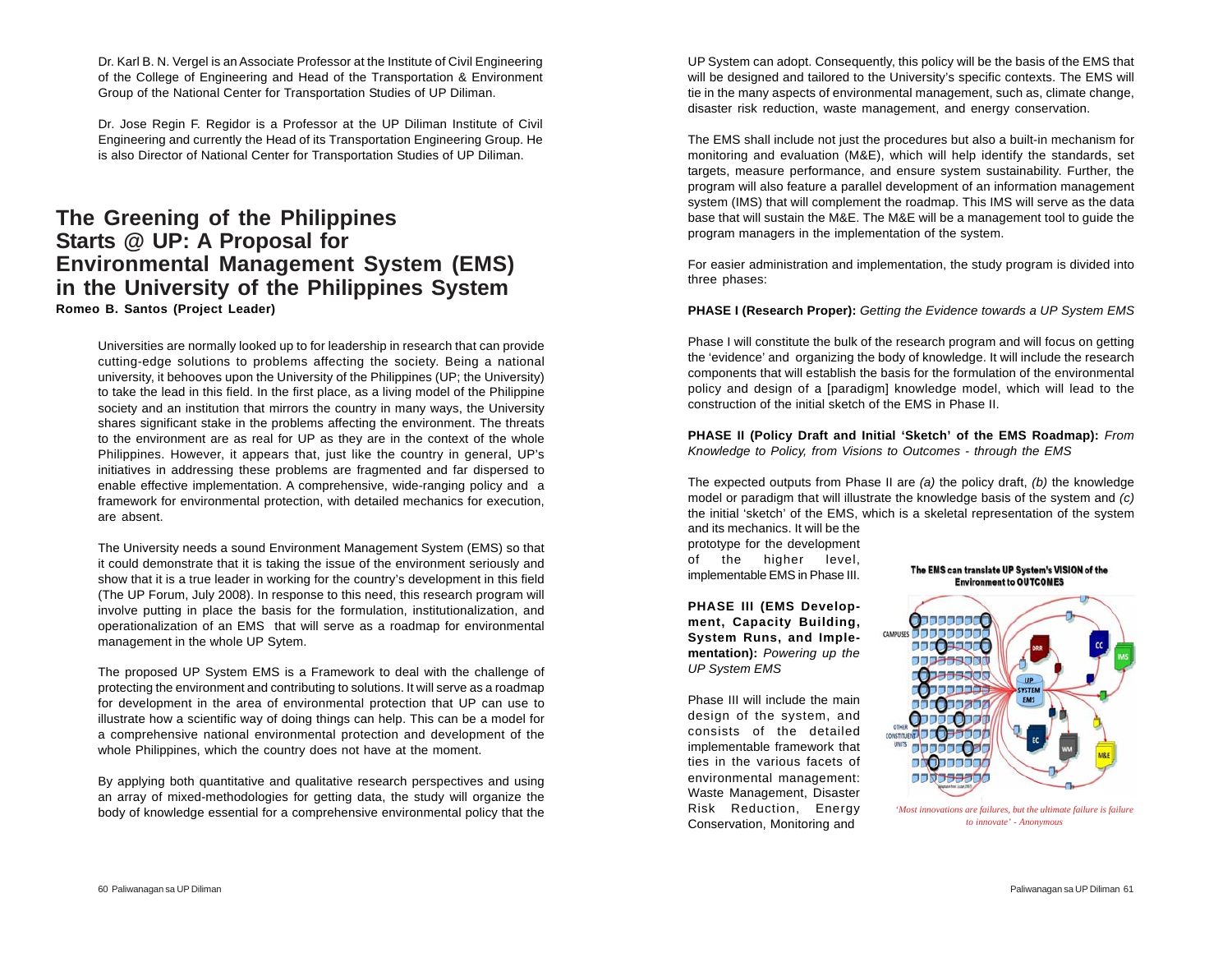Dr. Karl B. N. Vergel is an Associate Professor at the Institute of Civil Engineering of the College of Engineering and Head of the Transportation & Environment Group of the National Center for Transportation Studies of UP Diliman.

Dr. Jose Regin F. Regidor is a Professor at the UP Diliman Institute of Civil Engineering and currently the Head of its Transportation Engineering Group. He is also Director of National Center for Transportation Studies of UP Diliman.

## The Greening of the Philippines Starts @ UP: A Proposal for Environmental Management System (EMS) in the University of the Philippines System

**Romeo B. Santos (Project Leader)**

Universities are normally looked up to for leadership in research that can provide cutting-edge solutions to problems affecting the society. Being a national university, it behooves upon the University of the Philippines (UP; the University) to take the lead in this field. In the first place, as a living model of the Philippine society and an institution that mirrors the country in many ways, the University shares significant stake in the problems affecting the environment. The threats to the environment are as real for UP as they are in the context of the whole Philippines. However, it appears that, just like the country in general, UP's initiatives in addressing these problems are fragmented and far dispersed to enable effective implementation. A comprehensive, wide-ranging policy and a framework for environmental protection, with detailed mechanics for execution, are absent.

The University needs a sound Environment Management System (EMS) so that it could demonstrate that it is taking the issue of the environment seriously and show that it is a true leader in working for the country's development in this field (The UP Forum, July 2008). In response to this need, this research program will involve putting in place the basis for the formulation, institutionalization, and operationalization of an EMS that will serve as a roadmap for environmental management in the whole UP Sytem.

The proposed UP System EMS is a Framework to deal with the challenge of protecting the environment and contributing to solutions. It will serve as a roadmap for development in the area of environmental protection that UP can use to illustrate how a scientific way of doing things can help. This can be a model for a comprehensive national environmental protection and development of the whole Philippines, which the country does not have at the moment.

By applying both quantitative and qualitative research perspectives and using an array of mixed-methodologies for getting data, the study will organize the body of knowledge essential for a comprehensive environmental policy that the UP System can adopt. Consequently, this policy will be the basis of the EMS that will be designed and tailored to the University's specific contexts. The EMS will tie in the many aspects of environmental management, such as, climate change, disaster risk reduction, waste management, and energy conservation.

The EMS shall include not just the procedures but also a built-in mechanism for monitoring and evaluation (M&E), which will help identify the standards, set targets, measure performance, and ensure system sustainability. Further, the program will also feature a parallel development of an information management system (IMS) that will complement the roadmap. This IMS will serve as the data base that will sustain the M&E. The M&E will be a management tool to guide the program managers in the implementation of the system.

For easier administration and implementation, the study program is divided into three phases:

**PHASE I (Research Proper):** *Getting the Evidence towards a UP System EMS*

Phase I will constitute the bulk of the research program and will focus on getting the 'evidence' and organizing the body of knowledge. It will include the research components that will establish the basis for the formulation of the environmental policy and design of a [paradigm] knowledge model, which will lead to the construction of the initial sketch of the EMS in Phase II.

**PHASE II (Policy Draft and Initial 'Sketch' of the EMS Roadmap):** *From Knowledge to Policy, from Visions to Outcomes - through the EMS*

The expected outputs from Phase II are *(a)* the policy draft, *(b)* the knowledge model or paradigm that will illustrate the knowledge basis of the system and *(c)* the initial 'sketch' of the EMS, which is a skeletal representation of the system and its mechanics. It will be the prototype for the development of the higher level, implementable EMS in Phase III.

**PHASE III (EMS Development, Capacity Building, System Runs, and Implementation):** *Powering up the UP System EMS*

Phase III will include the main design of the system, and consists of the detailed implementable framework that ties in the various facets of environmental management: Waste Management, Disaster Risk Reduction, Energy Conservation, Monitoring and

**The EMS can translate UP System's VISION of the Environment to OUTCOMES**

*'Most innovations are failures, but the ultimate failure is failure to innovate' - Anonymous*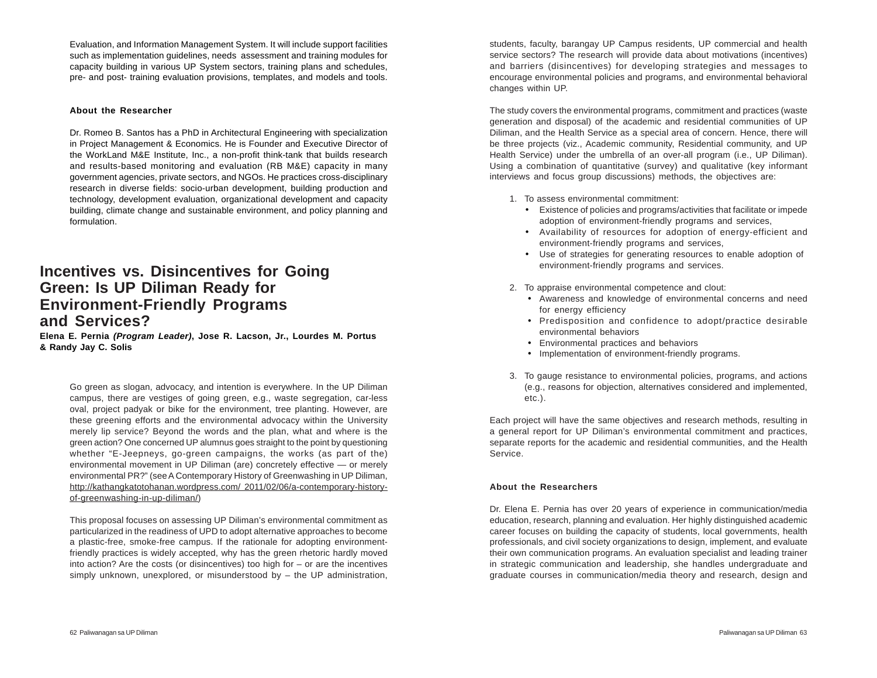Evaluation, and Information Management System. It will include support facilities such as implementation guidelines, needs assessment and training modules for capacity building in various UP System sectors, training plans and schedules, pre- and post- training evaluation provisions, templates, and models and tools.

### About the Researcher

Dr. Romeo B. Santos has a PhD in Architectural Engineering with specialization in Project Management & Economics. He is Founder and Executive Director of the WorkLand M&E Institute, Inc., a non-profit think-tank that builds research and results-based monitoring and evaluation (RB M&E) capacity in many government agencies, private sectors, and NGOs. He practices cross-disciplinary research in diverse fields: socio-urban development, building production and technology, development evaluation, organizational development and capacity building, climate change and sustainable environment, and policy planning and formulation.

## Incentives vs. Disincentives for Going Green: Is UP Diliman Ready for Environment-Friendly Programs and Services?

**Elena E. Pernia *(Program Leader)*, Jose R. Lacson, Jr., Lourdes M. Portus & Randy Jay C. Solis**

Go green as slogan, advocacy, and intention is everywhere. In the UP Diliman campus, there are vestiges of going green, e.g., waste segregation, car-less oval, project padyak or bike for the environment, tree planting. However, are these greening efforts and the environmental advocacy within the University merely lip service? Beyond the words and the plan, what and where is the green action? One concerned UP alumnus goes straight to the point by questioning whether "E-Jeepneys, go-green campaigns, the works (as part of the) environmental movement in UP Diliman (are) concretely effective — or merely environmental PR?" (see A Contemporary History of Greenwashing in UP Diliman, http://kathangkatotohanan.wordpress.com/ 2011/02/06/a-contemporary-history-of-greenwashing-in-up-diliman/)

This proposal focuses on assessing UP Diliman's environmental commitment as particularized in the readiness of UPD to adopt alternative approaches to become a plastic-free, smoke-free campus. If the rationale for adopting environment-friendly practices is widely accepted, why has the green rhetoric hardly moved into action? Are the costs (or disincentives) too high for – or are the incentives simply unknown, unexplored, or misunderstood by – the UP administration, students, faculty, barangay UP Campus residents, UP commercial and health service sectors? The research will provide data about motivations (incentives) and barriers (disincentives) for developing strategies and messages to encourage environmental policies and programs, and environmental behavioral changes within UP.

The study covers the environmental programs, commitment and practices (waste generation and disposal) of the academic and residential communities of UP Diliman, and the Health Service as a special area of concern. Hence, there will be three projects (viz., Academic community, Residential community, and UP Health Service) under the umbrella of an over-all program (i.e., UP Diliman). Using a combination of quantitative (survey) and qualitative (key informant interviews and focus group discussions) methods, the objectives are:

1. To assess environmental commitment:
   - Existence of policies and programs/activities that facilitate or impede adoption of environment-friendly programs and services,
   - Availability of resources for adoption of energy-efficient and environment-friendly programs and services,
   - Use of strategies for generating resources to enable adoption of environment-friendly programs and services.
2. To appraise environmental competence and clout:
   - Awareness and knowledge of environmental concerns and need for energy efficiency
   - Predisposition and confidence to adopt/practice desirable environmental behaviors
   - Environmental practices and behaviors
   - Implementation of environment-friendly programs.
3. To gauge resistance to environmental policies, programs, and actions (e.g., reasons for objection, alternatives considered and implemented, etc.).

Each project will have the same objectives and research methods, resulting in a general report for UP Diliman's environmental commitment and practices, separate reports for the academic and residential communities, and the Health Service.

### About the Researchers

Dr. Elena E. Pernia has over 20 years of experience in communication/media education, research, planning and evaluation. Her highly distinguished academic career focuses on building the capacity of students, local governments, health professionals, and civil society organizations to design, implement, and evaluate their own communication programs. An evaluation specialist and leading trainer in strategic communication and leadership, she handles undergraduate and graduate courses in communication/media theory and research, design and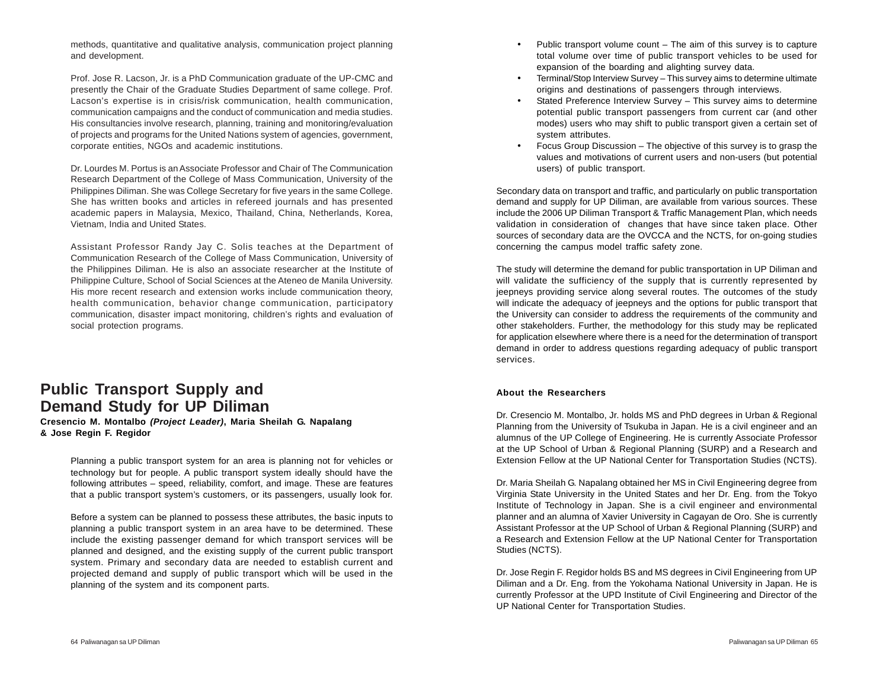methods, quantitative and qualitative analysis, communication project planning and development.

Prof. Jose R. Lacson, Jr. is a PhD Communication graduate of the UP-CMC and presently the Chair of the Graduate Studies Department of same college. Prof. Lacson's expertise is in crisis/risk communication, health communication, communication campaigns and the conduct of communication and media studies. His consultancies involve research, planning, training and monitoring/evaluation of projects and programs for the United Nations system of agencies, government, corporate entities, NGOs and academic institutions.

Dr. Lourdes M. Portus is an Associate Professor and Chair of The Communication Research Department of the College of Mass Communication, University of the Philippines Diliman. She was College Secretary for five years in the same College. She has written books and articles in refereed journals and has presented academic papers in Malaysia, Mexico, Thailand, China, Netherlands, Korea, Vietnam, India and United States.

Assistant Professor Randy Jay C. Solis teaches at the Department of Communication Research of the College of Mass Communication, University of the Philippines Diliman. He is also an associate researcher at the Institute of Philippine Culture, School of Social Sciences at the Ateneo de Manila University. His more recent research and extension works include communication theory, health communication, behavior change communication, participatory communication, disaster impact monitoring, children's rights and evaluation of social protection programs.

## Public Transport Supply and Demand Study for UP Diliman

**Cresencio M. Montalbo *(Project Leader)*, Maria Sheilah G. Napalang & Jose Regin F. Regidor**

Planning a public transport system for an area is planning not for vehicles or technology but for people. A public transport system ideally should have the following attributes – speed, reliability, comfort, and image. These are features that a public transport system's customers, or its passengers, usually look for.

Before a system can be planned to possess these attributes, the basic inputs to planning a public transport system in an area have to be determined. These include the existing passenger demand for which transport services will be planned and designed, and the existing supply of the current public transport system. Primary and secondary data are needed to establish current and projected demand and supply of public transport which will be used in the planning of the system and its component parts.

- Public transport volume count – The aim of this survey is to capture total volume over time of public transport vehicles to be used for expansion of the boarding and alighting survey data.
- Terminal/Stop Interview Survey – This survey aims to determine ultimate origins and destinations of passengers through interviews.
- Stated Preference Interview Survey – This survey aims to determine potential public transport passengers from current car (and other modes) users who may shift to public transport given a certain set of system attributes.
- Focus Group Discussion – The objective of this survey is to grasp the values and motivations of current users and non-users (but potential users) of public transport.

Secondary data on transport and traffic, and particularly on public transportation demand and supply for UP Diliman, are available from various sources. These include the 2006 UP Diliman Transport & Traffic Management Plan, which needs validation in consideration of changes that have since taken place. Other sources of secondary data are the OVCCA and the NCTS, for on-going studies concerning the campus model traffic safety zone.

The study will determine the demand for public transportation in UP Diliman and will validate the sufficiency of the supply that is currently represented by jeepneys providing service along several routes. The outcomes of the study will indicate the adequacy of jeepneys and the options for public transport that the University can consider to address the requirements of the community and other stakeholders. Further, the methodology for this study may be replicated for application elsewhere where there is a need for the determination of transport demand in order to address questions regarding adequacy of public transport services.

**About the Researchers**

Dr. Cresencio M. Montalbo, Jr. holds MS and PhD degrees in Urban & Regional Planning from the University of Tsukuba in Japan. He is a civil engineer and an alumnus of the UP College of Engineering. He is currently Associate Professor at the UP School of Urban & Regional Planning (SURP) and a Research and Extension Fellow at the UP National Center for Transportation Studies (NCTS).

Dr. Maria Sheilah G. Napalang obtained her MS in Civil Engineering degree from Virginia State University in the United States and her Dr. Eng. from the Tokyo Institute of Technology in Japan. She is a civil engineer and environmental planner and an alumna of Xavier University in Cagayan de Oro. She is currently Assistant Professor at the UP School of Urban & Regional Planning (SURP) and a Research and Extension Fellow at the UP National Center for Transportation Studies (NCTS).

Dr. Jose Regin F. Regidor holds BS and MS degrees in Civil Engineering from UP Diliman and a Dr. Eng. from the Yokohama National University in Japan. He is currently Professor at the UPD Institute of Civil Engineering and Director of the UP National Center for Transportation Studies.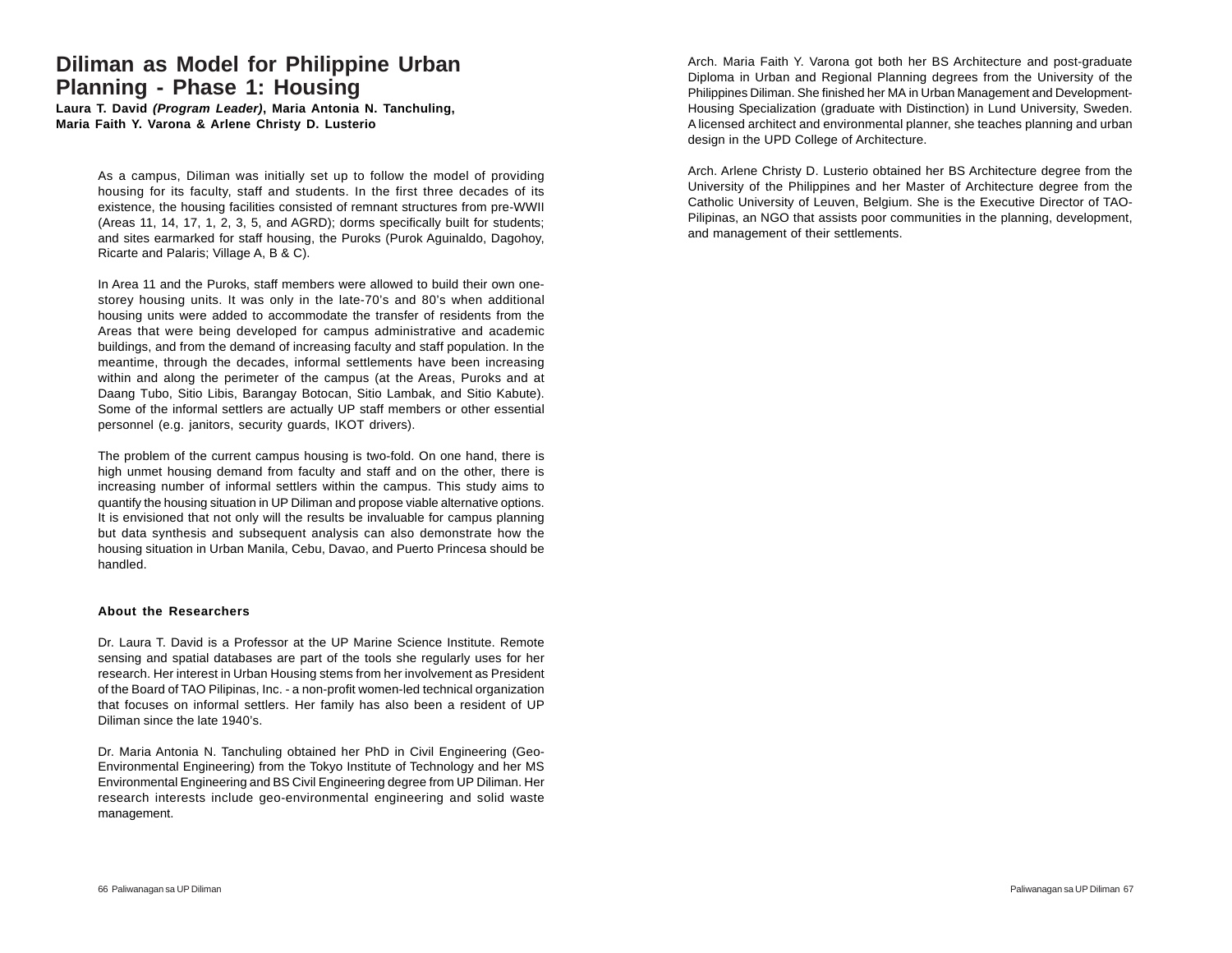# Diliman as Model for Philippine Urban Planning - Phase 1: Housing

**Laura T. David *(Program Leader)*, Maria Antonia N. Tanchuling, Maria Faith Y. Varona & Arlene Christy D. Lusterio**

As a campus, Diliman was initially set up to follow the model of providing housing for its faculty, staff and students. In the first three decades of its existence, the housing facilities consisted of remnant structures from pre-WWII (Areas 11, 14, 17, 1, 2, 3, 5, and AGRD); dorms specifically built for students; and sites earmarked for staff housing, the Puroks (Purok Aguinaldo, Dagohoy, Ricarte and Palaris; Village A, B & C).

In Area 11 and the Puroks, staff members were allowed to build their own one-storey housing units. It was only in the late-70's and 80's when additional housing units were added to accommodate the transfer of residents from the Areas that were being developed for campus administrative and academic buildings, and from the demand of increasing faculty and staff population. In the meantime, through the decades, informal settlements have been increasing within and along the perimeter of the campus (at the Areas, Puroks and at Daang Tubo, Sitio Libis, Barangay Botocan, Sitio Lambak, and Sitio Kabute). Some of the informal settlers are actually UP staff members or other essential personnel (e.g. janitors, security guards, IKOT drivers).

The problem of the current campus housing is two-fold. On one hand, there is high unmet housing demand from faculty and staff and on the other, there is increasing number of informal settlers within the campus. This study aims to quantify the housing situation in UP Diliman and propose viable alternative options. It is envisioned that not only will the results be invaluable for campus planning but data synthesis and subsequent analysis can also demonstrate how the housing situation in Urban Manila, Cebu, Davao, and Puerto Princesa should be handled.

### About the Researchers

Dr. Laura T. David is a Professor at the UP Marine Science Institute. Remote sensing and spatial databases are part of the tools she regularly uses for her research. Her interest in Urban Housing stems from her involvement as President of the Board of TAO Pilipinas, Inc. - a non-profit women-led technical organization that focuses on informal settlers. Her family has also been a resident of UP Diliman since the late 1940's.

Dr. Maria Antonia N. Tanchuling obtained her PhD in Civil Engineering (Geo-Environmental Engineering) from the Tokyo Institute of Technology and her MS Environmental Engineering and BS Civil Engineering degree from UP Diliman. Her research interests include geo-environmental engineering and solid waste management.

Arch. Maria Faith Y. Varona got both her BS Architecture and post-graduate Diploma in Urban and Regional Planning degrees from the University of the Philippines Diliman. She finished her MA in Urban Management and Development-Housing Specialization (graduate with Distinction) in Lund University, Sweden. A licensed architect and environmental planner, she teaches planning and urban design in the UPD College of Architecture.

Arch. Arlene Christy D. Lusterio obtained her BS Architecture degree from the University of the Philippines and her Master of Architecture degree from the Catholic University of Leuven, Belgium. She is the Executive Director of TAO-Pilipinas, an NGO that assists poor communities in the planning, development, and management of their settlements.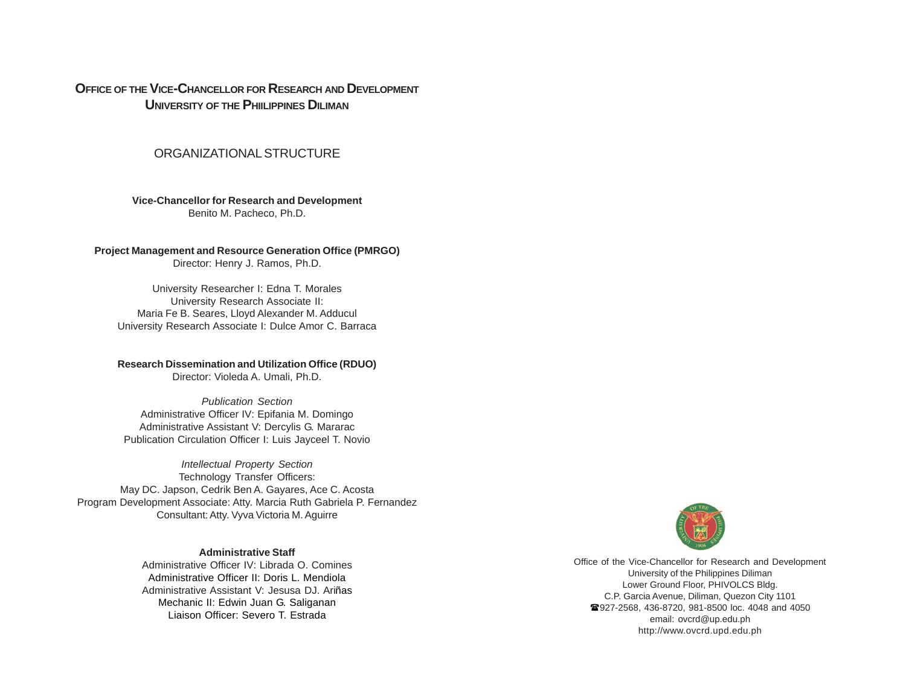# Office of the Vice-Chancellor for Research and Development
## University of the Phiilippines Diliman

ORGANIZATIONAL STRUCTURE

**Vice-Chancellor for Research and Development**
Benito M. Pacheco, Ph.D.

**Project Management and Resource Generation Office (PMRGO)**
Director: Henry J. Ramos, Ph.D.

University Researcher I: Edna T. Morales
University Research Associate II:
Maria Fe B. Seares, Lloyd Alexander M. Adducul
University Research Associate I: Dulce Amor C. Barraca

**Research Dissemination and Utilization Office (RDUO)**
Director: Violeda A. Umali, Ph.D.

*Publication Section*
Administrative Officer IV: Epifania M. Domingo
Administrative Assistant V: Dercylis G. Mararac
Publication Circulation Officer I: Luis Jayceel T. Novio

*Intellectual Property Section*
Technology Transfer Officers:
May DC. Japson, Cedrik Ben A. Gayares, Ace C. Acosta
Program Development Associate: Atty. Marcia Ruth Gabriela P. Fernandez
Consultant: Atty. Vyva Victoria M. Aguirre

**Administrative Staff**
Administrative Officer IV: Librada O. Comines
Administrative Officer II: Doris L. Mendiola
Administrative Assistant V: Jesusa DJ. Ariñas
Mechanic II: Edwin Juan G. Saliganan
Liaison Officer: Severo T. Estrada

Office of the Vice-Chancellor for Research and Development
University of the Philippines Diliman
Lower Ground Floor, PHIVOLCS Bldg.
C.P. Garcia Avenue, Diliman, Quezon City 1101
☎927-2568, 436-8720, 981-8500 loc. 4048 and 4050
email: ovcrd@up.edu.ph
http://www.ovcrd.upd.edu.ph